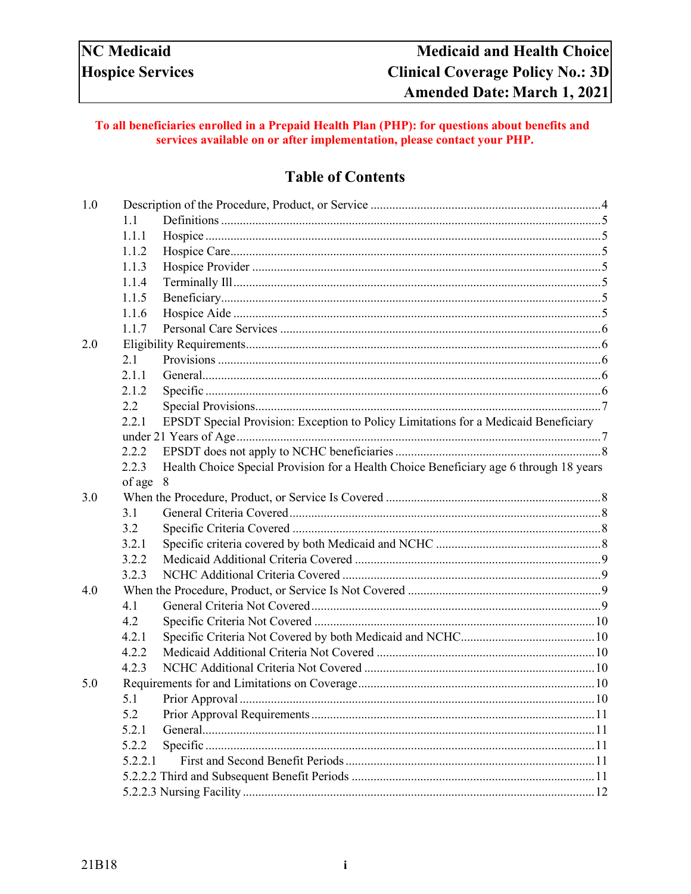| NC Medicaid | Medicaid and Health Choice |
|---|---|
| Hospice Services | Clinical Coverage Policy No.: 3D |
| | Amended Date: March 1, 2021 |

**To all beneficiaries enrolled in a Prepaid Health Plan (PHP): for questions about benefits and services available on or after implementation, please contact your PHP.**

## Table of Contents

1.0 Description of the Procedure, Product, or Service ....................................................................4
- 1.1 Definitions ..........................................................................................................................5
- 1.1.1 Hospice ..............................................................................................................................5
- 1.1.2 Hospice Care.......................................................................................................................5
- 1.1.3 Hospice Provider ................................................................................................................5
- 1.1.4 Terminally Ill.......................................................................................................................5
- 1.1.5 Beneficiary..........................................................................................................................5
- 1.1.6 Hospice Aide ......................................................................................................................5
- 1.1.7 Personal Care Services .......................................................................................................6

2.0 Eligibility Requirements..................................................................................................................6
- 2.1 Provisions ...........................................................................................................................6
- 2.1.1 General................................................................................................................................6
- 2.1.2 Specific ...............................................................................................................................6
- 2.2 Special Provisions................................................................................................................7
- 2.2.1 EPSDT Special Provision: Exception to Policy Limitations for a Medicaid Beneficiary under 21 Years of Age..................................................................................................................7
- 2.2.2 EPSDT does not apply to NCHC beneficiaries ..................................................................8
- 2.2.3 Health Choice Special Provision for a Health Choice Beneficiary age 6 through 18 years of age 8

3.0 When the Procedure, Product, or Service Is Covered ......................................................................8
- 3.1 General Criteria Covered.....................................................................................................8
- 3.2 Specific Criteria Covered ....................................................................................................8
- 3.2.1 Specific criteria covered by both Medicaid and NCHC ......................................................8
- 3.2.2 Medicaid Additional Criteria Covered ................................................................................9
- 3.2.3 NCHC Additional Criteria Covered ....................................................................................9

4.0 When the Procedure, Product, or Service Is Not Covered ...............................................................9
- 4.1 General Criteria Not Covered..............................................................................................9
- 4.2 Specific Criteria Not Covered ............................................................................................10
- 4.2.1 Specific Criteria Not Covered by both Medicaid and NCHC............................................10
- 4.2.2 Medicaid Additional Criteria Not Covered .......................................................................10
- 4.2.3 NCHC Additional Criteria Not Covered ...........................................................................10

5.0 Requirements for and Limitations on Coverage.............................................................................10
- 5.1 Prior Approval ...................................................................................................................10
- 5.2 Prior Approval Requirements ............................................................................................11
- 5.2.1 General..............................................................................................................................11
- 5.2.2 Specific .............................................................................................................................11
- 5.2.2.1 First and Second Benefit Periods ..............................................................................11
- 5.2.2.2 Third and Subsequent Benefit Periods ..............................................................................11
- 5.2.2.3 Nursing Facility ................................................................................................................12

21B18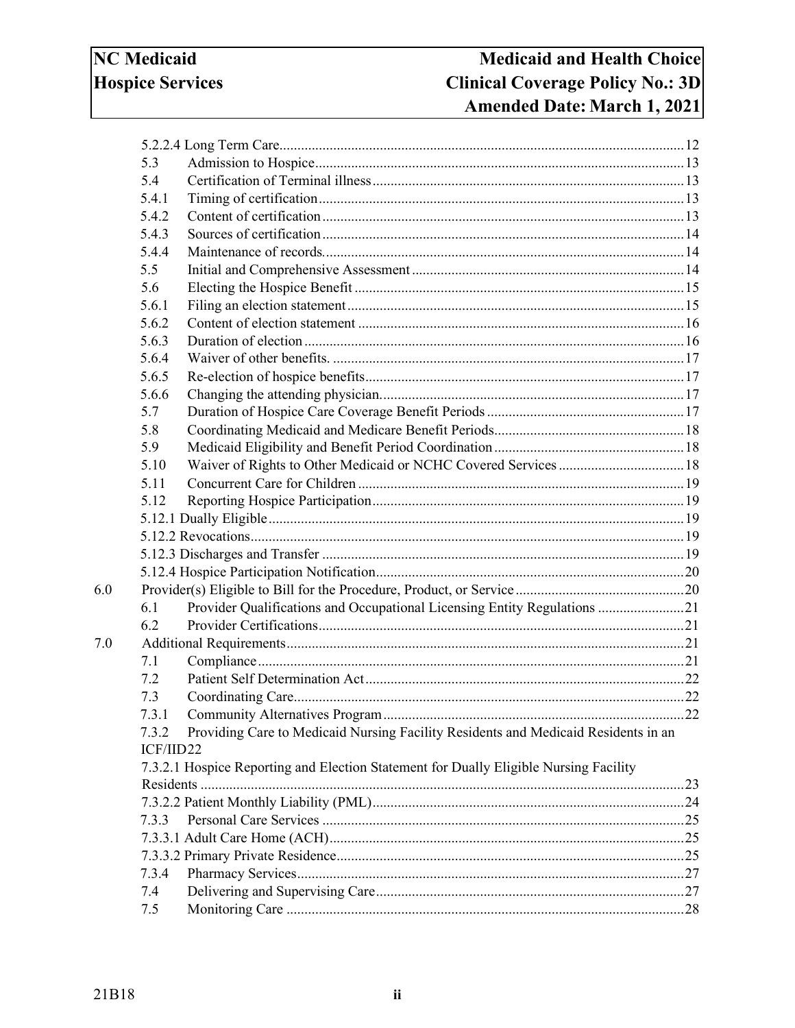5.2.2.4 Long Term Care ... 12
5.3 Admission to Hospice ... 13
5.4 Certification of Terminal illness ... 13
5.4.1 Timing of certification ... 13
5.4.2 Content of certification ... 13
5.4.3 Sources of certification ... 14
5.4.4 Maintenance of records ... 14
5.5 Initial and Comprehensive Assessment ... 14
5.6 Electing the Hospice Benefit ... 15
5.6.1 Filing an election statement ... 15
5.6.2 Content of election statement ... 16
5.6.3 Duration of election ... 16
5.6.4 Waiver of other benefits. ... 17
5.6.5 Re-election of hospice benefits ... 17
5.6.6 Changing the attending physician. ... 17
5.7 Duration of Hospice Care Coverage Benefit Periods ... 17
5.8 Coordinating Medicaid and Medicare Benefit Periods ... 18
5.9 Medicaid Eligibility and Benefit Period Coordination ... 18
5.10 Waiver of Rights to Other Medicaid or NCHC Covered Services ... 18
5.11 Concurrent Care for Children ... 19
5.12 Reporting Hospice Participation ... 19
5.12.1 Dually Eligible ... 19
5.12.2 Revocations ... 19
5.12.3 Discharges and Transfer ... 19
5.12.4 Hospice Participation Notification ... 20

6.0 Provider(s) Eligible to Bill for the Procedure, Product, or Service ... 20
6.1 Provider Qualifications and Occupational Licensing Entity Regulations ... 21
6.2 Provider Certifications ... 21

7.0 Additional Requirements ... 21
7.1 Compliance ... 21
7.2 Patient Self Determination Act ... 22
7.3 Coordinating Care ... 22
7.3.1 Community Alternatives Program ... 22
7.3.2 Providing Care to Medicaid Nursing Facility Residents and Medicaid Residents in an ICF/IID ... 22
7.3.2.1 Hospice Reporting and Election Statement for Dually Eligible Nursing Facility Residents ... 23
7.3.2.2 Patient Monthly Liability (PML) ... 24
7.3.3 Personal Care Services ... 25
7.3.3.1 Adult Care Home (ACH) ... 25
7.3.3.2 Primary Private Residence ... 25
7.3.4 Pharmacy Services ... 27
7.4 Delivering and Supervising Care ... 27
7.5 Monitoring Care ... 28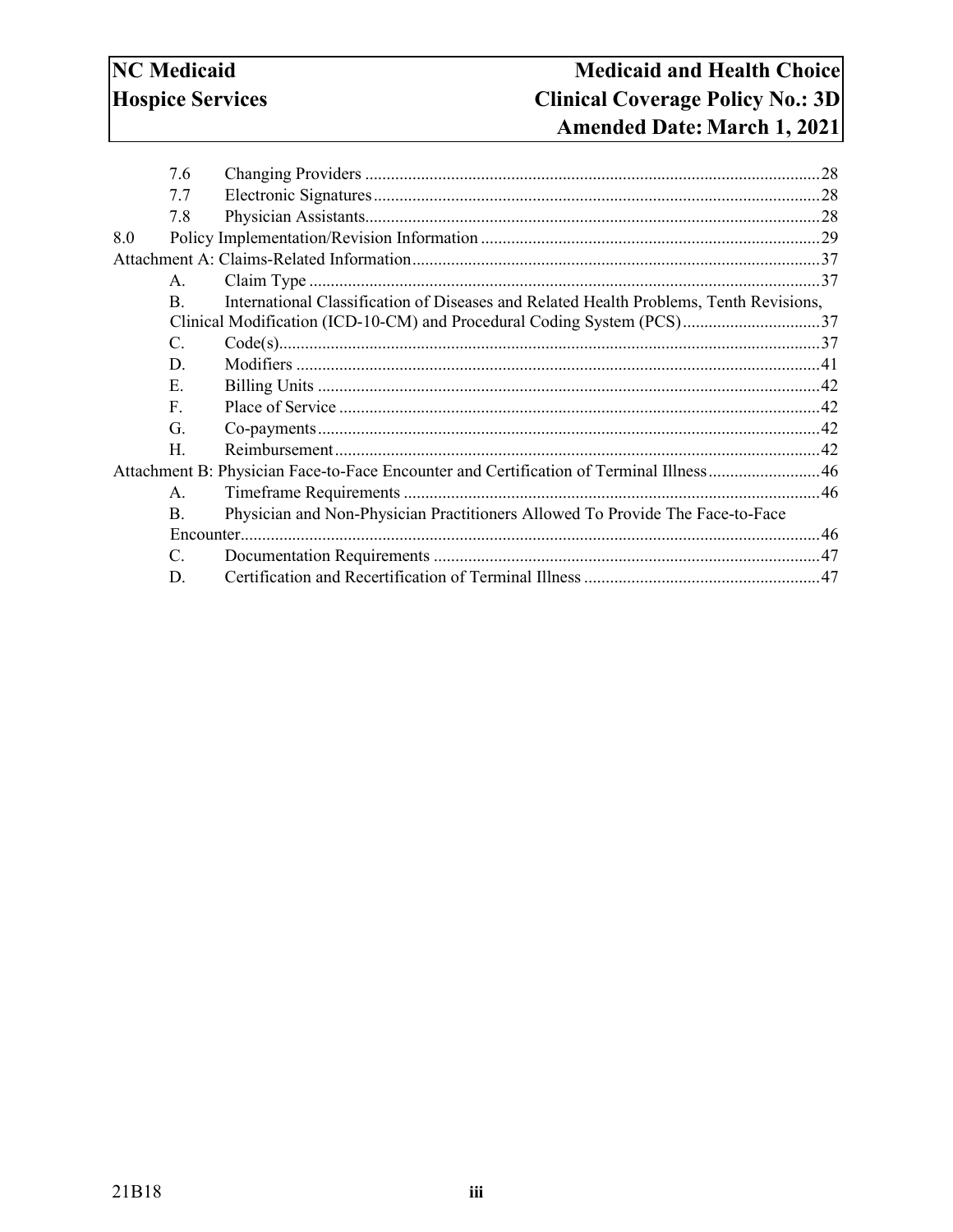| | | |
|---|---|---|
| 7.6 | Changing Providers | 28 |
| 7.7 | Electronic Signatures | 28 |
| 7.8 | Physician Assistants | 28 |
| 8.0 | Policy Implementation/Revision Information | 29 |
| Attachment A: Claims-Related Information | | 37 |
| A. | Claim Type | 37 |
| B. | International Classification of Diseases and Related Health Problems, Tenth Revisions, Clinical Modification (ICD-10-CM) and Procedural Coding System (PCS) | 37 |
| C. | Code(s) | 37 |
| D. | Modifiers | 41 |
| E. | Billing Units | 42 |
| F. | Place of Service | 42 |
| G. | Co-payments | 42 |
| H. | Reimbursement | 42 |
| Attachment B: Physician Face-to-Face Encounter and Certification of Terminal Illness | | 46 |
| A. | Timeframe Requirements | 46 |
| B. | Physician and Non-Physician Practitioners Allowed To Provide The Face-to-Face Encounter | 46 |
| C. | Documentation Requirements | 47 |
| D. | Certification and Recertification of Terminal Illness | 47 |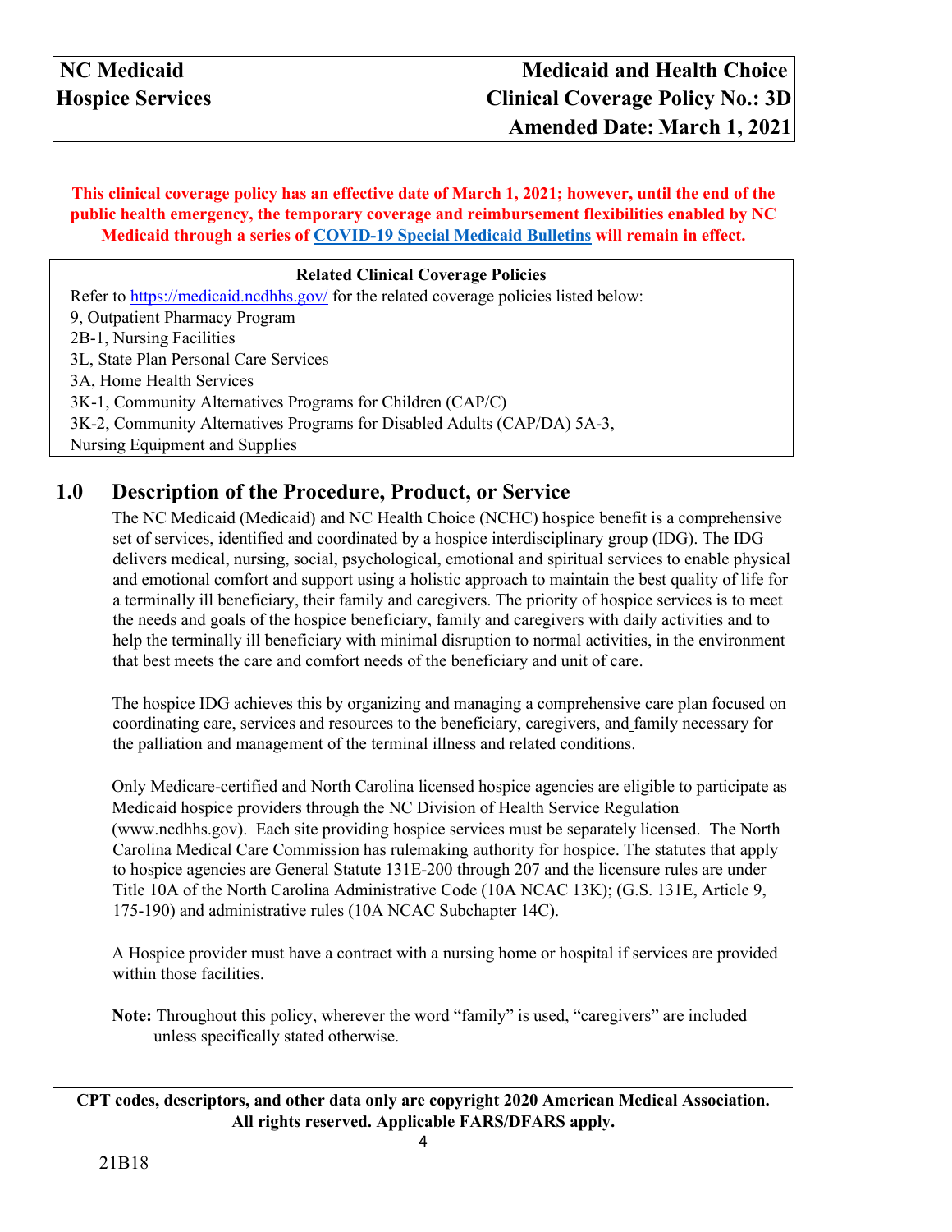**This clinical coverage policy has an effective date of March 1, 2021; however, until the end of the public health emergency, the temporary coverage and reimbursement flexibilities enabled by NC Medicaid through a series of [COVID-19 Special Medicaid Bulletins](COVID-19 Special Medicaid Bulletins) will remain in effect.**

| Related Clinical Coverage Policies |
|---|
| Refer to https://medicaid.ncdhhs.gov/ for the related coverage policies listed below:<br>9, Outpatient Pharmacy Program<br>2B-1, Nursing Facilities<br>3L, State Plan Personal Care Services<br>3A, Home Health Services<br>3K-1, Community Alternatives Programs for Children (CAP/C)<br>3K-2, Community Alternatives Programs for Disabled Adults (CAP/DA) 5A-3,<br>Nursing Equipment and Supplies |

## 1.0 Description of the Procedure, Product, or Service

The NC Medicaid (Medicaid) and NC Health Choice (NCHC) hospice benefit is a comprehensive set of services, identified and coordinated by a hospice interdisciplinary group (IDG). The IDG delivers medical, nursing, social, psychological, emotional and spiritual services to enable physical and emotional comfort and support using a holistic approach to maintain the best quality of life for a terminally ill beneficiary, their family and caregivers. The priority of hospice services is to meet the needs and goals of the hospice beneficiary, family and caregivers with daily activities and to help the terminally ill beneficiary with minimal disruption to normal activities, in the environment that best meets the care and comfort needs of the beneficiary and unit of care.

The hospice IDG achieves this by organizing and managing a comprehensive care plan focused on coordinating care, services and resources to the beneficiary, caregivers, and family necessary for the palliation and management of the terminal illness and related conditions.

Only Medicare-certified and North Carolina licensed hospice agencies are eligible to participate as Medicaid hospice providers through the NC Division of Health Service Regulation (www.ncdhhs.gov). Each site providing hospice services must be separately licensed. The North Carolina Medical Care Commission has rulemaking authority for hospice. The statutes that apply to hospice agencies are General Statute 131E-200 through 207 and the licensure rules are under Title 10A of the North Carolina Administrative Code (10A NCAC 13K); (G.S. 131E, Article 9, 175-190) and administrative rules (10A NCAC Subchapter 14C).

A Hospice provider must have a contract with a nursing home or hospital if services are provided within those facilities.

**Note:** Throughout this policy, wherever the word “family” is used, “caregivers” are included unless specifically stated otherwise.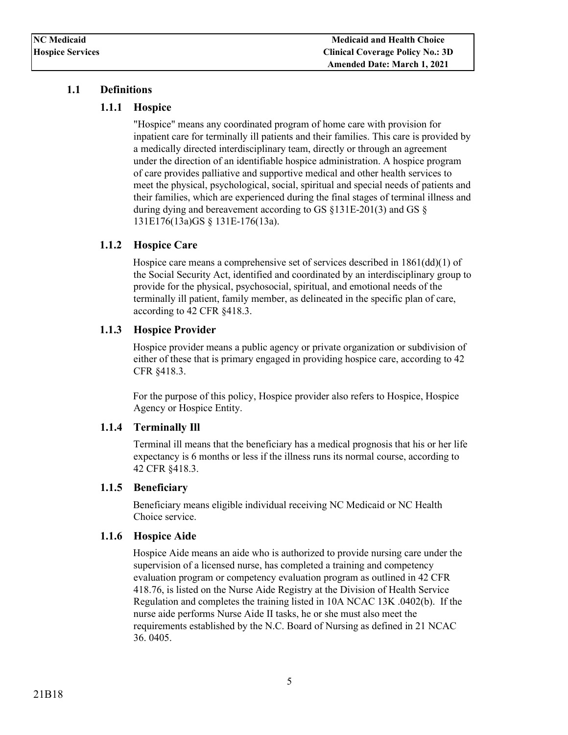## 1.1 Definitions

### 1.1.1 Hospice

"Hospice" means any coordinated program of home care with provision for inpatient care for terminally ill patients and their families. This care is provided by a medically directed interdisciplinary team, directly or through an agreement under the direction of an identifiable hospice administration. A hospice program of care provides palliative and supportive medical and other health services to meet the physical, psychological, social, spiritual and special needs of patients and their families, which are experienced during the final stages of terminal illness and during dying and bereavement according to GS §131E-201(3) and GS § 131E176(13a)GS § 131E-176(13a).

### 1.1.2 Hospice Care

Hospice care means a comprehensive set of services described in 1861(dd)(1) of the Social Security Act, identified and coordinated by an interdisciplinary group to provide for the physical, psychosocial, spiritual, and emotional needs of the terminally ill patient, family member, as delineated in the specific plan of care, according to 42 CFR §418.3.

### 1.1.3 Hospice Provider

Hospice provider means a public agency or private organization or subdivision of either of these that is primary engaged in providing hospice care, according to 42 CFR §418.3.

For the purpose of this policy, Hospice provider also refers to Hospice, Hospice Agency or Hospice Entity.

### 1.1.4 Terminally Ill

Terminal ill means that the beneficiary has a medical prognosis that his or her life expectancy is 6 months or less if the illness runs its normal course, according to 42 CFR §418.3.

### 1.1.5 Beneficiary

Beneficiary means eligible individual receiving NC Medicaid or NC Health Choice service.

### 1.1.6 Hospice Aide

Hospice Aide means an aide who is authorized to provide nursing care under the supervision of a licensed nurse, has completed a training and competency evaluation program or competency evaluation program as outlined in 42 CFR 418.76, is listed on the Nurse Aide Registry at the Division of Health Service Regulation and completes the training listed in 10A NCAC 13K .0402(b). If the nurse aide performs Nurse Aide II tasks, he or she must also meet the requirements established by the N.C. Board of Nursing as defined in 21 NCAC 36. 0405.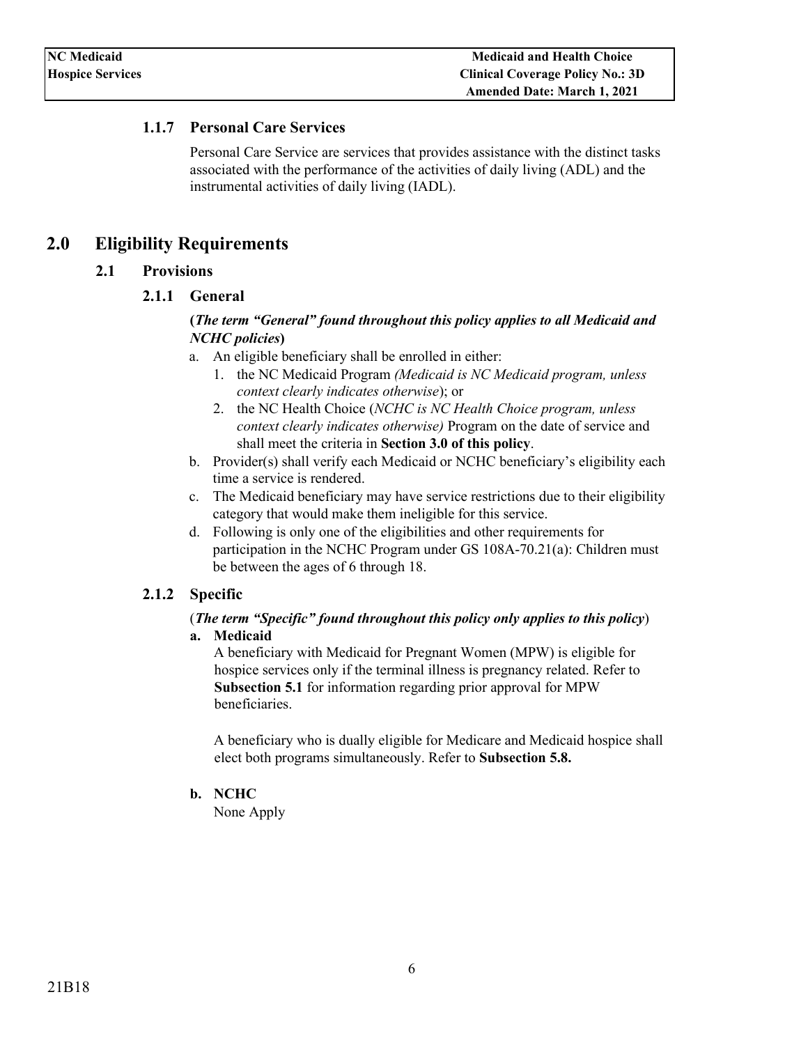### 1.1.7 Personal Care Services

Personal Care Service are services that provides assistance with the distinct tasks associated with the performance of the activities of daily living (ADL) and the instrumental activities of daily living (IADL).

# 2.0 Eligibility Requirements

## 2.1 Provisions

### 2.1.1 General

**(*The term "General" found throughout this policy applies to all Medicaid and NCHC policies*)**

a. An eligible beneficiary shall be enrolled in either:
   1. the NC Medicaid Program *(Medicaid is NC Medicaid program, unless context clearly indicates otherwise*); or
   2. the NC Health Choice (*NCHC is NC Health Choice program, unless context clearly indicates otherwise)* Program on the date of service and shall meet the criteria in **Section 3.0 of this policy**.
b. Provider(s) shall verify each Medicaid or NCHC beneficiary's eligibility each time a service is rendered.
c. The Medicaid beneficiary may have service restrictions due to their eligibility category that would make them ineligible for this service.
d. Following is only one of the eligibilities and other requirements for participation in the NCHC Program under GS 108A-70.21(a): Children must be between the ages of 6 through 18.

### 2.1.2 Specific

(***The term "Specific" found throughout this policy only applies to this policy***)

**a. Medicaid**

A beneficiary with Medicaid for Pregnant Women (MPW) is eligible for hospice services only if the terminal illness is pregnancy related. Refer to **Subsection 5.1** for information regarding prior approval for MPW beneficiaries.

A beneficiary who is dually eligible for Medicare and Medicaid hospice shall elect both programs simultaneously. Refer to **Subsection 5.8.**

**b. NCHC**

None Apply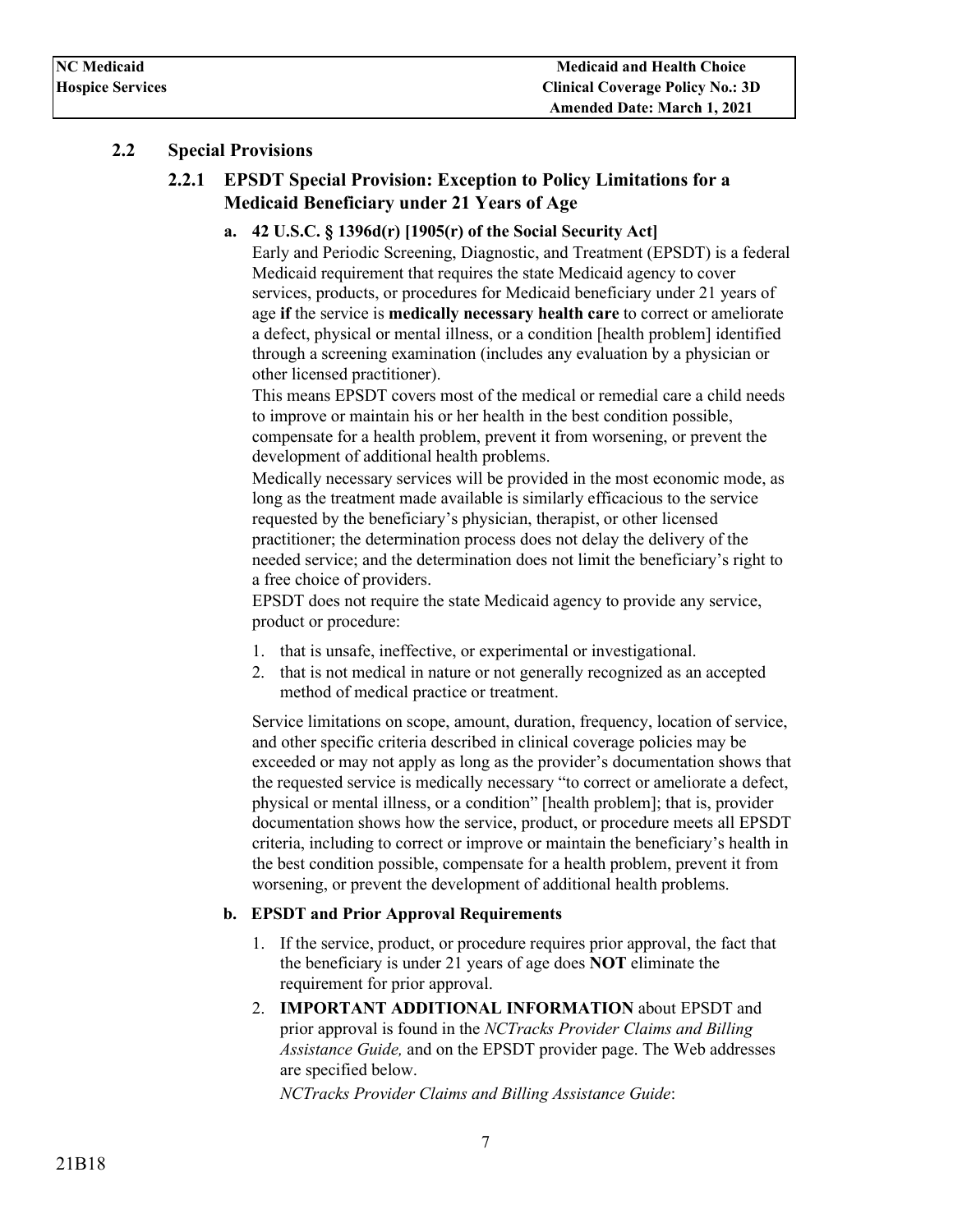## 2.2 Special Provisions

### 2.2.1 EPSDT Special Provision: Exception to Policy Limitations for a Medicaid Beneficiary under 21 Years of Age

**a. 42 U.S.C. § 1396d(r) [1905(r) of the Social Security Act]**

Early and Periodic Screening, Diagnostic, and Treatment (EPSDT) is a federal Medicaid requirement that requires the state Medicaid agency to cover services, products, or procedures for Medicaid beneficiary under 21 years of age **if** the service is **medically necessary health care** to correct or ameliorate a defect, physical or mental illness, or a condition [health problem] identified through a screening examination (includes any evaluation by a physician or other licensed practitioner).

This means EPSDT covers most of the medical or remedial care a child needs to improve or maintain his or her health in the best condition possible, compensate for a health problem, prevent it from worsening, or prevent the development of additional health problems.

Medically necessary services will be provided in the most economic mode, as long as the treatment made available is similarly efficacious to the service requested by the beneficiary's physician, therapist, or other licensed practitioner; the determination process does not delay the delivery of the needed service; and the determination does not limit the beneficiary's right to a free choice of providers.

EPSDT does not require the state Medicaid agency to provide any service, product or procedure:

1. that is unsafe, ineffective, or experimental or investigational.
2. that is not medical in nature or not generally recognized as an accepted method of medical practice or treatment.

Service limitations on scope, amount, duration, frequency, location of service, and other specific criteria described in clinical coverage policies may be exceeded or may not apply as long as the provider's documentation shows that the requested service is medically necessary "to correct or ameliorate a defect, physical or mental illness, or a condition" [health problem]; that is, provider documentation shows how the service, product, or procedure meets all EPSDT criteria, including to correct or improve or maintain the beneficiary's health in the best condition possible, compensate for a health problem, prevent it from worsening, or prevent the development of additional health problems.

**b. EPSDT and Prior Approval Requirements**

1. If the service, product, or procedure requires prior approval, the fact that the beneficiary is under 21 years of age does **NOT** eliminate the requirement for prior approval.
2. **IMPORTANT ADDITIONAL INFORMATION** about EPSDT and prior approval is found in the *NCTracks Provider Claims and Billing Assistance Guide,* and on the EPSDT provider page. The Web addresses are specified below.

   *NCTracks Provider Claims and Billing Assistance Guide*: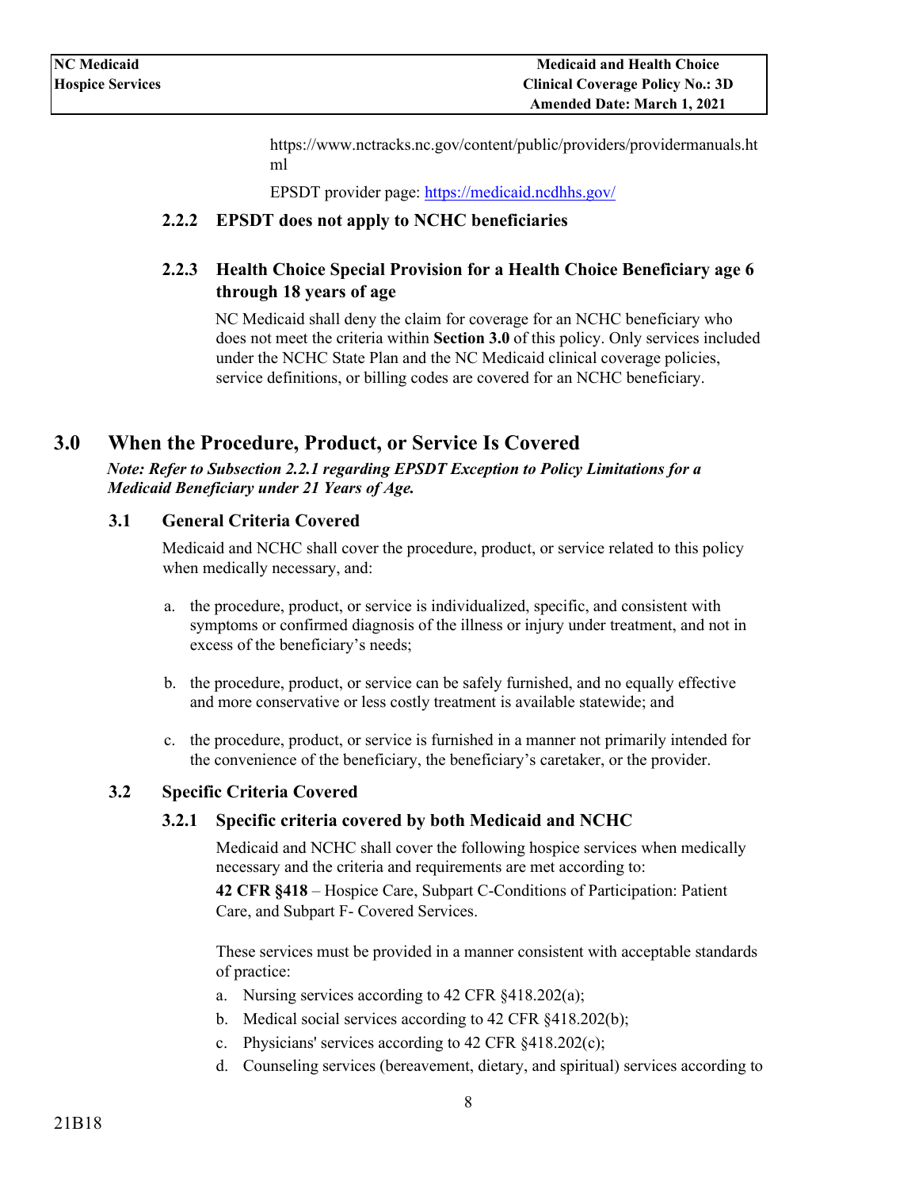https://www.nctracks.nc.gov/content/public/providers/providermanuals.html

EPSDT provider page: https://medicaid.ncdhhs.gov/

### 2.2.2 EPSDT does not apply to NCHC beneficiaries

### 2.2.3 Health Choice Special Provision for a Health Choice Beneficiary age 6 through 18 years of age

NC Medicaid shall deny the claim for coverage for an NCHC beneficiary who does not meet the criteria within **Section 3.0** of this policy. Only services included under the NCHC State Plan and the NC Medicaid clinical coverage policies, service definitions, or billing codes are covered for an NCHC beneficiary.

# 3.0 When the Procedure, Product, or Service Is Covered

***Note: Refer to Subsection 2.2.1 regarding EPSDT Exception to Policy Limitations for a Medicaid Beneficiary under 21 Years of Age.***

## 3.1 General Criteria Covered

Medicaid and NCHC shall cover the procedure, product, or service related to this policy when medically necessary, and:

a. the procedure, product, or service is individualized, specific, and consistent with symptoms or confirmed diagnosis of the illness or injury under treatment, and not in excess of the beneficiary's needs;

b. the procedure, product, or service can be safely furnished, and no equally effective and more conservative or less costly treatment is available statewide; and

c. the procedure, product, or service is furnished in a manner not primarily intended for the convenience of the beneficiary, the beneficiary's caretaker, or the provider.

## 3.2 Specific Criteria Covered

### 3.2.1 Specific criteria covered by both Medicaid and NCHC

Medicaid and NCHC shall cover the following hospice services when medically necessary and the criteria and requirements are met according to:

**42 CFR §418** – Hospice Care, Subpart C-Conditions of Participation: Patient Care, and Subpart F- Covered Services.

These services must be provided in a manner consistent with acceptable standards of practice:

a. Nursing services according to 42 CFR §418.202(a);
b. Medical social services according to 42 CFR §418.202(b);
c. Physicians' services according to 42 CFR §418.202(c);
d. Counseling services (bereavement, dietary, and spiritual) services according to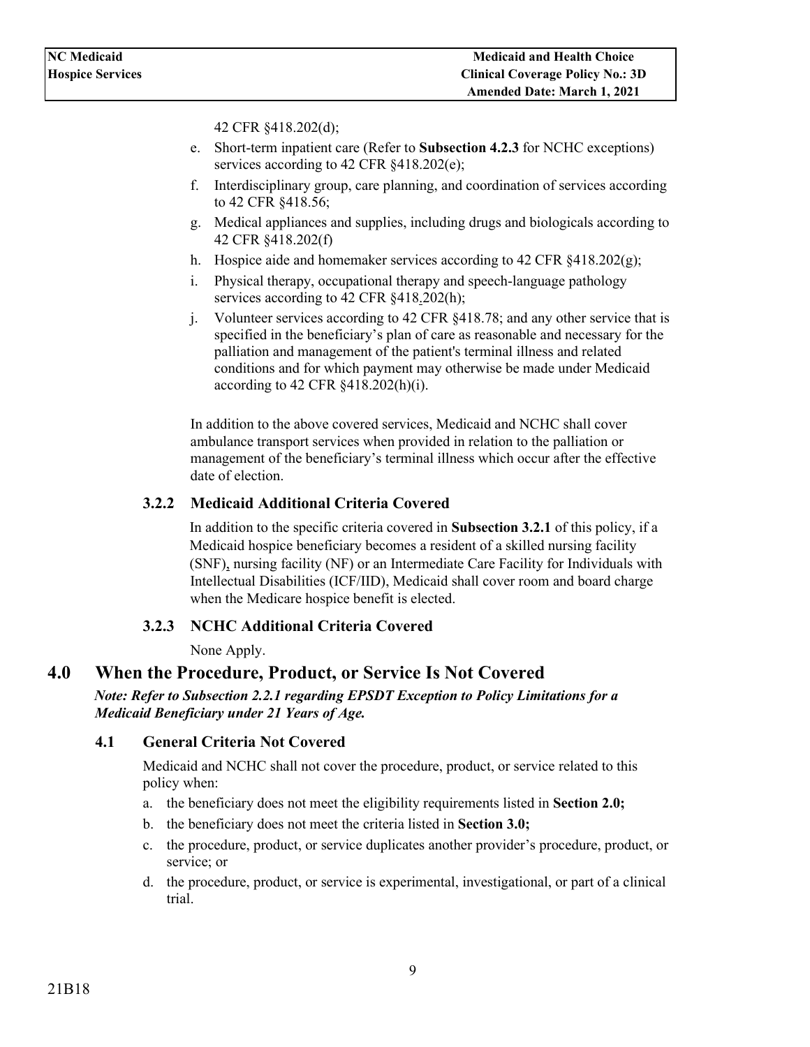42 CFR §418.202(d);

e. Short-term inpatient care (Refer to **Subsection 4.2.3** for NCHC exceptions) services according to 42 CFR §418.202(e);
f. Interdisciplinary group, care planning, and coordination of services according to 42 CFR §418.56;
g. Medical appliances and supplies, including drugs and biologicals according to 42 CFR §418.202(f)
h. Hospice aide and homemaker services according to 42 CFR §418.202(g);
i. Physical therapy, occupational therapy and speech-language pathology services according to 42 CFR §418.202(h);
j. Volunteer services according to 42 CFR §418.78; and any other service that is specified in the beneficiary's plan of care as reasonable and necessary for the palliation and management of the patient's terminal illness and related conditions and for which payment may otherwise be made under Medicaid according to 42 CFR §418.202(h)(i).

In addition to the above covered services, Medicaid and NCHC shall cover ambulance transport services when provided in relation to the palliation or management of the beneficiary's terminal illness which occur after the effective date of election.

### 3.2.2 Medicaid Additional Criteria Covered

In addition to the specific criteria covered in **Subsection 3.2.1** of this policy, if a Medicaid hospice beneficiary becomes a resident of a skilled nursing facility (SNF), nursing facility (NF) or an Intermediate Care Facility for Individuals with Intellectual Disabilities (ICF/IID), Medicaid shall cover room and board charge when the Medicare hospice benefit is elected.

### 3.2.3 NCHC Additional Criteria Covered

None Apply.

# 4.0 When the Procedure, Product, or Service Is Not Covered

***Note: Refer to Subsection 2.2.1 regarding EPSDT Exception to Policy Limitations for a Medicaid Beneficiary under 21 Years of Age.***

## 4.1 General Criteria Not Covered

Medicaid and NCHC shall not cover the procedure, product, or service related to this policy when:

a. the beneficiary does not meet the eligibility requirements listed in **Section 2.0;**
b. the beneficiary does not meet the criteria listed in **Section 3.0;**
c. the procedure, product, or service duplicates another provider's procedure, product, or service; or
d. the procedure, product, or service is experimental, investigational, or part of a clinical trial.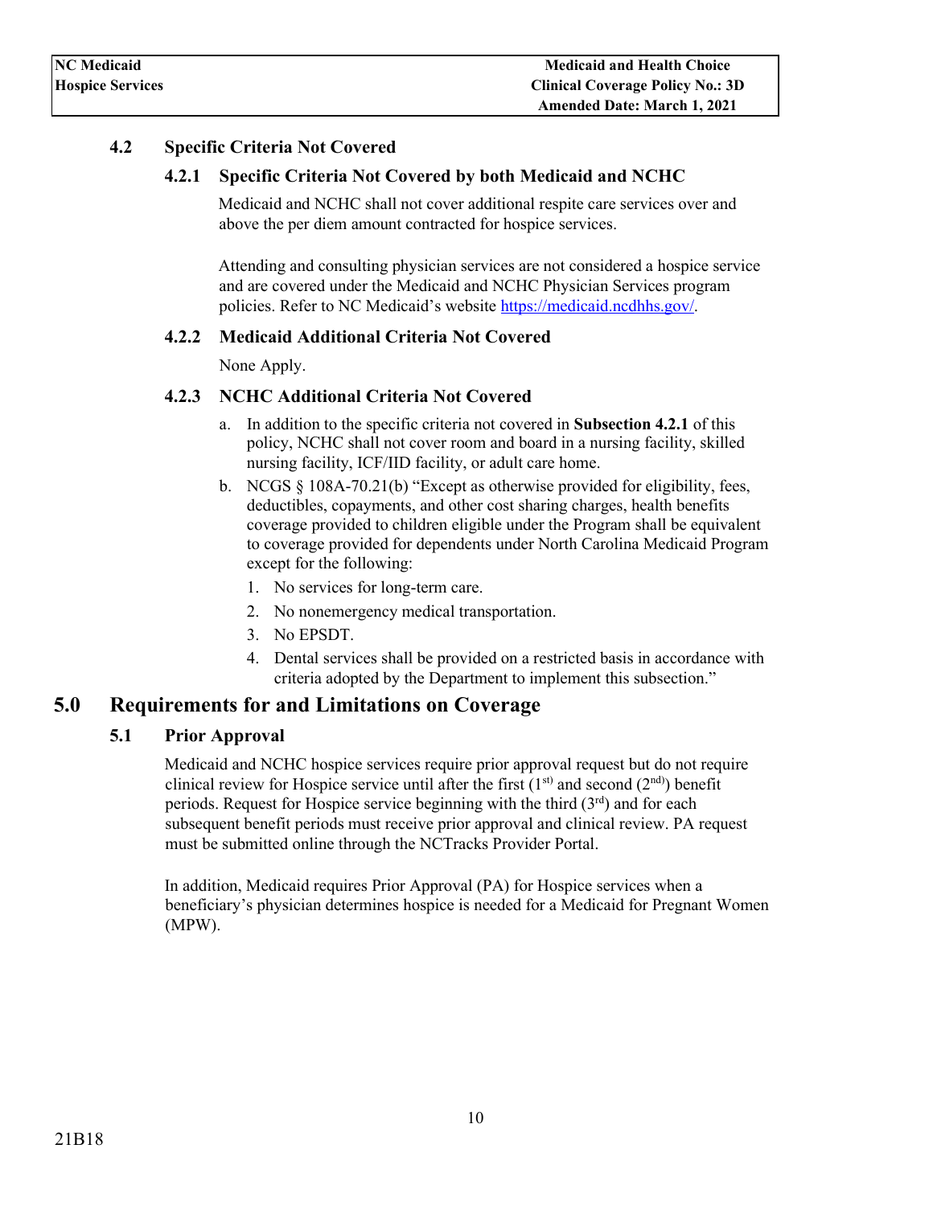### 4.2 Specific Criteria Not Covered

#### 4.2.1 Specific Criteria Not Covered by both Medicaid and NCHC

Medicaid and NCHC shall not cover additional respite care services over and above the per diem amount contracted for hospice services.

Attending and consulting physician services are not considered a hospice service and are covered under the Medicaid and NCHC Physician Services program policies. Refer to NC Medicaid's website https://medicaid.ncdhhs.gov/.

#### 4.2.2 Medicaid Additional Criteria Not Covered

None Apply.

#### 4.2.3 NCHC Additional Criteria Not Covered

a. In addition to the specific criteria not covered in **Subsection 4.2.1** of this policy, NCHC shall not cover room and board in a nursing facility, skilled nursing facility, ICF/IID facility, or adult care home.

b. NCGS § 108A-70.21(b) "Except as otherwise provided for eligibility, fees, deductibles, copayments, and other cost sharing charges, health benefits coverage provided to children eligible under the Program shall be equivalent to coverage provided for dependents under North Carolina Medicaid Program except for the following:
   1. No services for long-term care.
   2. No nonemergency medical transportation.
   3. No EPSDT.
   4. Dental services shall be provided on a restricted basis in accordance with criteria adopted by the Department to implement this subsection."

## 5.0 Requirements for and Limitations on Coverage

### 5.1 Prior Approval

Medicaid and NCHC hospice services require prior approval request but do not require clinical review for Hospice service until after the first (1st) and second (2nd) benefit periods. Request for Hospice service beginning with the third (3rd) and for each subsequent benefit periods must receive prior approval and clinical review. PA request must be submitted online through the NCTracks Provider Portal.

In addition, Medicaid requires Prior Approval (PA) for Hospice services when a beneficiary's physician determines hospice is needed for a Medicaid for Pregnant Women (MPW).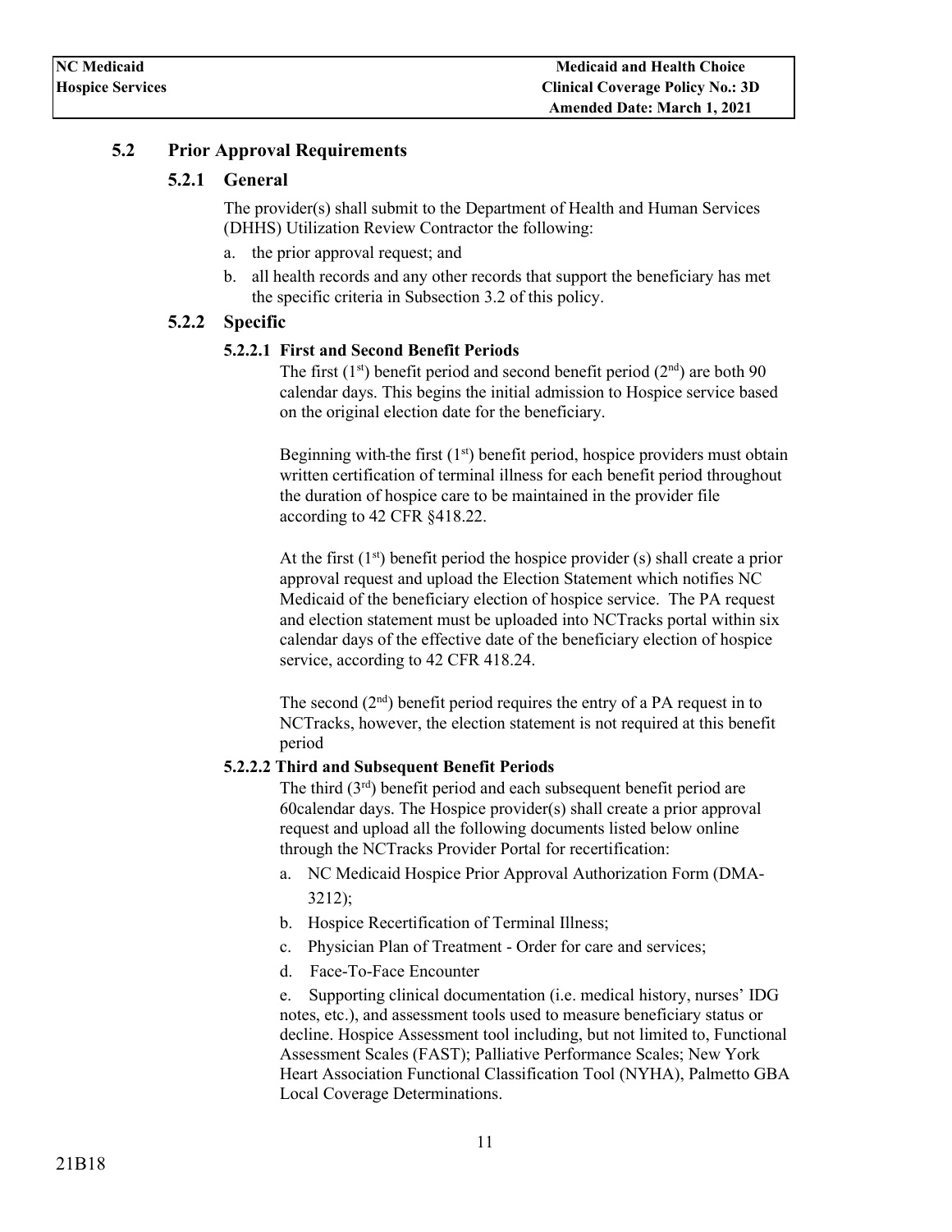### 5.2 Prior Approval Requirements

#### 5.2.1 General

The provider(s) shall submit to the Department of Health and Human Services (DHHS) Utilization Review Contractor the following:

a. the prior approval request; and
b. all health records and any other records that support the beneficiary has met the specific criteria in Subsection 3.2 of this policy.

#### 5.2.2 Specific

##### 5.2.2.1 First and Second Benefit Periods

The first (1st) benefit period and second benefit period (2nd) are both 90 calendar days. This begins the initial admission to Hospice service based on the original election date for the beneficiary.

Beginning with the first (1st) benefit period, hospice providers must obtain written certification of terminal illness for each benefit period throughout the duration of hospice care to be maintained in the provider file according to 42 CFR §418.22.

At the first (1st) benefit period the hospice provider (s) shall create a prior approval request and upload the Election Statement which notifies NC Medicaid of the beneficiary election of hospice service. The PA request and election statement must be uploaded into NCTracks portal within six calendar days of the effective date of the beneficiary election of hospice service, according to 42 CFR 418.24.

The second (2nd) benefit period requires the entry of a PA request in to NCTracks, however, the election statement is not required at this benefit period

##### 5.2.2.2 Third and Subsequent Benefit Periods

The third (3rd) benefit period and each subsequent benefit period are 60calendar days. The Hospice provider(s) shall create a prior approval request and upload all the following documents listed below online through the NCTracks Provider Portal for recertification:

a. NC Medicaid Hospice Prior Approval Authorization Form (DMA-3212);
b. Hospice Recertification of Terminal Illness;
c. Physician Plan of Treatment - Order for care and services;
d. Face-To-Face Encounter
e. Supporting clinical documentation (i.e. medical history, nurses' IDG notes, etc.), and assessment tools used to measure beneficiary status or decline. Hospice Assessment tool including, but not limited to, Functional Assessment Scales (FAST); Palliative Performance Scales; New York Heart Association Functional Classification Tool (NYHA), Palmetto GBA Local Coverage Determinations.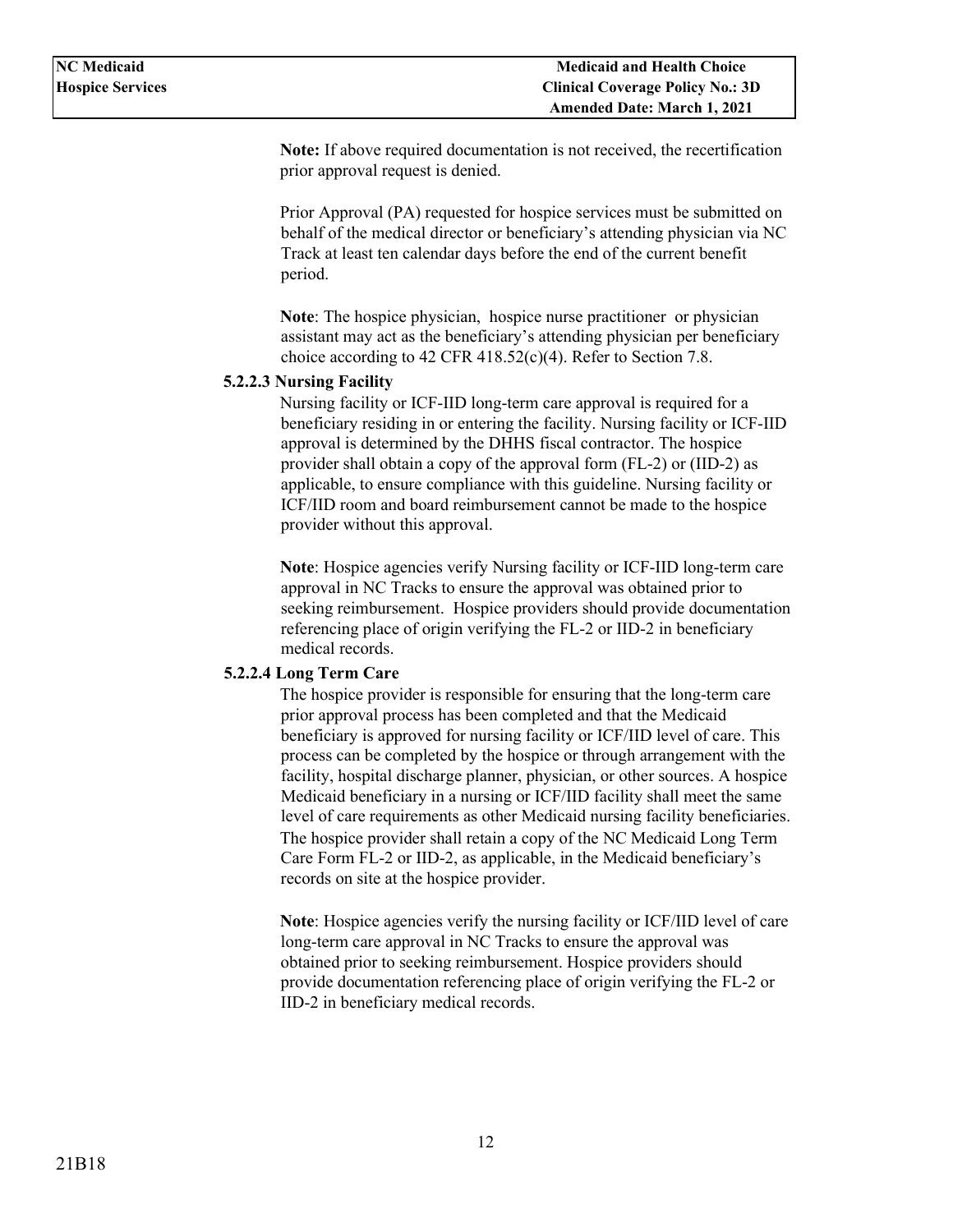**Note:** If above required documentation is not received, the recertification prior approval request is denied.

Prior Approval (PA) requested for hospice services must be submitted on behalf of the medical director or beneficiary's attending physician via NC Track at least ten calendar days before the end of the current benefit period.

**Note**: The hospice physician, hospice nurse practitioner or physician assistant may act as the beneficiary's attending physician per beneficiary choice according to 42 CFR 418.52(c)(4). Refer to Section 7.8.

#### 5.2.2.3 Nursing Facility

Nursing facility or ICF-IID long-term care approval is required for a beneficiary residing in or entering the facility. Nursing facility or ICF-IID approval is determined by the DHHS fiscal contractor. The hospice provider shall obtain a copy of the approval form (FL-2) or (IID-2) as applicable, to ensure compliance with this guideline. Nursing facility or ICF/IID room and board reimbursement cannot be made to the hospice provider without this approval.

**Note**: Hospice agencies verify Nursing facility or ICF-IID long-term care approval in NC Tracks to ensure the approval was obtained prior to seeking reimbursement. Hospice providers should provide documentation referencing place of origin verifying the FL-2 or IID-2 in beneficiary medical records.

#### 5.2.2.4 Long Term Care

The hospice provider is responsible for ensuring that the long-term care prior approval process has been completed and that the Medicaid beneficiary is approved for nursing facility or ICF/IID level of care. This process can be completed by the hospice or through arrangement with the facility, hospital discharge planner, physician, or other sources. A hospice Medicaid beneficiary in a nursing or ICF/IID facility shall meet the same level of care requirements as other Medicaid nursing facility beneficiaries. The hospice provider shall retain a copy of the NC Medicaid Long Term Care Form FL-2 or IID-2, as applicable, in the Medicaid beneficiary's records on site at the hospice provider.

**Note**: Hospice agencies verify the nursing facility or ICF/IID level of care long-term care approval in NC Tracks to ensure the approval was obtained prior to seeking reimbursement. Hospice providers should provide documentation referencing place of origin verifying the FL-2 or IID-2 in beneficiary medical records.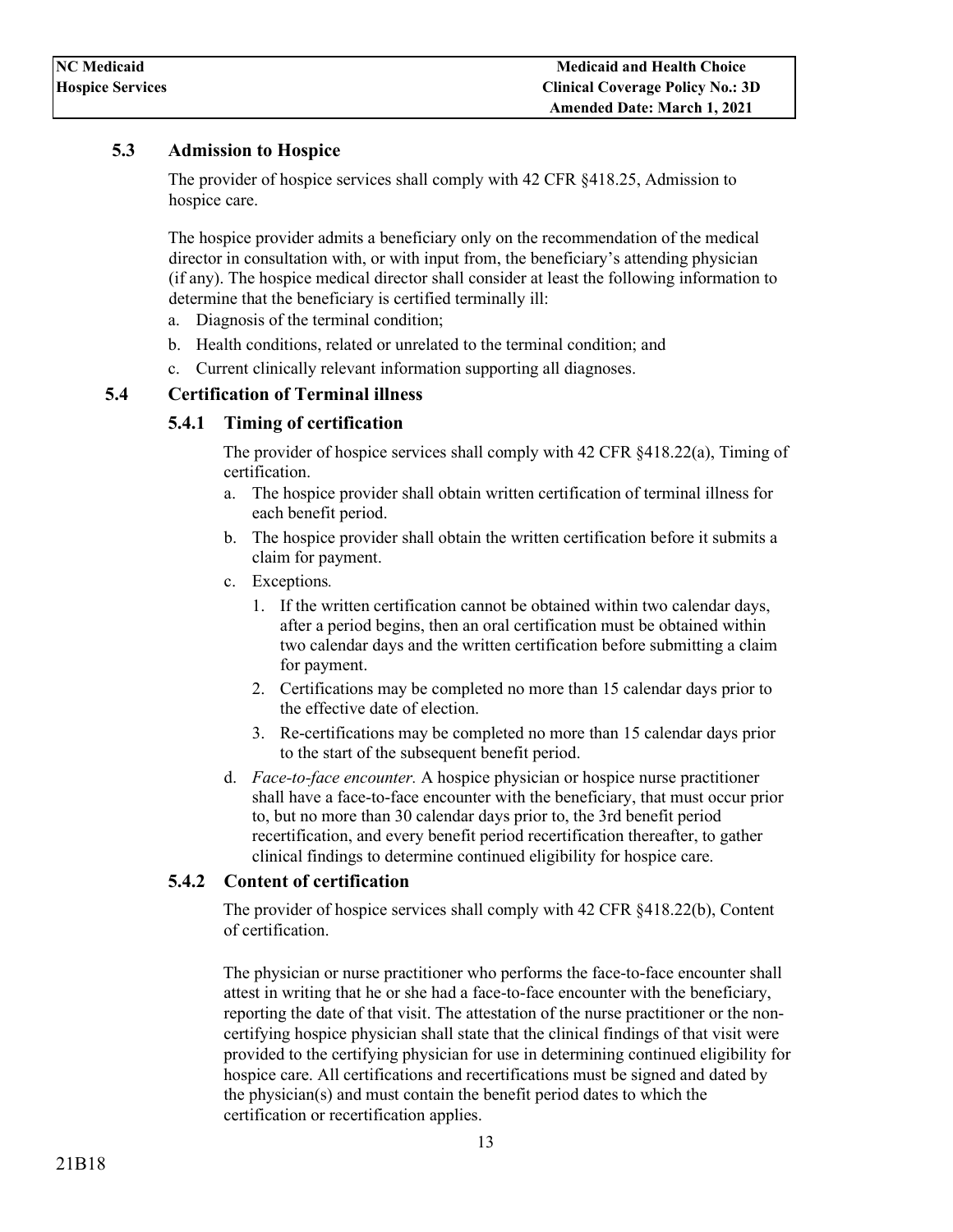## 5.3 Admission to Hospice

The provider of hospice services shall comply with 42 CFR §418.25, Admission to hospice care.

The hospice provider admits a beneficiary only on the recommendation of the medical director in consultation with, or with input from, the beneficiary's attending physician (if any). The hospice medical director shall consider at least the following information to determine that the beneficiary is certified terminally ill:

a. Diagnosis of the terminal condition;
b. Health conditions, related or unrelated to the terminal condition; and
c. Current clinically relevant information supporting all diagnoses.

## 5.4 Certification of Terminal illness

### 5.4.1 Timing of certification

The provider of hospice services shall comply with 42 CFR §418.22(a), Timing of certification.

a. The hospice provider shall obtain written certification of terminal illness for each benefit period.
b. The hospice provider shall obtain the written certification before it submits a claim for payment.
c. Exceptions*.*
   1. If the written certification cannot be obtained within two calendar days, after a period begins, then an oral certification must be obtained within two calendar days and the written certification before submitting a claim for payment.
   2. Certifications may be completed no more than 15 calendar days prior to the effective date of election.
   3. Re-certifications may be completed no more than 15 calendar days prior to the start of the subsequent benefit period.
d. *Face-to-face encounter.* A hospice physician or hospice nurse practitioner shall have a face-to-face encounter with the beneficiary, that must occur prior to, but no more than 30 calendar days prior to, the 3rd benefit period recertification, and every benefit period recertification thereafter, to gather clinical findings to determine continued eligibility for hospice care.

### 5.4.2 Content of certification

The provider of hospice services shall comply with 42 CFR §418.22(b), Content of certification.

The physician or nurse practitioner who performs the face-to-face encounter shall attest in writing that he or she had a face-to-face encounter with the beneficiary, reporting the date of that visit. The attestation of the nurse practitioner or the non-certifying hospice physician shall state that the clinical findings of that visit were provided to the certifying physician for use in determining continued eligibility for hospice care. All certifications and recertifications must be signed and dated by the physician(s) and must contain the benefit period dates to which the certification or recertification applies.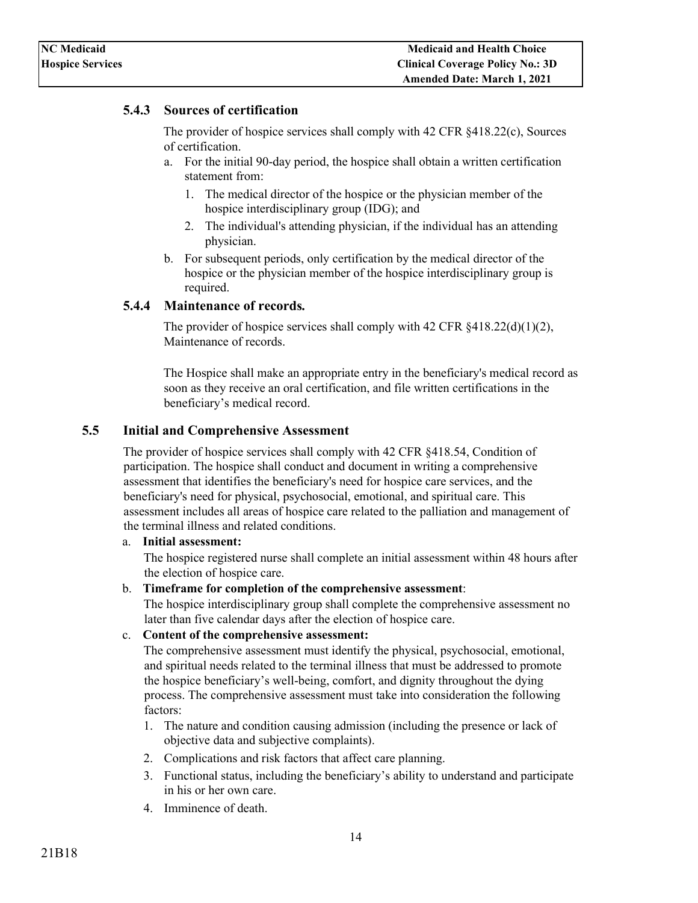### 5.4.3 Sources of certification

The provider of hospice services shall comply with 42 CFR §418.22(c), Sources of certification.

a. For the initial 90-day period, the hospice shall obtain a written certification statement from:
   1. The medical director of the hospice or the physician member of the hospice interdisciplinary group (IDG); and
   2. The individual's attending physician, if the individual has an attending physician.
b. For subsequent periods, only certification by the medical director of the hospice or the physician member of the hospice interdisciplinary group is required.

### 5.4.4 Maintenance of records.

The provider of hospice services shall comply with 42 CFR §418.22(d)(1)(2), Maintenance of records.

The Hospice shall make an appropriate entry in the beneficiary's medical record as soon as they receive an oral certification, and file written certifications in the beneficiary's medical record.

## 5.5 Initial and Comprehensive Assessment

The provider of hospice services shall comply with 42 CFR §418.54, Condition of participation. The hospice shall conduct and document in writing a comprehensive assessment that identifies the beneficiary's need for hospice care services, and the beneficiary's need for physical, psychosocial, emotional, and spiritual care. This assessment includes all areas of hospice care related to the palliation and management of the terminal illness and related conditions.

a. **Initial assessment:**
   The hospice registered nurse shall complete an initial assessment within 48 hours after the election of hospice care.
b. **Timeframe for completion of the comprehensive assessment**:
   The hospice interdisciplinary group shall complete the comprehensive assessment no later than five calendar days after the election of hospice care.
c. **Content of the comprehensive assessment:**
   The comprehensive assessment must identify the physical, psychosocial, emotional, and spiritual needs related to the terminal illness that must be addressed to promote the hospice beneficiary's well-being, comfort, and dignity throughout the dying process. The comprehensive assessment must take into consideration the following factors:
   1. The nature and condition causing admission (including the presence or lack of objective data and subjective complaints).
   2. Complications and risk factors that affect care planning.
   3. Functional status, including the beneficiary's ability to understand and participate in his or her own care.
   4. Imminence of death.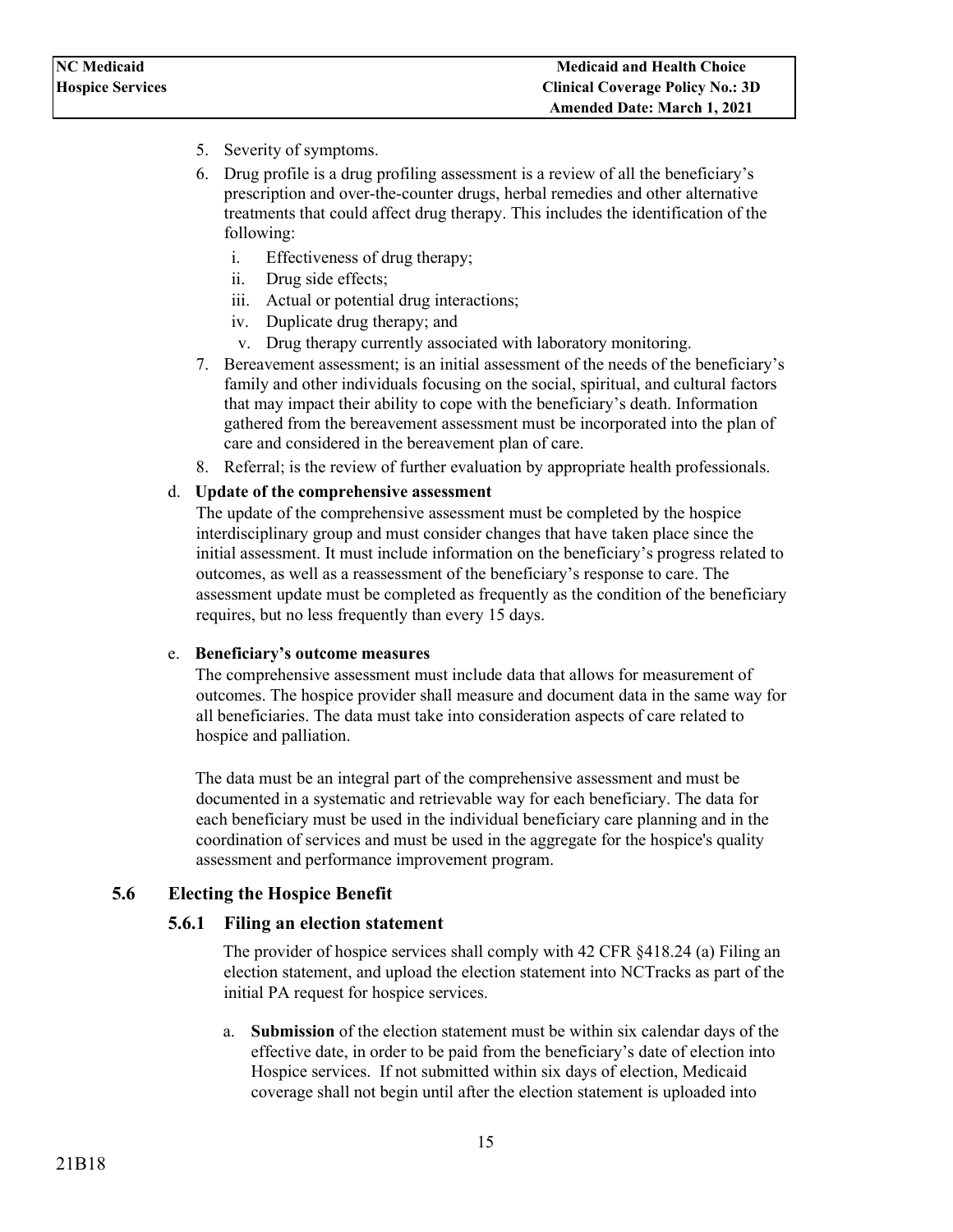5. Severity of symptoms.
6. Drug profile is a drug profiling assessment is a review of all the beneficiary's prescription and over-the-counter drugs, herbal remedies and other alternative treatments that could affect drug therapy. This includes the identification of the following:
   i. Effectiveness of drug therapy;
   ii. Drug side effects;
   iii. Actual or potential drug interactions;
   iv. Duplicate drug therapy; and
   v. Drug therapy currently associated with laboratory monitoring.
7. Bereavement assessment; is an initial assessment of the needs of the beneficiary's family and other individuals focusing on the social, spiritual, and cultural factors that may impact their ability to cope with the beneficiary's death. Information gathered from the bereavement assessment must be incorporated into the plan of care and considered in the bereavement plan of care.
8. Referral; is the review of further evaluation by appropriate health professionals.

d. **Update of the comprehensive assessment**

The update of the comprehensive assessment must be completed by the hospice interdisciplinary group and must consider changes that have taken place since the initial assessment. It must include information on the beneficiary's progress related to outcomes, as well as a reassessment of the beneficiary's response to care. The assessment update must be completed as frequently as the condition of the beneficiary requires, but no less frequently than every 15 days.

e. **Beneficiary's outcome measures**

The comprehensive assessment must include data that allows for measurement of outcomes. The hospice provider shall measure and document data in the same way for all beneficiaries. The data must take into consideration aspects of care related to hospice and palliation.

The data must be an integral part of the comprehensive assessment and must be documented in a systematic and retrievable way for each beneficiary. The data for each beneficiary must be used in the individual beneficiary care planning and in the coordination of services and must be used in the aggregate for the hospice's quality assessment and performance improvement program.

## 5.6 Electing the Hospice Benefit

### 5.6.1 Filing an election statement

The provider of hospice services shall comply with 42 CFR §418.24 (a) Filing an election statement, and upload the election statement into NCTracks as part of the initial PA request for hospice services.

a. **Submission** of the election statement must be within six calendar days of the effective date, in order to be paid from the beneficiary's date of election into Hospice services. If not submitted within six days of election, Medicaid coverage shall not begin until after the election statement is uploaded into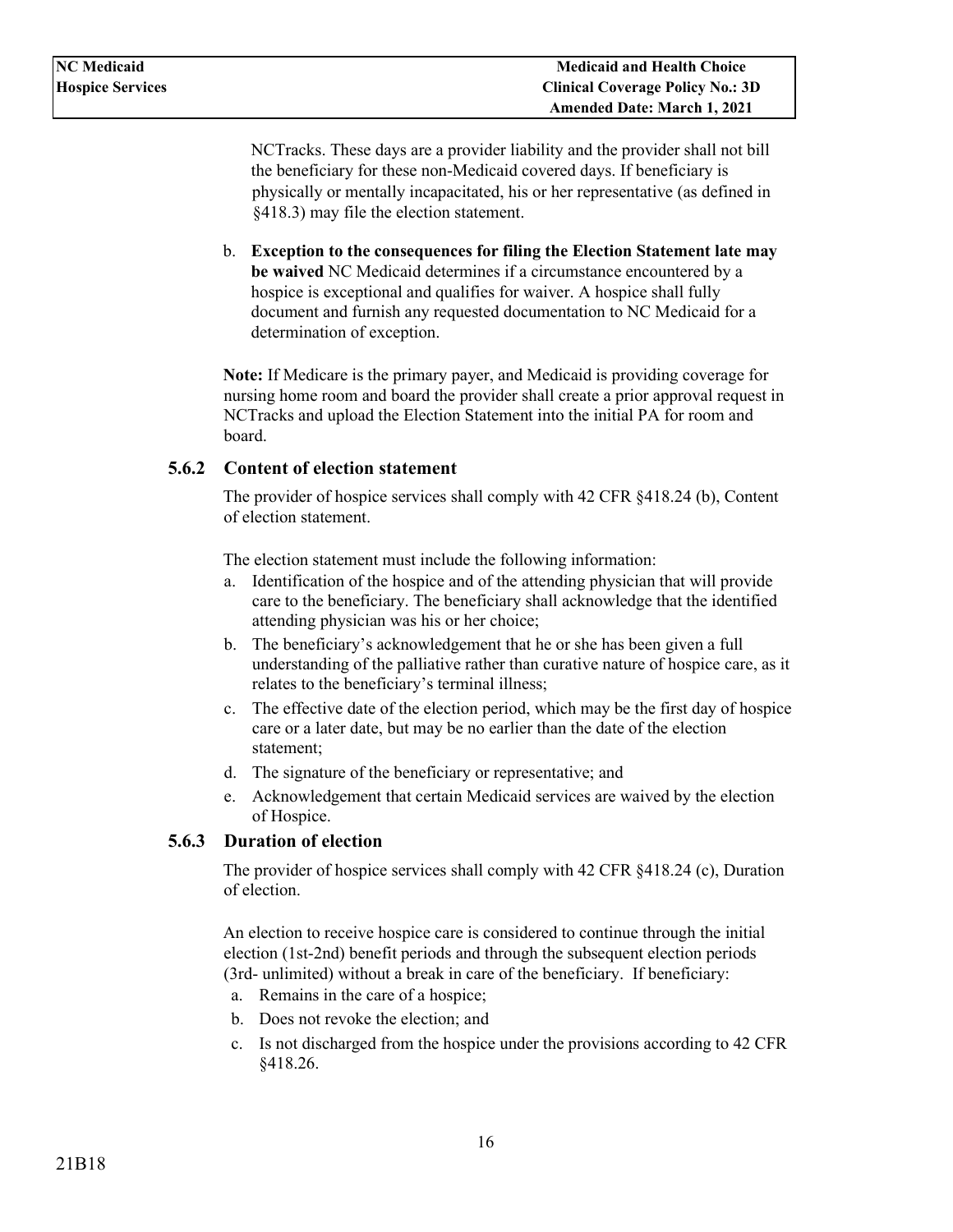NCTracks. These days are a provider liability and the provider shall not bill the beneficiary for these non-Medicaid covered days. If beneficiary is physically or mentally incapacitated, his or her representative (as defined in §418.3) may file the election statement.

b. **Exception to the consequences for filing the Election Statement late may be waived** NC Medicaid determines if a circumstance encountered by a hospice is exceptional and qualifies for waiver. A hospice shall fully document and furnish any requested documentation to NC Medicaid for a determination of exception.

**Note:** If Medicare is the primary payer, and Medicaid is providing coverage for nursing home room and board the provider shall create a prior approval request in NCTracks and upload the Election Statement into the initial PA for room and board.

### 5.6.2 Content of election statement

The provider of hospice services shall comply with 42 CFR §418.24 (b), Content of election statement.

The election statement must include the following information:

a. Identification of the hospice and of the attending physician that will provide care to the beneficiary. The beneficiary shall acknowledge that the identified attending physician was his or her choice;
b. The beneficiary's acknowledgement that he or she has been given a full understanding of the palliative rather than curative nature of hospice care, as it relates to the beneficiary's terminal illness;
c. The effective date of the election period, which may be the first day of hospice care or a later date, but may be no earlier than the date of the election statement;
d. The signature of the beneficiary or representative; and
e. Acknowledgement that certain Medicaid services are waived by the election of Hospice.

### 5.6.3 Duration of election

The provider of hospice services shall comply with 42 CFR §418.24 (c), Duration of election.

An election to receive hospice care is considered to continue through the initial election (1st-2nd) benefit periods and through the subsequent election periods (3rd- unlimited) without a break in care of the beneficiary. If beneficiary:

a. Remains in the care of a hospice;
b. Does not revoke the election; and
c. Is not discharged from the hospice under the provisions according to 42 CFR §418.26.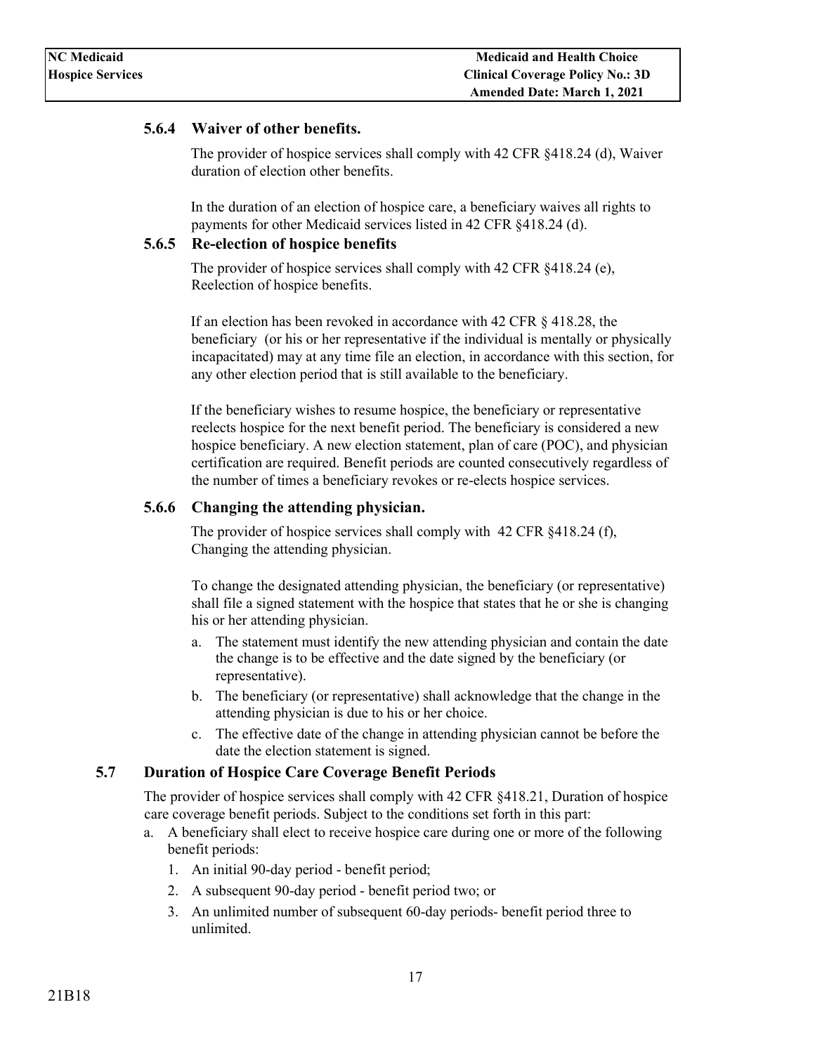### 5.6.4 Waiver of other benefits.

The provider of hospice services shall comply with 42 CFR §418.24 (d), Waiver duration of election other benefits.

In the duration of an election of hospice care, a beneficiary waives all rights to payments for other Medicaid services listed in 42 CFR §418.24 (d).

### 5.6.5 Re-election of hospice benefits

The provider of hospice services shall comply with 42 CFR §418.24 (e), Reelection of hospice benefits.

If an election has been revoked in accordance with 42 CFR § 418.28, the beneficiary (or his or her representative if the individual is mentally or physically incapacitated) may at any time file an election, in accordance with this section, for any other election period that is still available to the beneficiary.

If the beneficiary wishes to resume hospice, the beneficiary or representative reelects hospice for the next benefit period. The beneficiary is considered a new hospice beneficiary. A new election statement, plan of care (POC), and physician certification are required. Benefit periods are counted consecutively regardless of the number of times a beneficiary revokes or re-elects hospice services.

### 5.6.6 Changing the attending physician.

The provider of hospice services shall comply with 42 CFR §418.24 (f), Changing the attending physician.

To change the designated attending physician, the beneficiary (or representative) shall file a signed statement with the hospice that states that he or she is changing his or her attending physician.

a. The statement must identify the new attending physician and contain the date the change is to be effective and the date signed by the beneficiary (or representative).
b. The beneficiary (or representative) shall acknowledge that the change in the attending physician is due to his or her choice.
c. The effective date of the change in attending physician cannot be before the date the election statement is signed.

## 5.7 Duration of Hospice Care Coverage Benefit Periods

The provider of hospice services shall comply with 42 CFR §418.21, Duration of hospice care coverage benefit periods. Subject to the conditions set forth in this part:

a. A beneficiary shall elect to receive hospice care during one or more of the following benefit periods:
   1. An initial 90-day period - benefit period;
   2. A subsequent 90-day period - benefit period two; or
   3. An unlimited number of subsequent 60-day periods- benefit period three to unlimited.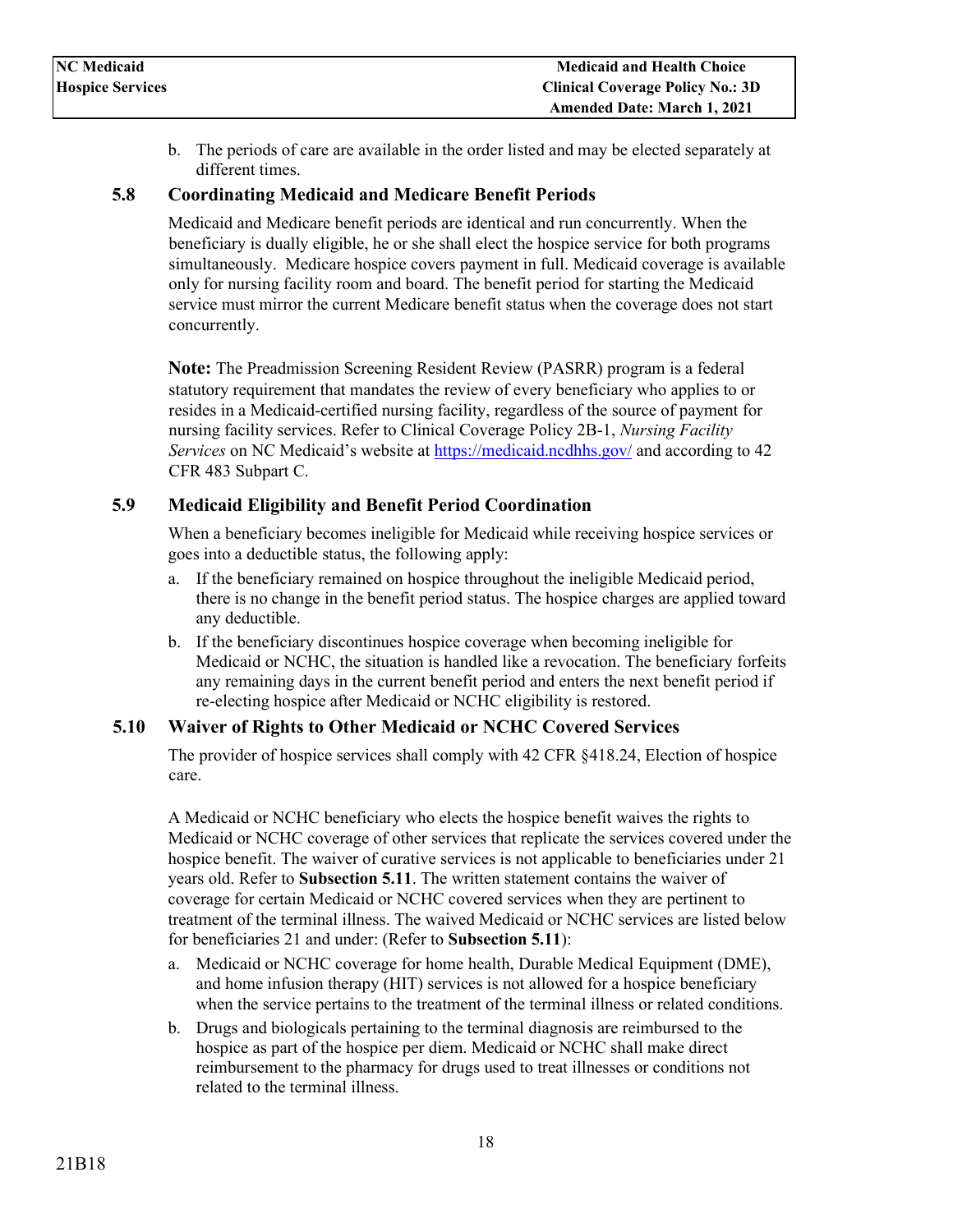b. The periods of care are available in the order listed and may be elected separately at different times.

### 5.8 Coordinating Medicaid and Medicare Benefit Periods

Medicaid and Medicare benefit periods are identical and run concurrently. When the beneficiary is dually eligible, he or she shall elect the hospice service for both programs simultaneously. Medicare hospice covers payment in full. Medicaid coverage is available only for nursing facility room and board. The benefit period for starting the Medicaid service must mirror the current Medicare benefit status when the coverage does not start concurrently.

**Note:** The Preadmission Screening Resident Review (PASRR) program is a federal statutory requirement that mandates the review of every beneficiary who applies to or resides in a Medicaid-certified nursing facility, regardless of the source of payment for nursing facility services. Refer to Clinical Coverage Policy 2B-1, *Nursing Facility Services* on NC Medicaid's website at https://medicaid.ncdhhs.gov/ and according to 42 CFR 483 Subpart C.

### 5.9 Medicaid Eligibility and Benefit Period Coordination

When a beneficiary becomes ineligible for Medicaid while receiving hospice services or goes into a deductible status, the following apply:

a. If the beneficiary remained on hospice throughout the ineligible Medicaid period, there is no change in the benefit period status. The hospice charges are applied toward any deductible.

b. If the beneficiary discontinues hospice coverage when becoming ineligible for Medicaid or NCHC, the situation is handled like a revocation. The beneficiary forfeits any remaining days in the current benefit period and enters the next benefit period if re-electing hospice after Medicaid or NCHC eligibility is restored.

### 5.10 Waiver of Rights to Other Medicaid or NCHC Covered Services

The provider of hospice services shall comply with 42 CFR §418.24, Election of hospice care.

A Medicaid or NCHC beneficiary who elects the hospice benefit waives the rights to Medicaid or NCHC coverage of other services that replicate the services covered under the hospice benefit. The waiver of curative services is not applicable to beneficiaries under 21 years old. Refer to **Subsection 5.11**. The written statement contains the waiver of coverage for certain Medicaid or NCHC covered services when they are pertinent to treatment of the terminal illness. The waived Medicaid or NCHC services are listed below for beneficiaries 21 and under: (Refer to **Subsection 5.11**):

a. Medicaid or NCHC coverage for home health, Durable Medical Equipment (DME), and home infusion therapy (HIT) services is not allowed for a hospice beneficiary when the service pertains to the treatment of the terminal illness or related conditions.

b. Drugs and biologicals pertaining to the terminal diagnosis are reimbursed to the hospice as part of the hospice per diem. Medicaid or NCHC shall make direct reimbursement to the pharmacy for drugs used to treat illnesses or conditions not related to the terminal illness.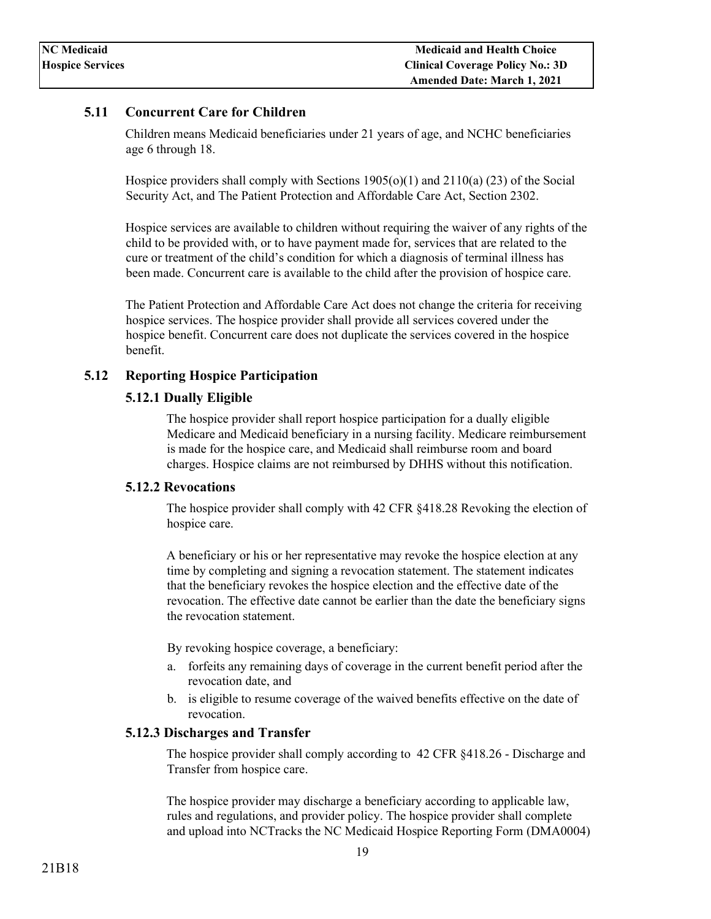## 5.11 Concurrent Care for Children

Children means Medicaid beneficiaries under 21 years of age, and NCHC beneficiaries age 6 through 18.

Hospice providers shall comply with Sections 1905(o)(1) and 2110(a) (23) of the Social Security Act, and The Patient Protection and Affordable Care Act, Section 2302.

Hospice services are available to children without requiring the waiver of any rights of the child to be provided with, or to have payment made for, services that are related to the cure or treatment of the child's condition for which a diagnosis of terminal illness has been made. Concurrent care is available to the child after the provision of hospice care.

The Patient Protection and Affordable Care Act does not change the criteria for receiving hospice services. The hospice provider shall provide all services covered under the hospice benefit. Concurrent care does not duplicate the services covered in the hospice benefit.

## 5.12 Reporting Hospice Participation

### 5.12.1 Dually Eligible

The hospice provider shall report hospice participation for a dually eligible Medicare and Medicaid beneficiary in a nursing facility. Medicare reimbursement is made for the hospice care, and Medicaid shall reimburse room and board charges. Hospice claims are not reimbursed by DHHS without this notification.

### 5.12.2 Revocations

The hospice provider shall comply with 42 CFR §418.28 Revoking the election of hospice care.

A beneficiary or his or her representative may revoke the hospice election at any time by completing and signing a revocation statement. The statement indicates that the beneficiary revokes the hospice election and the effective date of the revocation. The effective date cannot be earlier than the date the beneficiary signs the revocation statement.

By revoking hospice coverage, a beneficiary:

a. forfeits any remaining days of coverage in the current benefit period after the revocation date, and
b. is eligible to resume coverage of the waived benefits effective on the date of revocation.

### 5.12.3 Discharges and Transfer

The hospice provider shall comply according to 42 CFR §418.26 - Discharge and Transfer from hospice care.

The hospice provider may discharge a beneficiary according to applicable law, rules and regulations, and provider policy. The hospice provider shall complete and upload into NCTracks the NC Medicaid Hospice Reporting Form (DMA0004)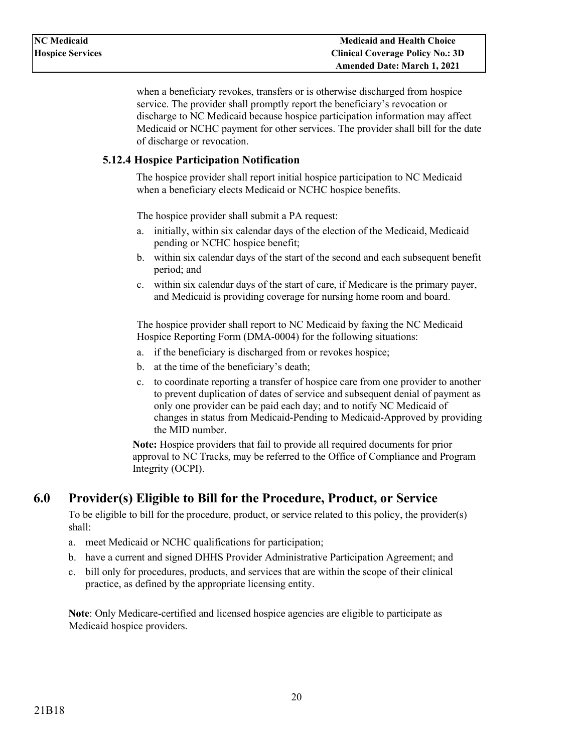when a beneficiary revokes, transfers or is otherwise discharged from hospice service. The provider shall promptly report the beneficiary's revocation or discharge to NC Medicaid because hospice participation information may affect Medicaid or NCHC payment for other services. The provider shall bill for the date of discharge or revocation.

### 5.12.4 Hospice Participation Notification

The hospice provider shall report initial hospice participation to NC Medicaid when a beneficiary elects Medicaid or NCHC hospice benefits.

The hospice provider shall submit a PA request:

a. initially, within six calendar days of the election of the Medicaid, Medicaid pending or NCHC hospice benefit;
b. within six calendar days of the start of the second and each subsequent benefit period; and
c. within six calendar days of the start of care, if Medicare is the primary payer, and Medicaid is providing coverage for nursing home room and board.

The hospice provider shall report to NC Medicaid by faxing the NC Medicaid Hospice Reporting Form (DMA-0004) for the following situations:

a. if the beneficiary is discharged from or revokes hospice;
b. at the time of the beneficiary's death;
c. to coordinate reporting a transfer of hospice care from one provider to another to prevent duplication of dates of service and subsequent denial of payment as only one provider can be paid each day; and to notify NC Medicaid of changes in status from Medicaid-Pending to Medicaid-Approved by providing the MID number.

**Note:** Hospice providers that fail to provide all required documents for prior approval to NC Tracks, may be referred to the Office of Compliance and Program Integrity (OCPI).

# 6.0 Provider(s) Eligible to Bill for the Procedure, Product, or Service

To be eligible to bill for the procedure, product, or service related to this policy, the provider(s) shall:

a. meet Medicaid or NCHC qualifications for participation;
b. have a current and signed DHHS Provider Administrative Participation Agreement; and
c. bill only for procedures, products, and services that are within the scope of their clinical practice, as defined by the appropriate licensing entity.

**Note**: Only Medicare-certified and licensed hospice agencies are eligible to participate as Medicaid hospice providers.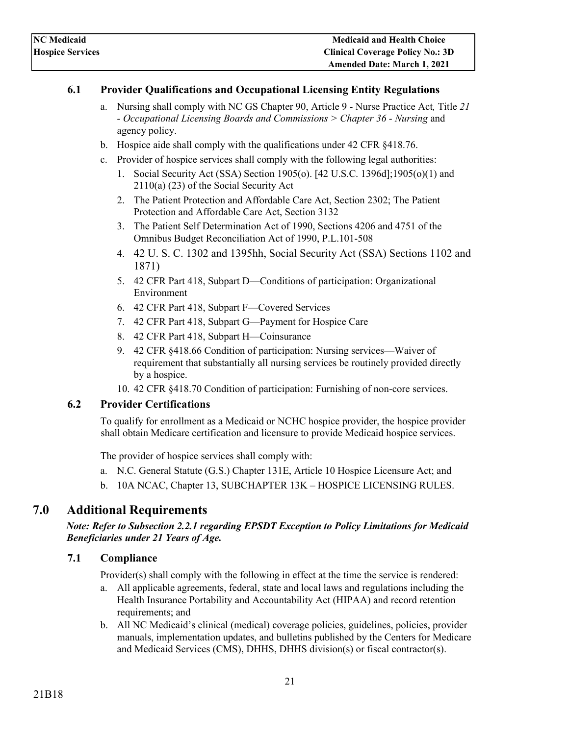### 6.1 Provider Qualifications and Occupational Licensing Entity Regulations

a. Nursing shall comply with NC GS Chapter 90, Article 9 - Nurse Practice Act, Title *21 - Occupational Licensing Boards and Commissions > Chapter 36 - Nursing* and agency policy.
b. Hospice aide shall comply with the qualifications under 42 CFR §418.76.
c. Provider of hospice services shall comply with the following legal authorities:
   1. Social Security Act (SSA) Section 1905(o). [42 U.S.C. 1396d];1905(o)(1) and 2110(a) (23) of the Social Security Act
   2. The Patient Protection and Affordable Care Act, Section 2302; The Patient Protection and Affordable Care Act, Section 3132
   3. The Patient Self Determination Act of 1990, Sections 4206 and 4751 of the Omnibus Budget Reconciliation Act of 1990, P.L.101-508
   4. 42 U. S. C. 1302 and 1395hh, Social Security Act (SSA) Sections 1102 and 1871)
   5. 42 CFR Part 418, Subpart D—Conditions of participation: Organizational Environment
   6. 42 CFR Part 418, Subpart F—Covered Services
   7. 42 CFR Part 418, Subpart G—Payment for Hospice Care
   8. 42 CFR Part 418, Subpart H—Coinsurance
   9. 42 CFR §418.66 Condition of participation: Nursing services—Waiver of requirement that substantially all nursing services be routinely provided directly by a hospice.
   10. 42 CFR §418.70 Condition of participation: Furnishing of non-core services.

### 6.2 Provider Certifications

To qualify for enrollment as a Medicaid or NCHC hospice provider, the hospice provider shall obtain Medicare certification and licensure to provide Medicaid hospice services.

The provider of hospice services shall comply with:

a. N.C. General Statute (G.S.) Chapter 131E, Article 10 Hospice Licensure Act; and
b. 10A NCAC, Chapter 13, SUBCHAPTER 13K – HOSPICE LICENSING RULES.

## 7.0 Additional Requirements

***Note: Refer to Subsection 2.2.1 regarding EPSDT Exception to Policy Limitations for Medicaid Beneficiaries under 21 Years of Age.***

### 7.1 Compliance

Provider(s) shall comply with the following in effect at the time the service is rendered:

a. All applicable agreements, federal, state and local laws and regulations including the Health Insurance Portability and Accountability Act (HIPAA) and record retention requirements; and
b. All NC Medicaid's clinical (medical) coverage policies, guidelines, policies, provider manuals, implementation updates, and bulletins published by the Centers for Medicare and Medicaid Services (CMS), DHHS, DHHS division(s) or fiscal contractor(s).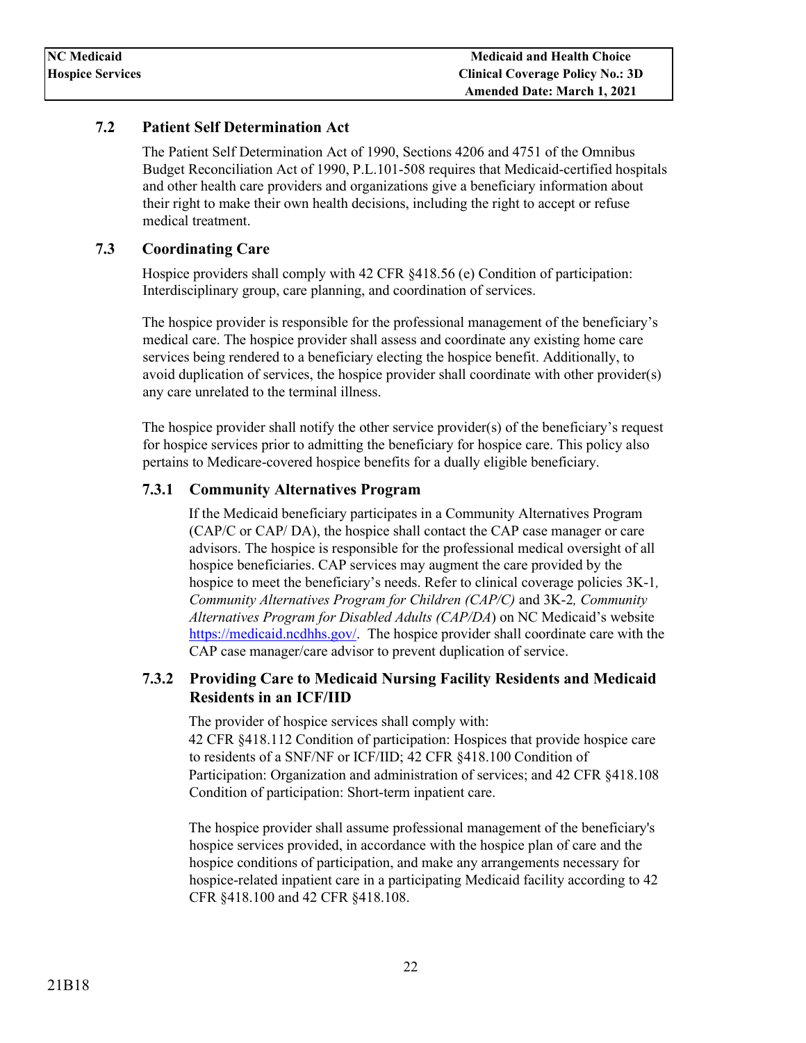## 7.2 Patient Self Determination Act

The Patient Self Determination Act of 1990, Sections 4206 and 4751 of the Omnibus Budget Reconciliation Act of 1990, P.L.101-508 requires that Medicaid-certified hospitals and other health care providers and organizations give a beneficiary information about their right to make their own health decisions, including the right to accept or refuse medical treatment.

## 7.3 Coordinating Care

Hospice providers shall comply with 42 CFR §418.56 (e) Condition of participation: Interdisciplinary group, care planning, and coordination of services.

The hospice provider is responsible for the professional management of the beneficiary's medical care. The hospice provider shall assess and coordinate any existing home care services being rendered to a beneficiary electing the hospice benefit. Additionally, to avoid duplication of services, the hospice provider shall coordinate with other provider(s) any care unrelated to the terminal illness.

The hospice provider shall notify the other service provider(s) of the beneficiary's request for hospice services prior to admitting the beneficiary for hospice care. This policy also pertains to Medicare-covered hospice benefits for a dually eligible beneficiary.

### 7.3.1 Community Alternatives Program

If the Medicaid beneficiary participates in a Community Alternatives Program (CAP/C or CAP/ DA), the hospice shall contact the CAP case manager or care advisors. The hospice is responsible for the professional medical oversight of all hospice beneficiaries. CAP services may augment the care provided by the hospice to meet the beneficiary's needs. Refer to clinical coverage policies 3K-1, *Community Alternatives Program for Children (CAP/C)* and 3K-2, *Community Alternatives Program for Disabled Adults (CAP/DA*) on NC Medicaid's website https://medicaid.ncdhhs.gov/. The hospice provider shall coordinate care with the CAP case manager/care advisor to prevent duplication of service.

### 7.3.2 Providing Care to Medicaid Nursing Facility Residents and Medicaid Residents in an ICF/IID

The provider of hospice services shall comply with:
42 CFR §418.112 Condition of participation: Hospices that provide hospice care to residents of a SNF/NF or ICF/IID; 42 CFR §418.100 Condition of Participation: Organization and administration of services; and 42 CFR §418.108 Condition of participation: Short-term inpatient care.

The hospice provider shall assume professional management of the beneficiary's hospice services provided, in accordance with the hospice plan of care and the hospice conditions of participation, and make any arrangements necessary for hospice-related inpatient care in a participating Medicaid facility according to 42 CFR §418.100 and 42 CFR §418.108.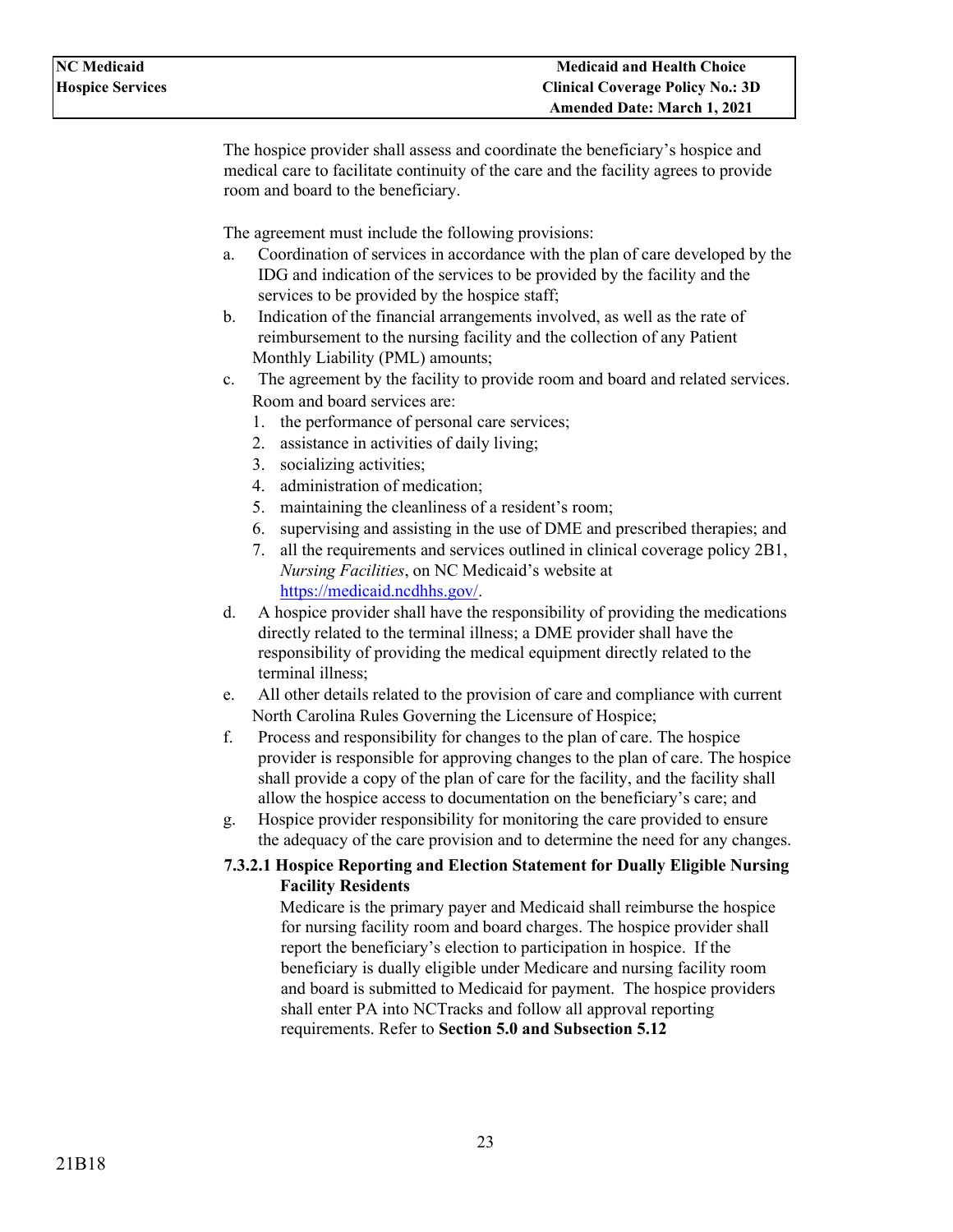The hospice provider shall assess and coordinate the beneficiary's hospice and medical care to facilitate continuity of the care and the facility agrees to provide room and board to the beneficiary.

The agreement must include the following provisions:

a. Coordination of services in accordance with the plan of care developed by the IDG and indication of the services to be provided by the facility and the services to be provided by the hospice staff;
b. Indication of the financial arrangements involved, as well as the rate of reimbursement to the nursing facility and the collection of any Patient Monthly Liability (PML) amounts;
c. The agreement by the facility to provide room and board and related services. Room and board services are:
    1. the performance of personal care services;
    2. assistance in activities of daily living;
    3. socializing activities;
    4. administration of medication;
    5. maintaining the cleanliness of a resident's room;
    6. supervising and assisting in the use of DME and prescribed therapies; and
    7. all the requirements and services outlined in clinical coverage policy 2B1, *Nursing Facilities*, on NC Medicaid's website at https://medicaid.ncdhhs.gov/.
d. A hospice provider shall have the responsibility of providing the medications directly related to the terminal illness; a DME provider shall have the responsibility of providing the medical equipment directly related to the terminal illness;
e. All other details related to the provision of care and compliance with current North Carolina Rules Governing the Licensure of Hospice;
f. Process and responsibility for changes to the plan of care. The hospice provider is responsible for approving changes to the plan of care. The hospice shall provide a copy of the plan of care for the facility, and the facility shall allow the hospice access to documentation on the beneficiary's care; and
g. Hospice provider responsibility for monitoring the care provided to ensure the adequacy of the care provision and to determine the need for any changes.

#### 7.3.2.1 Hospice Reporting and Election Statement for Dually Eligible Nursing Facility Residents

Medicare is the primary payer and Medicaid shall reimburse the hospice for nursing facility room and board charges. The hospice provider shall report the beneficiary's election to participation in hospice. If the beneficiary is dually eligible under Medicare and nursing facility room and board is submitted to Medicaid for payment. The hospice providers shall enter PA into NCTracks and follow all approval reporting requirements. Refer to **Section 5.0 and Subsection 5.12**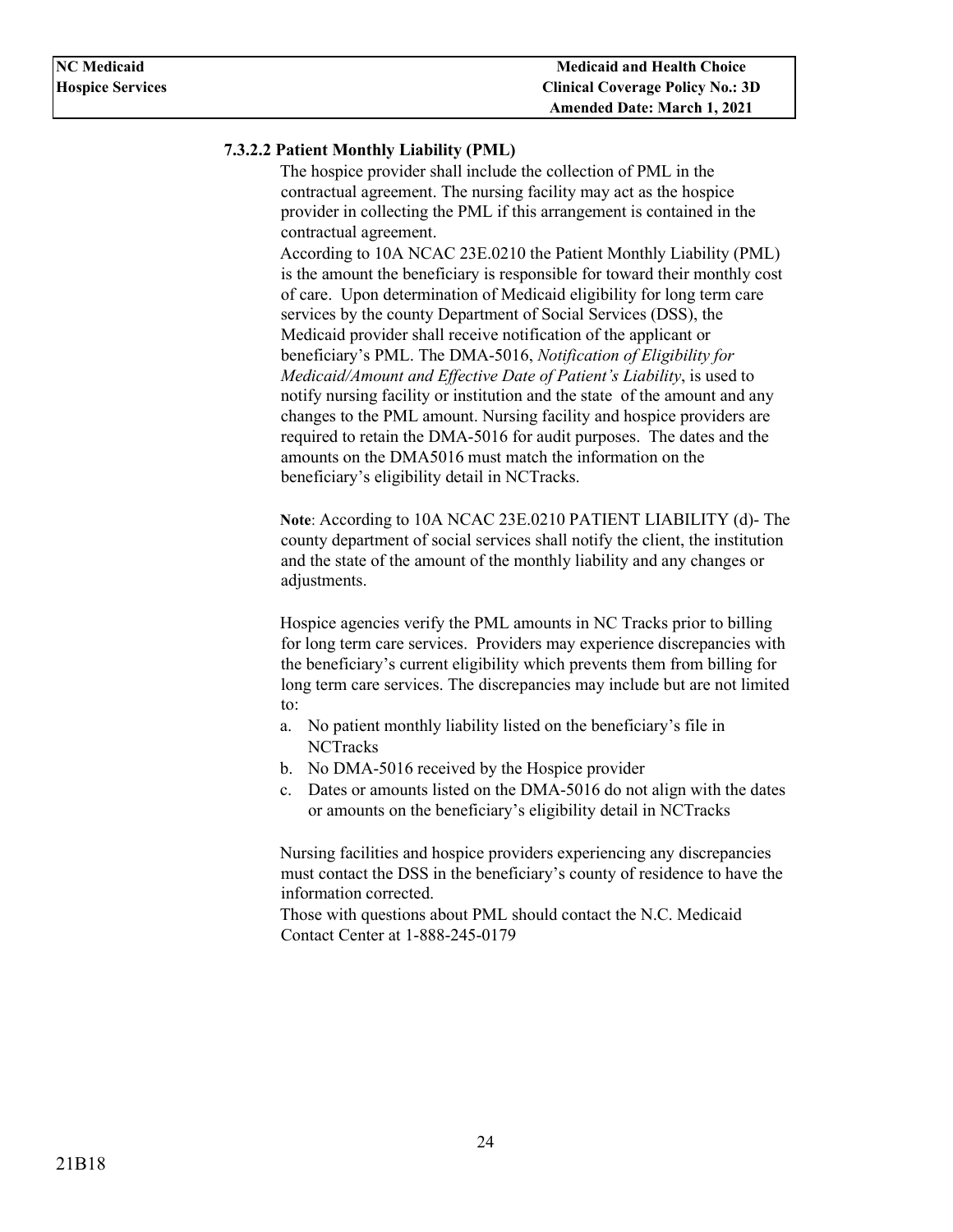#### 7.3.2.2 Patient Monthly Liability (PML)

The hospice provider shall include the collection of PML in the contractual agreement. The nursing facility may act as the hospice provider in collecting the PML if this arrangement is contained in the contractual agreement.

According to 10A NCAC 23E.0210 the Patient Monthly Liability (PML) is the amount the beneficiary is responsible for toward their monthly cost of care. Upon determination of Medicaid eligibility for long term care services by the county Department of Social Services (DSS), the Medicaid provider shall receive notification of the applicant or beneficiary's PML. The DMA-5016, *Notification of Eligibility for Medicaid/Amount and Effective Date of Patient's Liability*, is used to notify nursing facility or institution and the state of the amount and any changes to the PML amount. Nursing facility and hospice providers are required to retain the DMA-5016 for audit purposes. The dates and the amounts on the DMA5016 must match the information on the beneficiary's eligibility detail in NCTracks.

**Note**: According to 10A NCAC 23E.0210 PATIENT LIABILITY (d)- The county department of social services shall notify the client, the institution and the state of the amount of the monthly liability and any changes or adjustments.

Hospice agencies verify the PML amounts in NC Tracks prior to billing for long term care services. Providers may experience discrepancies with the beneficiary's current eligibility which prevents them from billing for long term care services. The discrepancies may include but are not limited to:

a. No patient monthly liability listed on the beneficiary's file in NCTracks
b. No DMA-5016 received by the Hospice provider
c. Dates or amounts listed on the DMA-5016 do not align with the dates or amounts on the beneficiary's eligibility detail in NCTracks

Nursing facilities and hospice providers experiencing any discrepancies must contact the DSS in the beneficiary's county of residence to have the information corrected.

Those with questions about PML should contact the N.C. Medicaid Contact Center at 1-888-245-0179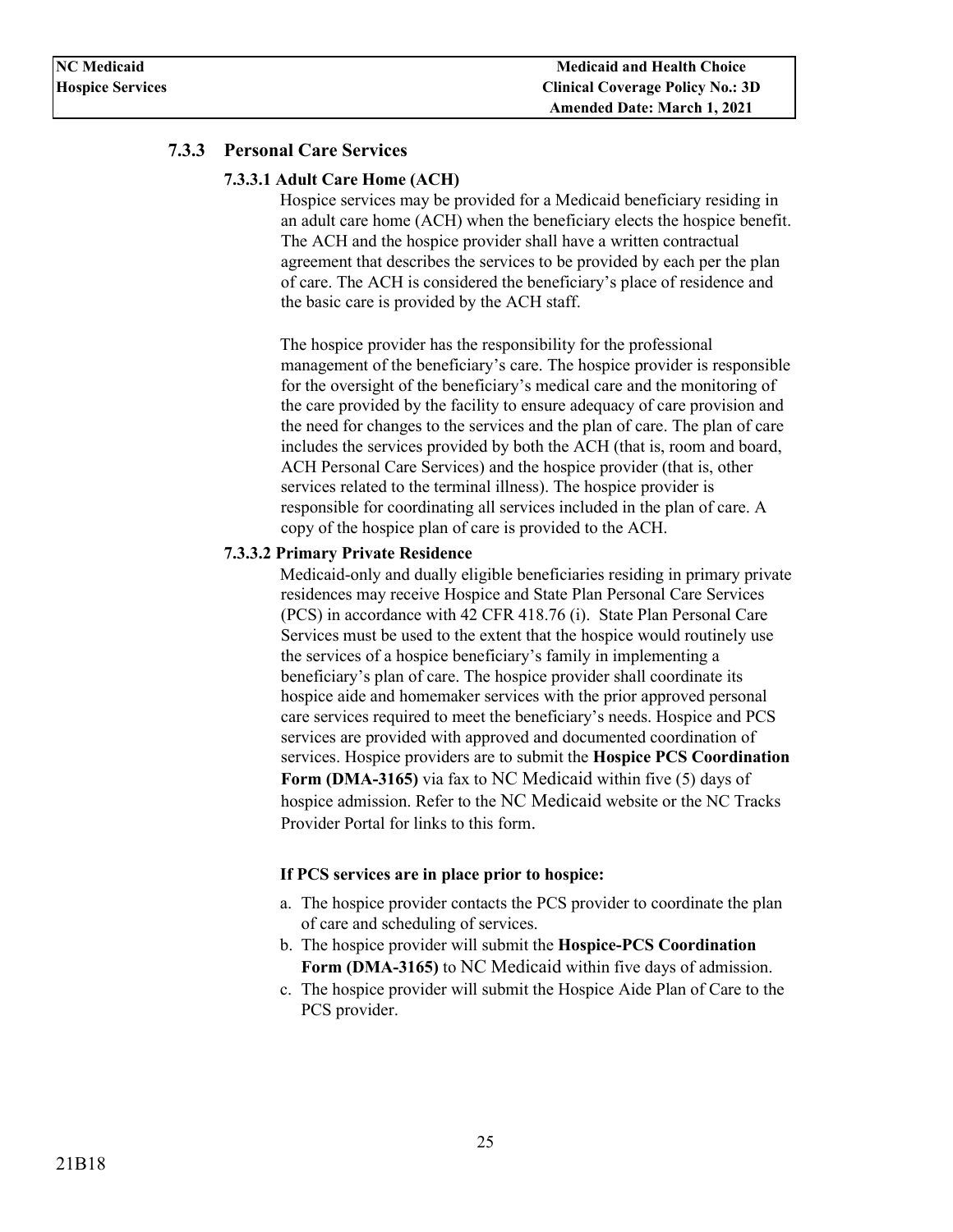### 7.3.3 Personal Care Services

#### 7.3.3.1 Adult Care Home (ACH)

Hospice services may be provided for a Medicaid beneficiary residing in an adult care home (ACH) when the beneficiary elects the hospice benefit. The ACH and the hospice provider shall have a written contractual agreement that describes the services to be provided by each per the plan of care. The ACH is considered the beneficiary's place of residence and the basic care is provided by the ACH staff.

The hospice provider has the responsibility for the professional management of the beneficiary's care. The hospice provider is responsible for the oversight of the beneficiary's medical care and the monitoring of the care provided by the facility to ensure adequacy of care provision and the need for changes to the services and the plan of care. The plan of care includes the services provided by both the ACH (that is, room and board, ACH Personal Care Services) and the hospice provider (that is, other services related to the terminal illness). The hospice provider is responsible for coordinating all services included in the plan of care. A copy of the hospice plan of care is provided to the ACH.

#### 7.3.3.2 Primary Private Residence

Medicaid-only and dually eligible beneficiaries residing in primary private residences may receive Hospice and State Plan Personal Care Services (PCS) in accordance with 42 CFR 418.76 (i). State Plan Personal Care Services must be used to the extent that the hospice would routinely use the services of a hospice beneficiary's family in implementing a beneficiary's plan of care. The hospice provider shall coordinate its hospice aide and homemaker services with the prior approved personal care services required to meet the beneficiary's needs. Hospice and PCS services are provided with approved and documented coordination of services. Hospice providers are to submit the **Hospice PCS Coordination Form (DMA-3165)** via fax to NC Medicaid within five (5) days of hospice admission. Refer to the NC Medicaid website or the NC Tracks Provider Portal for links to this form.

**If PCS services are in place prior to hospice:**

a. The hospice provider contacts the PCS provider to coordinate the plan of care and scheduling of services.
b. The hospice provider will submit the **Hospice-PCS Coordination Form (DMA-3165)** to NC Medicaid within five days of admission.
c. The hospice provider will submit the Hospice Aide Plan of Care to the PCS provider.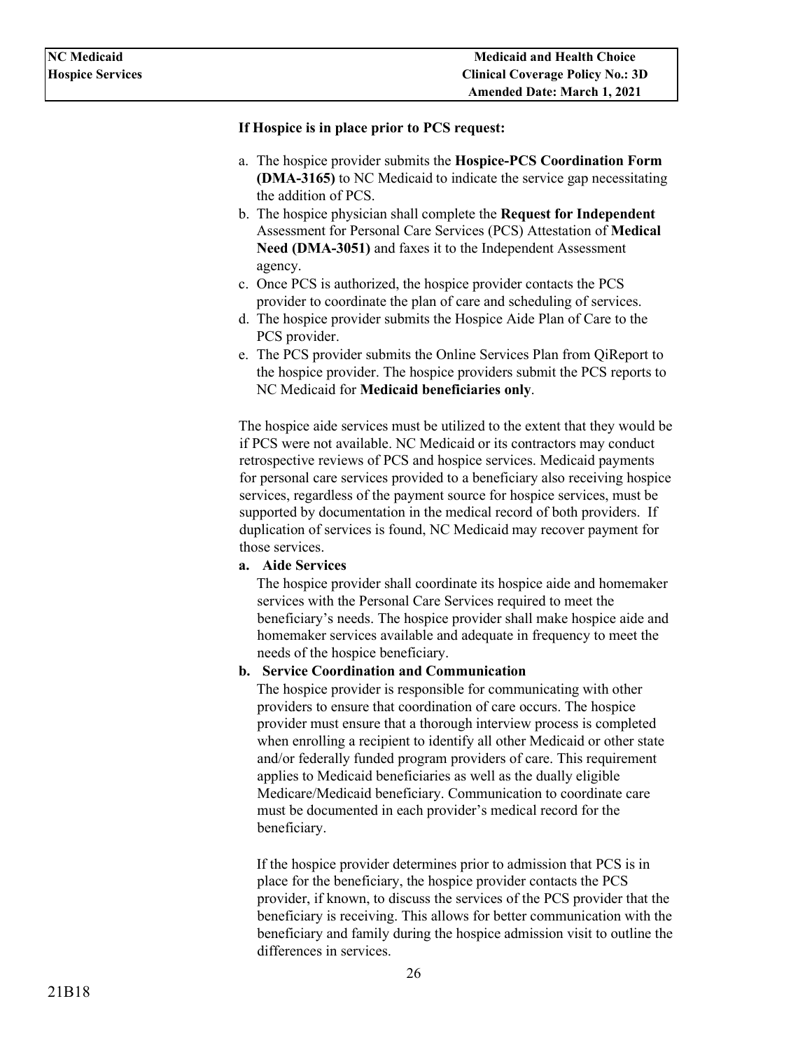**If Hospice is in place prior to PCS request:**

a. The hospice provider submits the **Hospice-PCS Coordination Form (DMA-3165)** to NC Medicaid to indicate the service gap necessitating the addition of PCS.
b. The hospice physician shall complete the **Request for Independent** Assessment for Personal Care Services (PCS) Attestation of **Medical Need (DMA-3051)** and faxes it to the Independent Assessment agency.
c. Once PCS is authorized, the hospice provider contacts the PCS provider to coordinate the plan of care and scheduling of services.
d. The hospice provider submits the Hospice Aide Plan of Care to the PCS provider.
e. The PCS provider submits the Online Services Plan from QiReport to the hospice provider. The hospice providers submit the PCS reports to NC Medicaid for **Medicaid beneficiaries only**.

The hospice aide services must be utilized to the extent that they would be if PCS were not available. NC Medicaid or its contractors may conduct retrospective reviews of PCS and hospice services. Medicaid payments for personal care services provided to a beneficiary also receiving hospice services, regardless of the payment source for hospice services, must be supported by documentation in the medical record of both providers. If duplication of services is found, NC Medicaid may recover payment for those services.

**a. Aide Services**

The hospice provider shall coordinate its hospice aide and homemaker services with the Personal Care Services required to meet the beneficiary's needs. The hospice provider shall make hospice aide and homemaker services available and adequate in frequency to meet the needs of the hospice beneficiary.

**b. Service Coordination and Communication**

The hospice provider is responsible for communicating with other providers to ensure that coordination of care occurs. The hospice provider must ensure that a thorough interview process is completed when enrolling a recipient to identify all other Medicaid or other state and/or federally funded program providers of care. This requirement applies to Medicaid beneficiaries as well as the dually eligible Medicare/Medicaid beneficiary. Communication to coordinate care must be documented in each provider's medical record for the beneficiary.

If the hospice provider determines prior to admission that PCS is in place for the beneficiary, the hospice provider contacts the PCS provider, if known, to discuss the services of the PCS provider that the beneficiary is receiving. This allows for better communication with the beneficiary and family during the hospice admission visit to outline the differences in services.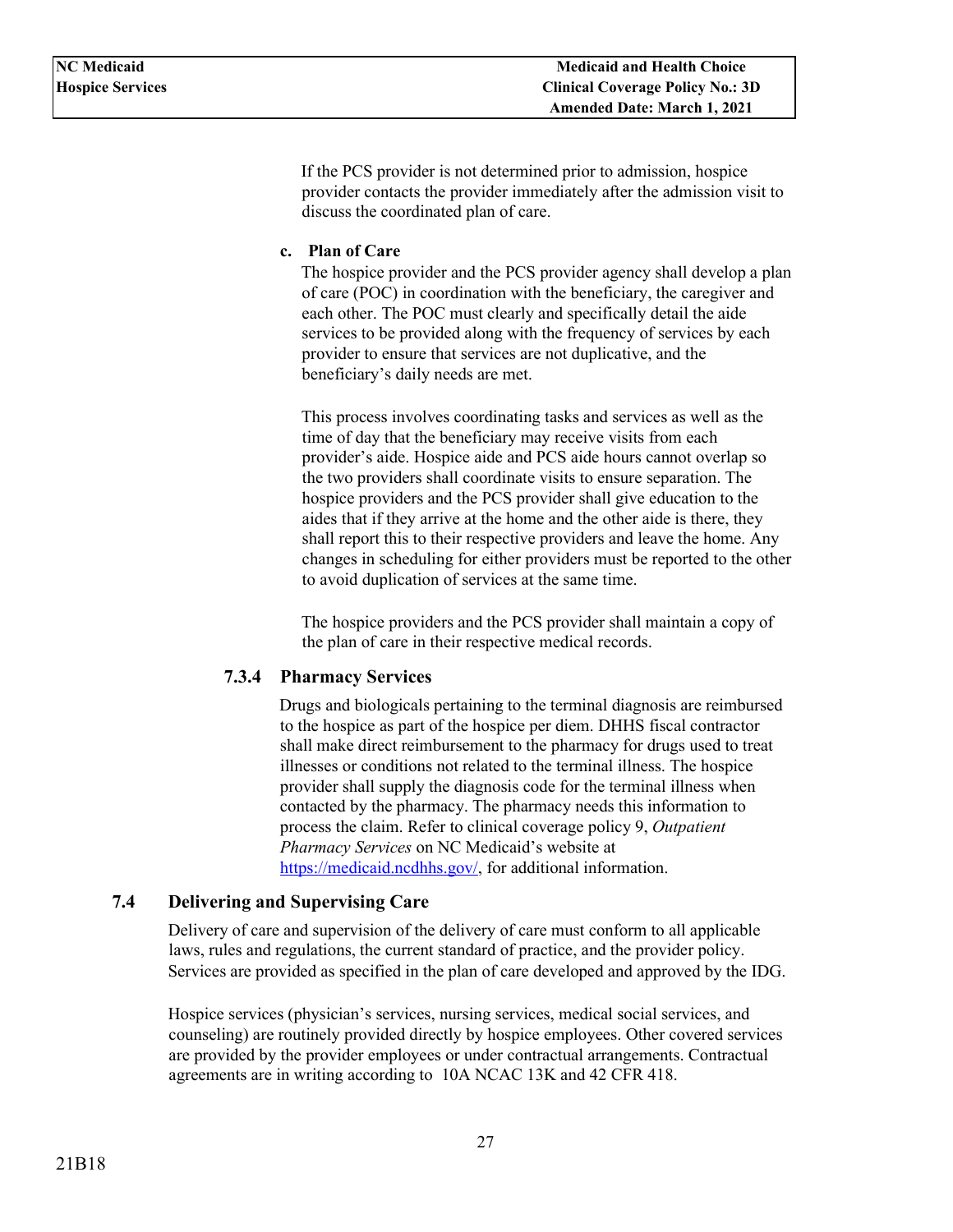If the PCS provider is not determined prior to admission, hospice provider contacts the provider immediately after the admission visit to discuss the coordinated plan of care.

**c. Plan of Care**

The hospice provider and the PCS provider agency shall develop a plan of care (POC) in coordination with the beneficiary, the caregiver and each other. The POC must clearly and specifically detail the aide services to be provided along with the frequency of services by each provider to ensure that services are not duplicative, and the beneficiary's daily needs are met.

This process involves coordinating tasks and services as well as the time of day that the beneficiary may receive visits from each provider's aide. Hospice aide and PCS aide hours cannot overlap so the two providers shall coordinate visits to ensure separation. The hospice providers and the PCS provider shall give education to the aides that if they arrive at the home and the other aide is there, they shall report this to their respective providers and leave the home. Any changes in scheduling for either providers must be reported to the other to avoid duplication of services at the same time.

The hospice providers and the PCS provider shall maintain a copy of the plan of care in their respective medical records.

### 7.3.4 Pharmacy Services

Drugs and biologicals pertaining to the terminal diagnosis are reimbursed to the hospice as part of the hospice per diem. DHHS fiscal contractor shall make direct reimbursement to the pharmacy for drugs used to treat illnesses or conditions not related to the terminal illness. The hospice provider shall supply the diagnosis code for the terminal illness when contacted by the pharmacy. The pharmacy needs this information to process the claim. Refer to clinical coverage policy 9, *Outpatient Pharmacy Services* on NC Medicaid's website at https://medicaid.ncdhhs.gov/, for additional information.

## 7.4 Delivering and Supervising Care

Delivery of care and supervision of the delivery of care must conform to all applicable laws, rules and regulations, the current standard of practice, and the provider policy. Services are provided as specified in the plan of care developed and approved by the IDG.

Hospice services (physician's services, nursing services, medical social services, and counseling) are routinely provided directly by hospice employees. Other covered services are provided by the provider employees or under contractual arrangements. Contractual agreements are in writing according to 10A NCAC 13K and 42 CFR 418.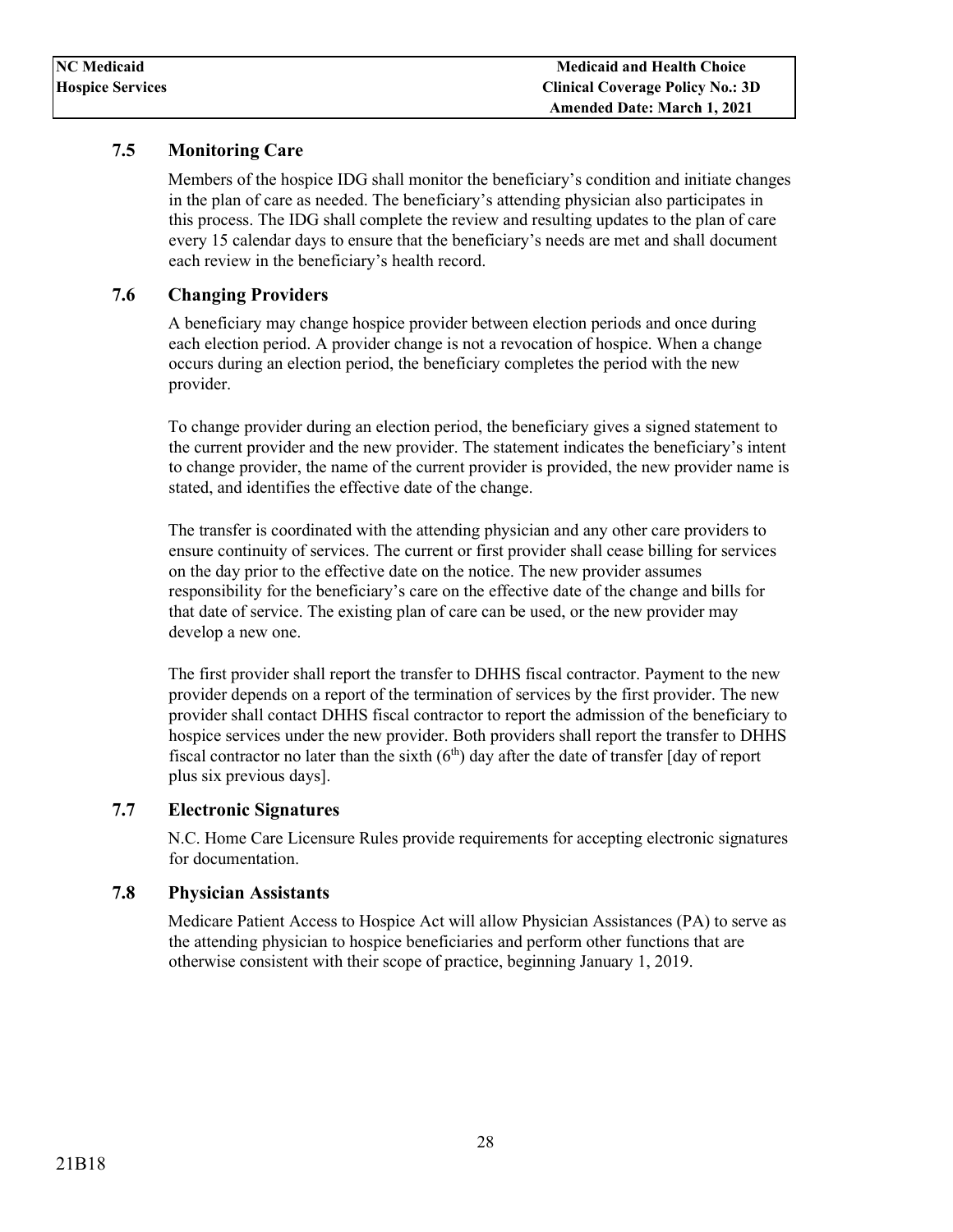### 7.5 Monitoring Care

Members of the hospice IDG shall monitor the beneficiary's condition and initiate changes in the plan of care as needed. The beneficiary's attending physician also participates in this process. The IDG shall complete the review and resulting updates to the plan of care every 15 calendar days to ensure that the beneficiary's needs are met and shall document each review in the beneficiary's health record.

### 7.6 Changing Providers

A beneficiary may change hospice provider between election periods and once during each election period. A provider change is not a revocation of hospice. When a change occurs during an election period, the beneficiary completes the period with the new provider.

To change provider during an election period, the beneficiary gives a signed statement to the current provider and the new provider. The statement indicates the beneficiary's intent to change provider, the name of the current provider is provided, the new provider name is stated, and identifies the effective date of the change.

The transfer is coordinated with the attending physician and any other care providers to ensure continuity of services. The current or first provider shall cease billing for services on the day prior to the effective date on the notice. The new provider assumes responsibility for the beneficiary's care on the effective date of the change and bills for that date of service. The existing plan of care can be used, or the new provider may develop a new one.

The first provider shall report the transfer to DHHS fiscal contractor. Payment to the new provider depends on a report of the termination of services by the first provider. The new provider shall contact DHHS fiscal contractor to report the admission of the beneficiary to hospice services under the new provider. Both providers shall report the transfer to DHHS fiscal contractor no later than the sixth (6th) day after the date of transfer [day of report plus six previous days].

### 7.7 Electronic Signatures

N.C. Home Care Licensure Rules provide requirements for accepting electronic signatures for documentation.

### 7.8 Physician Assistants

Medicare Patient Access to Hospice Act will allow Physician Assistances (PA) to serve as the attending physician to hospice beneficiaries and perform other functions that are otherwise consistent with their scope of practice, beginning January 1, 2019.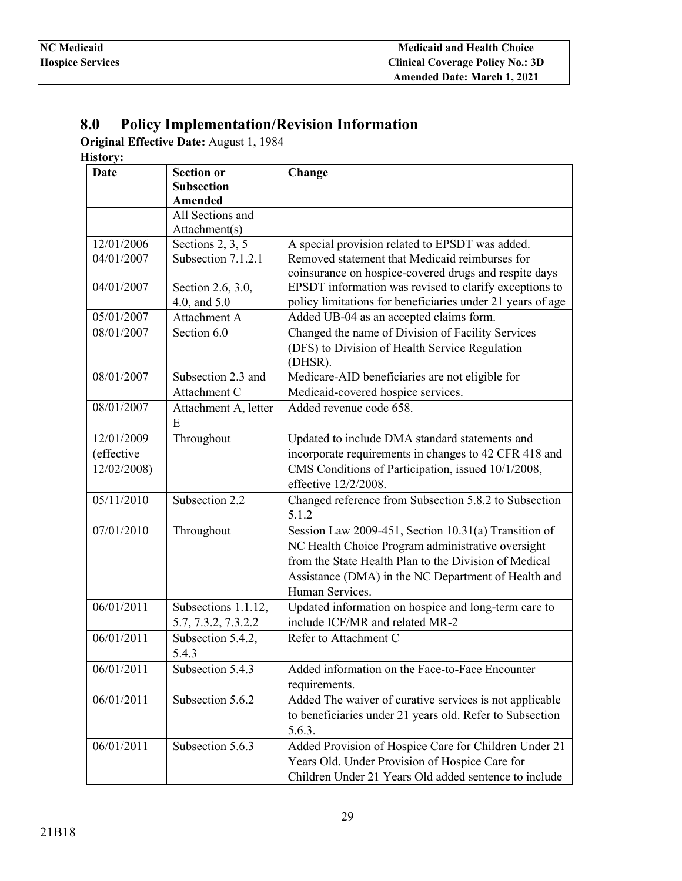## 8.0 Policy Implementation/Revision Information

**Original Effective Date:** August 1, 1984

**History:**

| Date | Section or Subsection Amended | Change |
|---|---|---|
| | All Sections and Attachment(s) | |
| 12/01/2006 | Sections 2, 3, 5 | A special provision related to EPSDT was added. |
| 04/01/2007 | Subsection 7.1.2.1 | Removed statement that Medicaid reimburses for coinsurance on hospice-covered drugs and respite days |
| 04/01/2007 | Section 2.6, 3.0, 4.0, and 5.0 | EPSDT information was revised to clarify exceptions to policy limitations for beneficiaries under 21 years of age |
| 05/01/2007 | Attachment A | Added UB-04 as an accepted claims form. |
| 08/01/2007 | Section 6.0 | Changed the name of Division of Facility Services (DFS) to Division of Health Service Regulation (DHSR). |
| 08/01/2007 | Subsection 2.3 and Attachment C | Medicare-AID beneficiaries are not eligible for Medicaid-covered hospice services. |
| 08/01/2007 | Attachment A, letter E | Added revenue code 658. |
| 12/01/2009 (effective 12/02/2008) | Throughout | Updated to include DMA standard statements and incorporate requirements in changes to 42 CFR 418 and CMS Conditions of Participation, issued 10/1/2008, effective 12/2/2008. |
| 05/11/2010 | Subsection 2.2 | Changed reference from Subsection 5.8.2 to Subsection 5.1.2 |
| 07/01/2010 | Throughout | Session Law 2009-451, Section 10.31(a) Transition of NC Health Choice Program administrative oversight from the State Health Plan to the Division of Medical Assistance (DMA) in the NC Department of Health and Human Services. |
| 06/01/2011 | Subsections 1.1.12, 5.7, 7.3.2, 7.3.2.2 | Updated information on hospice and long-term care to include ICF/MR and related MR-2 |
| 06/01/2011 | Subsection 5.4.2, 5.4.3 | Refer to Attachment C |
| 06/01/2011 | Subsection 5.4.3 | Added information on the Face-to-Face Encounter requirements. |
| 06/01/2011 | Subsection 5.6.2 | Added The waiver of curative services is not applicable to beneficiaries under 21 years old. Refer to Subsection 5.6.3. |
| 06/01/2011 | Subsection 5.6.3 | Added Provision of Hospice Care for Children Under 21 Years Old. Under Provision of Hospice Care for Children Under 21 Years Old added sentence to include |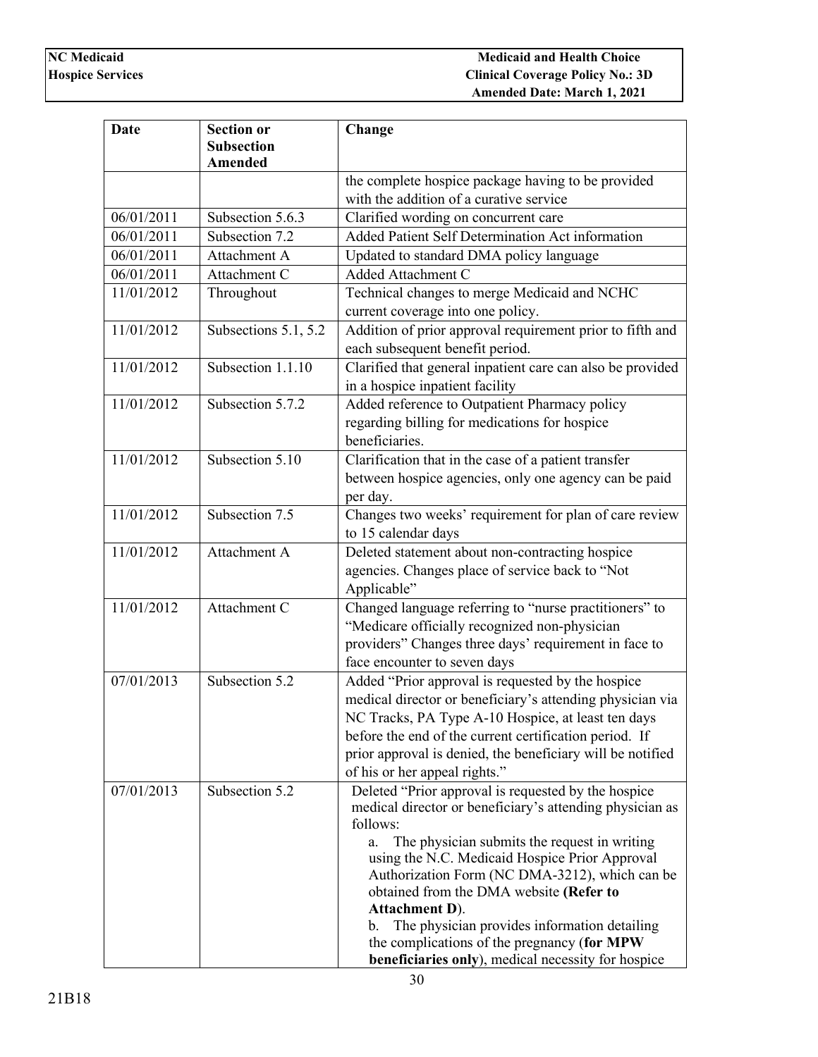| Date | Section or Subsection Amended | Change |
|---|---|---|
| | | the complete hospice package having to be provided with the addition of a curative service |
| 06/01/2011 | Subsection 5.6.3 | Clarified wording on concurrent care |
| 06/01/2011 | Subsection 7.2 | Added Patient Self Determination Act information |
| 06/01/2011 | Attachment A | Updated to standard DMA policy language |
| 06/01/2011 | Attachment C | Added Attachment C |
| 11/01/2012 | Throughout | Technical changes to merge Medicaid and NCHC current coverage into one policy. |
| 11/01/2012 | Subsections 5.1, 5.2 | Addition of prior approval requirement prior to fifth and each subsequent benefit period. |
| 11/01/2012 | Subsection 1.1.10 | Clarified that general inpatient care can also be provided in a hospice inpatient facility |
| 11/01/2012 | Subsection 5.7.2 | Added reference to Outpatient Pharmacy policy regarding billing for medications for hospice beneficiaries. |
| 11/01/2012 | Subsection 5.10 | Clarification that in the case of a patient transfer between hospice agencies, only one agency can be paid per day. |
| 11/01/2012 | Subsection 7.5 | Changes two weeks' requirement for plan of care review to 15 calendar days |
| 11/01/2012 | Attachment A | Deleted statement about non-contracting hospice agencies. Changes place of service back to "Not Applicable" |
| 11/01/2012 | Attachment C | Changed language referring to "nurse practitioners" to "Medicare officially recognized non-physician providers" Changes three days' requirement in face to face encounter to seven days |
| 07/01/2013 | Subsection 5.2 | Added "Prior approval is requested by the hospice medical director or beneficiary's attending physician via NC Tracks, PA Type A-10 Hospice, at least ten days before the end of the current certification period. If prior approval is denied, the beneficiary will be notified of his or her appeal rights." |
| 07/01/2013 | Subsection 5.2 | Deleted "Prior approval is requested by the hospice medical director or beneficiary's attending physician as follows:<br>a. The physician submits the request in writing using the N.C. Medicaid Hospice Prior Approval Authorization Form (NC DMA-3212), which can be obtained from the DMA website **(Refer to Attachment D**).<br>b. The physician provides information detailing the complications of the pregnancy (**for MPW beneficiaries only**), medical necessity for hospice |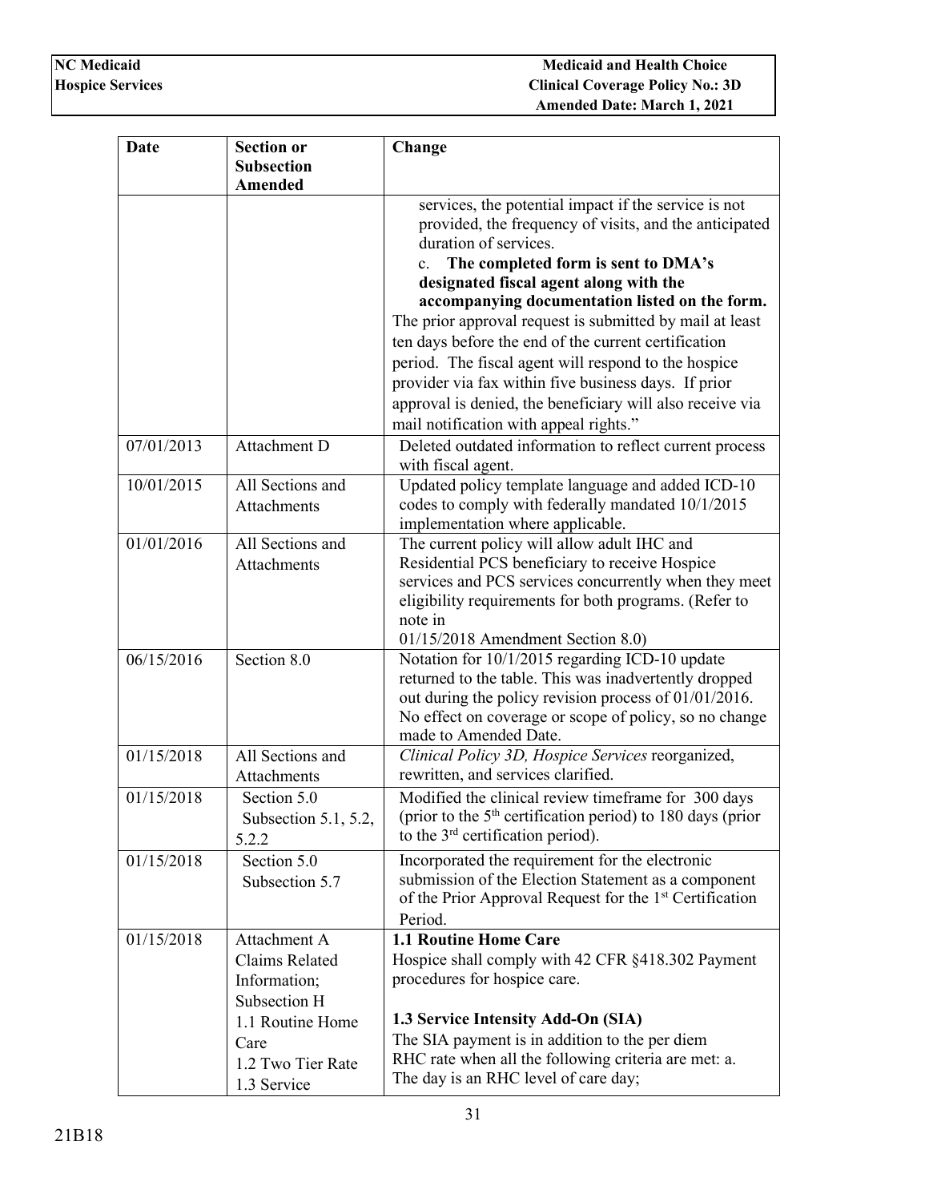| Date | Section or Subsection Amended | Change |
|---|---|---|
| | | services, the potential impact if the service is not provided, the frequency of visits, and the anticipated duration of services.<br>c. **The completed form is sent to DMA's designated fiscal agent along with the accompanying documentation listed on the form.**<br>The prior approval request is submitted by mail at least ten days before the end of the current certification period. The fiscal agent will respond to the hospice provider via fax within five business days. If prior approval is denied, the beneficiary will also receive via mail notification with appeal rights." |
| 07/01/2013 | Attachment D | Deleted outdated information to reflect current process with fiscal agent. |
| 10/01/2015 | All Sections and Attachments | Updated policy template language and added ICD-10 codes to comply with federally mandated 10/1/2015 implementation where applicable. |
| 01/01/2016 | All Sections and Attachments | The current policy will allow adult IHC and Residential PCS beneficiary to receive Hospice services and PCS services concurrently when they meet eligibility requirements for both programs. (Refer to note in 01/15/2018 Amendment Section 8.0) |
| 06/15/2016 | Section 8.0 | Notation for 10/1/2015 regarding ICD-10 update returned to the table. This was inadvertently dropped out during the policy revision process of 01/01/2016. No effect on coverage or scope of policy, so no change made to Amended Date. |
| 01/15/2018 | All Sections and Attachments | *Clinical Policy 3D, Hospice Services* reorganized, rewritten, and services clarified. |
| 01/15/2018 | Section 5.0 Subsection 5.1, 5.2, 5.2.2 | Modified the clinical review timeframe for 300 days (prior to the 5th certification period) to 180 days (prior to the 3rd certification period). |
| 01/15/2018 | Section 5.0 Subsection 5.7 | Incorporated the requirement for the electronic submission of the Election Statement as a component of the Prior Approval Request for the 1st Certification Period. |
| 01/15/2018 | Attachment A Claims Related Information; Subsection H 1.1 Routine Home Care 1.2 Two Tier Rate 1.3 Service | **1.1 Routine Home Care**<br>Hospice shall comply with 42 CFR §418.302 Payment procedures for hospice care.<br><br>**1.3 Service Intensity Add-On (SIA)**<br>The SIA payment is in addition to the per diem RHC rate when all the following criteria are met: a. The day is an RHC level of care day; |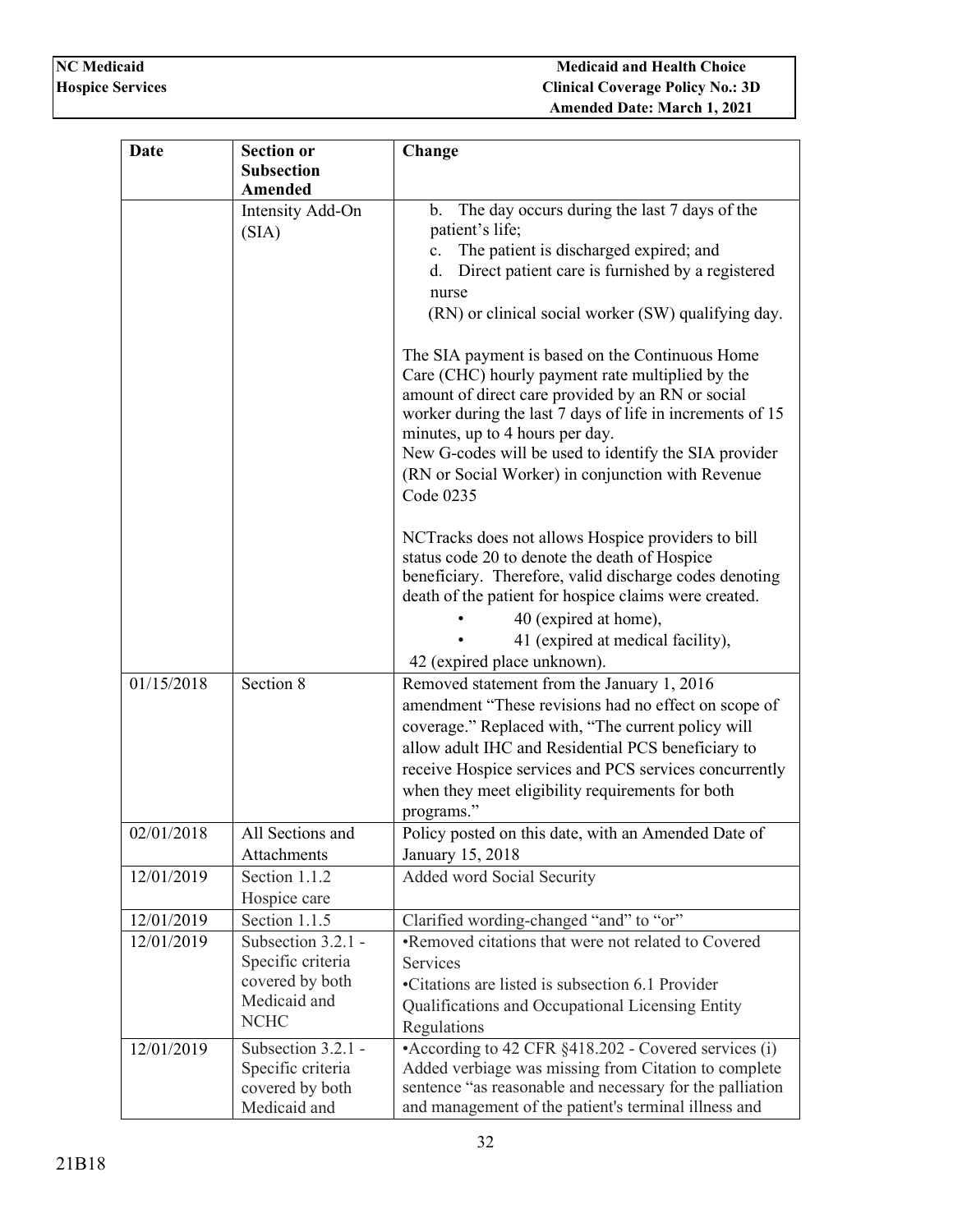| Date | Section or Subsection Amended | Change |
|---|---|---|
| | Intensity Add-On (SIA) | b. The day occurs during the last 7 days of the patient's life;<br>c. The patient is discharged expired; and<br>d. Direct patient care is furnished by a registered nurse<br>(RN) or clinical social worker (SW) qualifying day.<br><br>The SIA payment is based on the Continuous Home Care (CHC) hourly payment rate multiplied by the amount of direct care provided by an RN or social worker during the last 7 days of life in increments of 15 minutes, up to 4 hours per day.<br>New G-codes will be used to identify the SIA provider (RN or Social Worker) in conjunction with Revenue Code 0235<br><br>NCTracks does not allows Hospice providers to bill status code 20 to denote the death of Hospice beneficiary. Therefore, valid discharge codes denoting death of the patient for hospice claims were created.<br>• 40 (expired at home),<br>• 41 (expired at medical facility),<br>42 (expired place unknown). |
| 01/15/2018 | Section 8 | Removed statement from the January 1, 2016 amendment "These revisions had no effect on scope of coverage." Replaced with, "The current policy will allow adult IHC and Residential PCS beneficiary to receive Hospice services and PCS services concurrently when they meet eligibility requirements for both programs." |
| 02/01/2018 | All Sections and Attachments | Policy posted on this date, with an Amended Date of January 15, 2018 |
| 12/01/2019 | Section 1.1.2 Hospice care | Added word Social Security |
| 12/01/2019 | Section 1.1.5 | Clarified wording-changed "and" to "or" |
| 12/01/2019 | Subsection 3.2.1 - Specific criteria covered by both Medicaid and NCHC | •Removed citations that were not related to Covered Services<br>•Citations are listed is subsection 6.1 Provider Qualifications and Occupational Licensing Entity Regulations |
| 12/01/2019 | Subsection 3.2.1 - Specific criteria covered by both Medicaid and | •According to 42 CFR §418.202 - Covered services (i) Added verbiage was missing from Citation to complete sentence "as reasonable and necessary for the palliation and management of the patient's terminal illness and |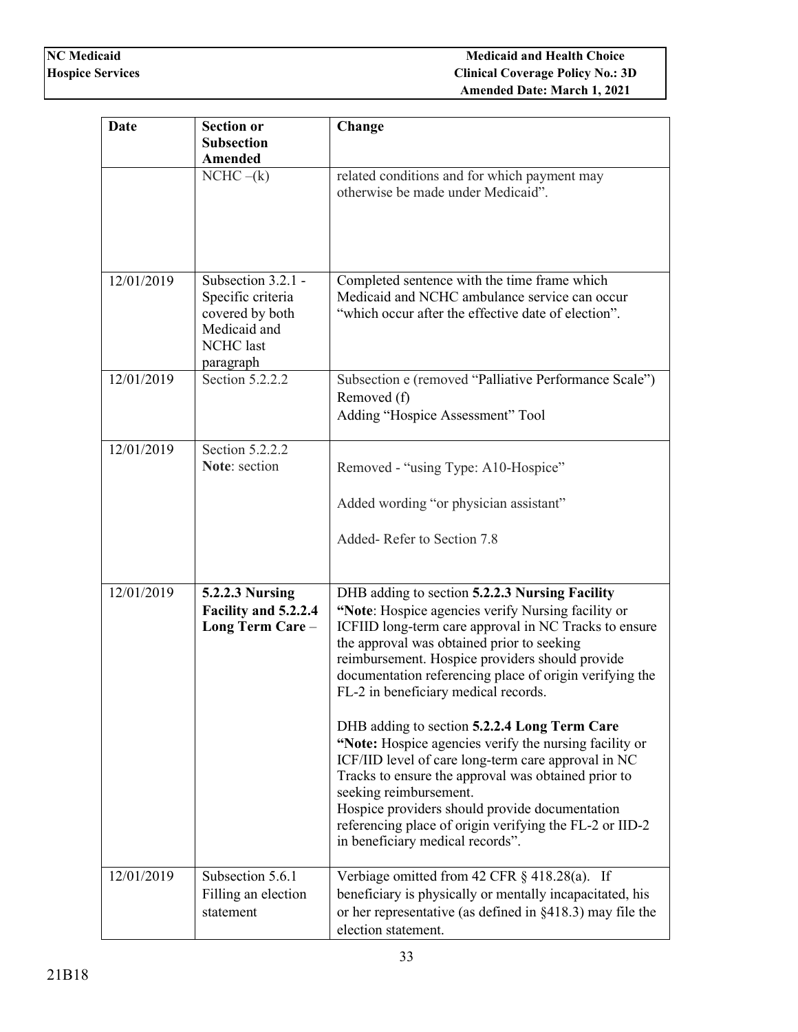| Date | Section or Subsection Amended | Change |
|---|---|---|
| | NCHC –(k) | related conditions and for which payment may otherwise be made under Medicaid". |
| 12/01/2019 | Subsection 3.2.1 - Specific criteria covered by both Medicaid and NCHC last paragraph | Completed sentence with the time frame which Medicaid and NCHC ambulance service can occur "which occur after the effective date of election". |
| 12/01/2019 | Section 5.2.2.2 | Subsection e (removed "Palliative Performance Scale")<br>Removed (f)<br>Adding "Hospice Assessment" Tool |
| 12/01/2019 | Section 5.2.2.2<br>**Note**: section | Removed - "using Type: A10-Hospice"<br><br>Added wording "or physician assistant"<br><br>Added- Refer to Section 7.8 |
| 12/01/2019 | **5.2.2.3 Nursing Facility and 5.2.2.4 Long Term Care** – | DHB adding to section **5.2.2.3 Nursing Facility**<br>**"Note**: Hospice agencies verify Nursing facility or ICFIID long-term care approval in NC Tracks to ensure the approval was obtained prior to seeking reimbursement. Hospice providers should provide documentation referencing place of origin verifying the FL-2 in beneficiary medical records.<br><br>DHB adding to section **5.2.2.4 Long Term Care**<br>**"Note:** Hospice agencies verify the nursing facility or ICF/IID level of care long-term care approval in NC Tracks to ensure the approval was obtained prior to seeking reimbursement.<br>Hospice providers should provide documentation referencing place of origin verifying the FL-2 or IID-2 in beneficiary medical records". |
| 12/01/2019 | Subsection 5.6.1 Filling an election statement | Verbiage omitted from 42 CFR § 418.28(a). If beneficiary is physically or mentally incapacitated, his or her representative (as defined in §418.3) may file the election statement. |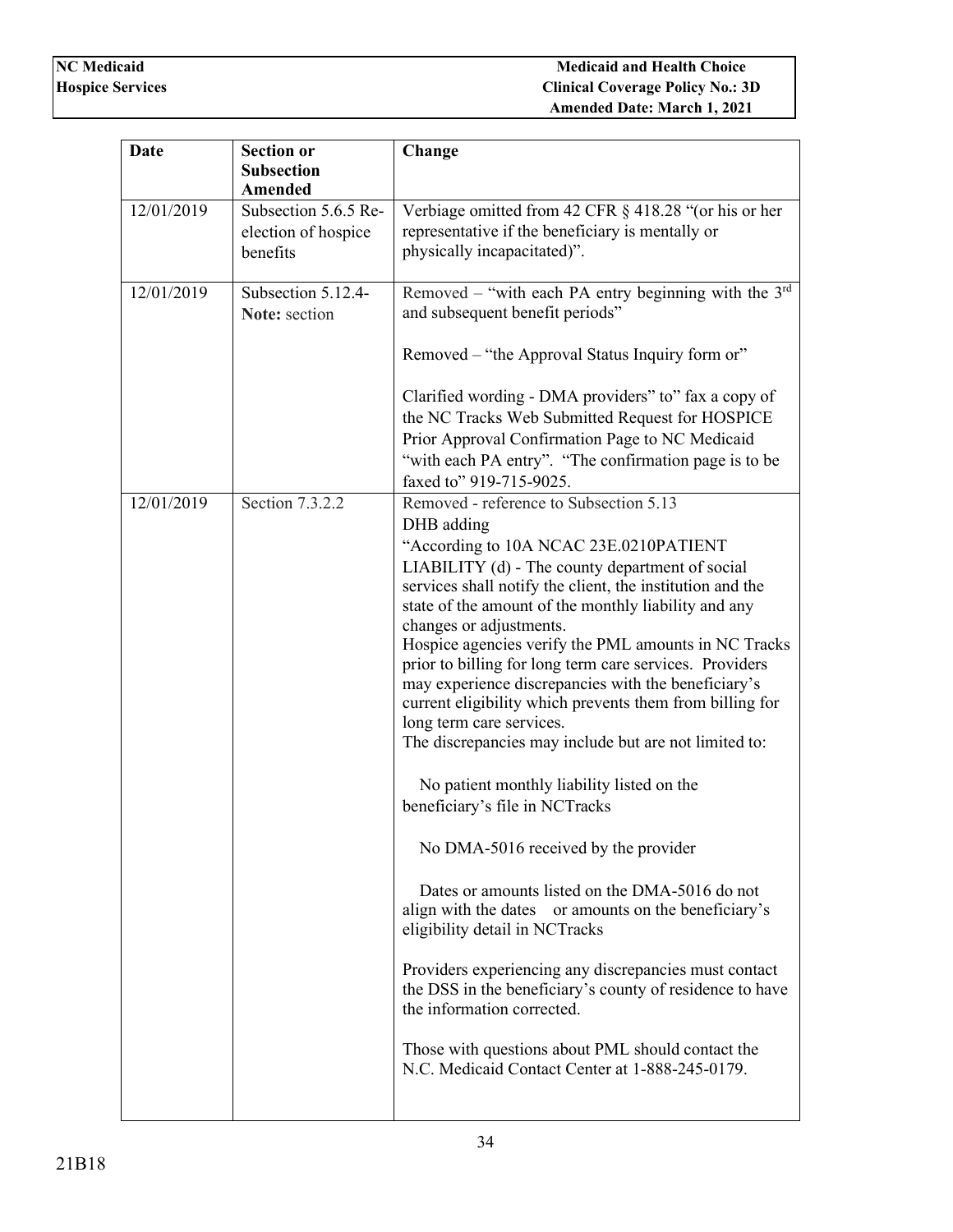| Date | Section or Subsection Amended | Change |
|---|---|---|
| 12/01/2019 | Subsection 5.6.5 Re-election of hospice benefits | Verbiage omitted from 42 CFR § 418.28 "(or his or her representative if the beneficiary is mentally or physically incapacitated)". |
| 12/01/2019 | Subsection 5.12.4-**Note:** section | Removed – "with each PA entry beginning with the 3rd and subsequent benefit periods"<br><br>Removed – "the Approval Status Inquiry form or"<br><br>Clarified wording - DMA providers" to" fax a copy of the NC Tracks Web Submitted Request for HOSPICE Prior Approval Confirmation Page to NC Medicaid "with each PA entry". "The confirmation page is to be faxed to" 919-715-9025. |
| 12/01/2019 | Section 7.3.2.2 | Removed - reference to Subsection 5.13<br>DHB adding<br>"According to 10A NCAC 23E.0210PATIENT LIABILITY (d) - The county department of social services shall notify the client, the institution and the state of the amount of the monthly liability and any changes or adjustments.<br>Hospice agencies verify the PML amounts in NC Tracks prior to billing for long term care services. Providers may experience discrepancies with the beneficiary's current eligibility which prevents them from billing for long term care services.<br>The discrepancies may include but are not limited to:<br><br>No patient monthly liability listed on the beneficiary's file in NCTracks<br><br>No DMA-5016 received by the provider<br><br>Dates or amounts listed on the DMA-5016 do not align with the dates or amounts on the beneficiary's eligibility detail in NCTracks<br><br>Providers experiencing any discrepancies must contact the DSS in the beneficiary's county of residence to have the information corrected.<br><br>Those with questions about PML should contact the N.C. Medicaid Contact Center at 1-888-245-0179. |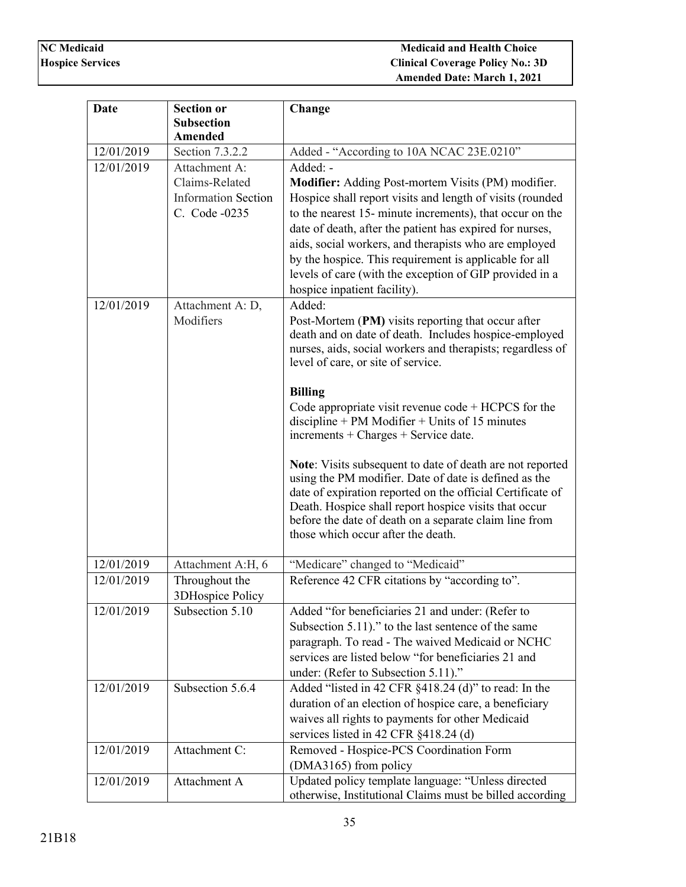| Date | Section or Subsection Amended | Change |
|---|---|---|
| 12/01/2019 | Section 7.3.2.2 | Added - "According to 10A NCAC 23E.0210" |
| 12/01/2019 | Attachment A: Claims-Related Information Section C. Code -0235 | Added: - **Modifier:** Adding Post-mortem Visits (PM) modifier. Hospice shall report visits and length of visits (rounded to the nearest 15- minute increments), that occur on the date of death, after the patient has expired for nurses, aids, social workers, and therapists who are employed by the hospice. This requirement is applicable for all levels of care (with the exception of GIP provided in a hospice inpatient facility). |
| 12/01/2019 | Attachment A: D, Modifiers | Added: Post-Mortem (**PM**) visits reporting that occur after death and on date of death. Includes hospice-employed nurses, aids, social workers and therapists; regardless of level of care, or site of service. <br><br> **Billing** <br> Code appropriate visit revenue code + HCPCS for the discipline + PM Modifier + Units of 15 minutes increments + Charges + Service date. <br><br> **Note**: Visits subsequent to date of death are not reported using the PM modifier. Date of date is defined as the date of expiration reported on the official Certificate of Death. Hospice shall report hospice visits that occur before the date of death on a separate claim line from those which occur after the death. |
| 12/01/2019 | Attachment A:H, 6 | "Medicare" changed to "Medicaid" |
| 12/01/2019 | Throughout the 3DHospice Policy | Reference 42 CFR citations by "according to". |
| 12/01/2019 | Subsection 5.10 | Added "for beneficiaries 21 and under: (Refer to Subsection 5.11)." to the last sentence of the same paragraph. To read - The waived Medicaid or NCHC services are listed below "for beneficiaries 21 and under: (Refer to Subsection 5.11)." |
| 12/01/2019 | Subsection 5.6.4 | Added "listed in 42 CFR §418.24 (d)" to read: In the duration of an election of hospice care, a beneficiary waives all rights to payments for other Medicaid services listed in 42 CFR §418.24 (d) |
| 12/01/2019 | Attachment C: | Removed - Hospice-PCS Coordination Form (DMA3165) from policy |
| 12/01/2019 | Attachment A | Updated policy template language: "Unless directed otherwise, Institutional Claims must be billed according |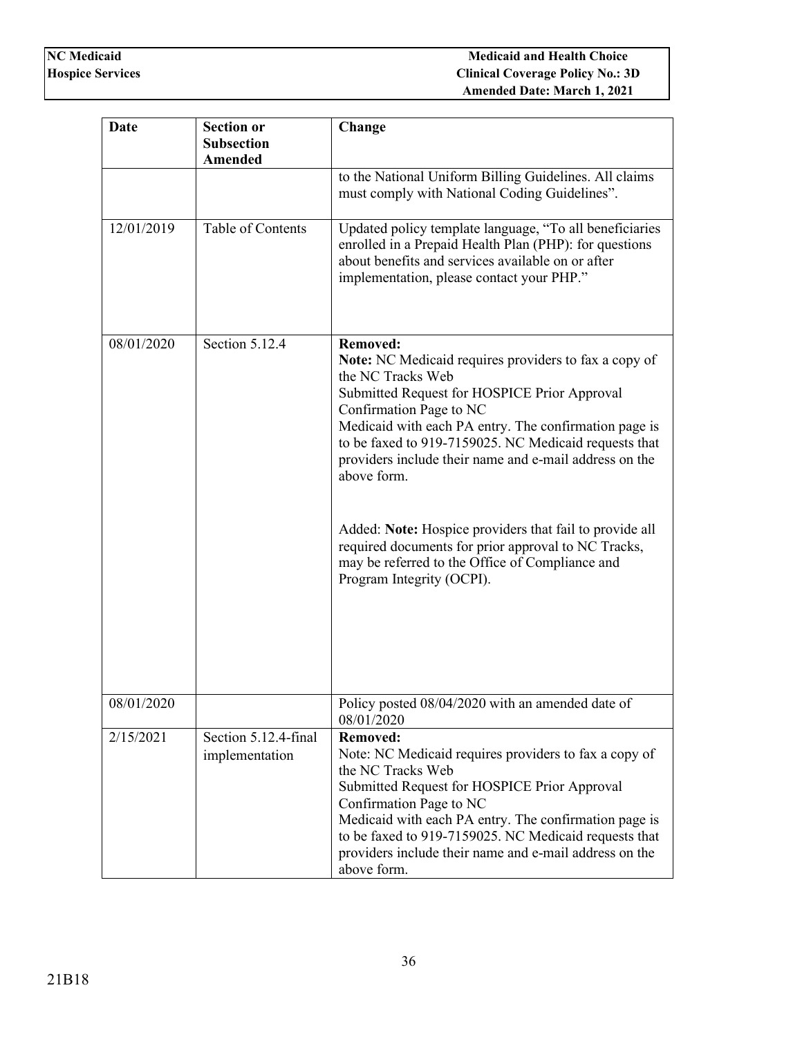| Date | Section or Subsection Amended | Change |
|---|---|---|
| | | to the National Uniform Billing Guidelines. All claims must comply with National Coding Guidelines". |
| 12/01/2019 | Table of Contents | Updated policy template language, "To all beneficiaries enrolled in a Prepaid Health Plan (PHP): for questions about benefits and services available on or after implementation, please contact your PHP." |
| 08/01/2020 | Section 5.12.4 | **Removed:** **Note:** NC Medicaid requires providers to fax a copy of the NC Tracks Web Submitted Request for HOSPICE Prior Approval Confirmation Page to NC Medicaid with each PA entry. The confirmation page is to be faxed to 919-7159025. NC Medicaid requests that providers include their name and e-mail address on the above form.<br><br>Added: **Note:** Hospice providers that fail to provide all required documents for prior approval to NC Tracks, may be referred to the Office of Compliance and Program Integrity (OCPI). |
| 08/01/2020 | | Policy posted 08/04/2020 with an amended date of 08/01/2020 |
| 2/15/2021 | Section 5.12.4-final implementation | **Removed:** Note: NC Medicaid requires providers to fax a copy of the NC Tracks Web Submitted Request for HOSPICE Prior Approval Confirmation Page to NC Medicaid with each PA entry. The confirmation page is to be faxed to 919-7159025. NC Medicaid requests that providers include their name and e-mail address on the above form. |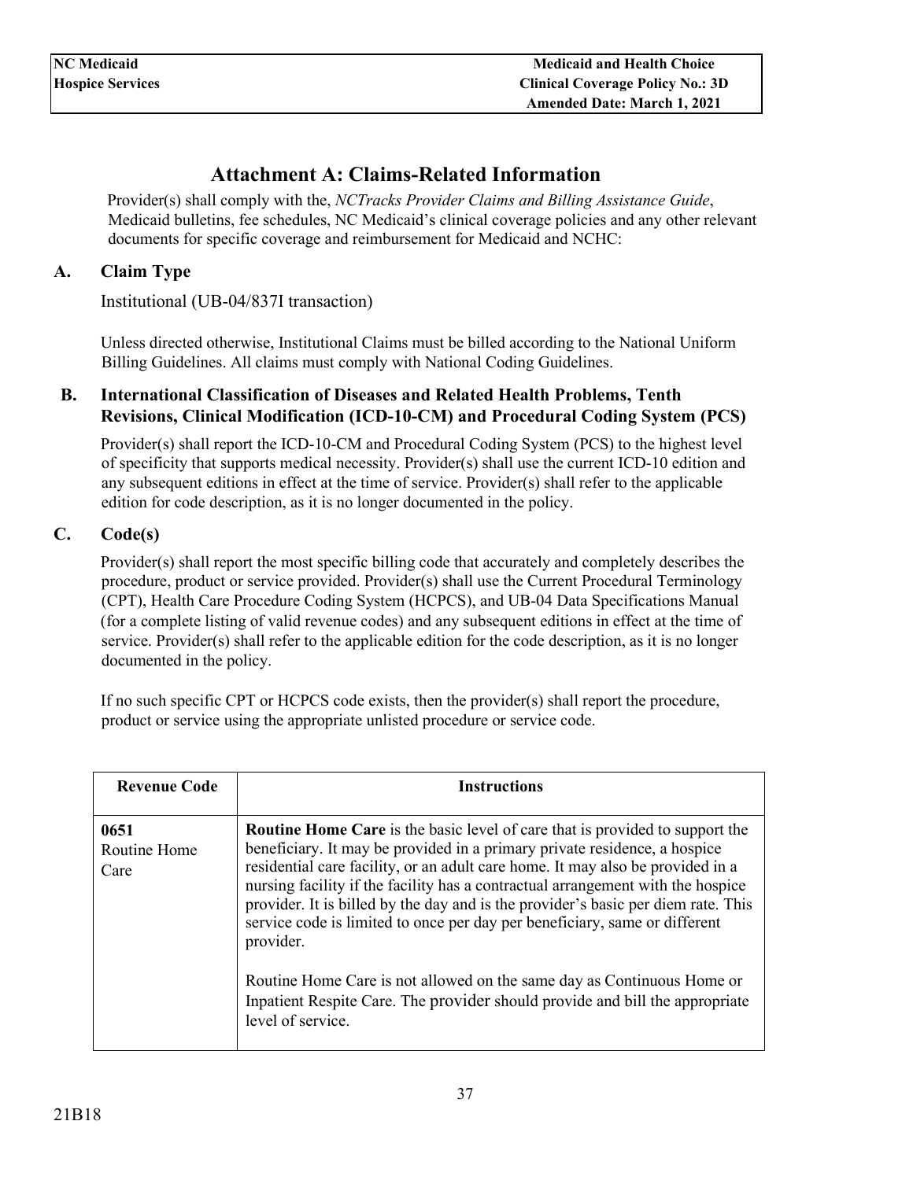# Attachment A: Claims-Related Information

Provider(s) shall comply with the, *NCTracks Provider Claims and Billing Assistance Guide*, Medicaid bulletins, fee schedules, NC Medicaid's clinical coverage policies and any other relevant documents for specific coverage and reimbursement for Medicaid and NCHC:

## A. Claim Type

Institutional (UB-04/837I transaction)

Unless directed otherwise, Institutional Claims must be billed according to the National Uniform Billing Guidelines. All claims must comply with National Coding Guidelines.

## B. International Classification of Diseases and Related Health Problems, Tenth Revisions, Clinical Modification (ICD-10-CM) and Procedural Coding System (PCS)

Provider(s) shall report the ICD-10-CM and Procedural Coding System (PCS) to the highest level of specificity that supports medical necessity. Provider(s) shall use the current ICD-10 edition and any subsequent editions in effect at the time of service. Provider(s) shall refer to the applicable edition for code description, as it is no longer documented in the policy.

## C. Code(s)

Provider(s) shall report the most specific billing code that accurately and completely describes the procedure, product or service provided. Provider(s) shall use the Current Procedural Terminology (CPT), Health Care Procedure Coding System (HCPCS), and UB-04 Data Specifications Manual (for a complete listing of valid revenue codes) and any subsequent editions in effect at the time of service. Provider(s) shall refer to the applicable edition for the code description, as it is no longer documented in the policy.

If no such specific CPT or HCPCS code exists, then the provider(s) shall report the procedure, product or service using the appropriate unlisted procedure or service code.

| Revenue Code | Instructions |
|---|---|
| **0651** Routine Home Care | **Routine Home Care** is the basic level of care that is provided to support the beneficiary. It may be provided in a primary private residence, a hospice residential care facility, or an adult care home. It may also be provided in a nursing facility if the facility has a contractual arrangement with the hospice provider. It is billed by the day and is the provider's basic per diem rate. This service code is limited to once per day per beneficiary, same or different provider.<br><br>Routine Home Care is not allowed on the same day as Continuous Home or Inpatient Respite Care. The provider should provide and bill the appropriate level of service. |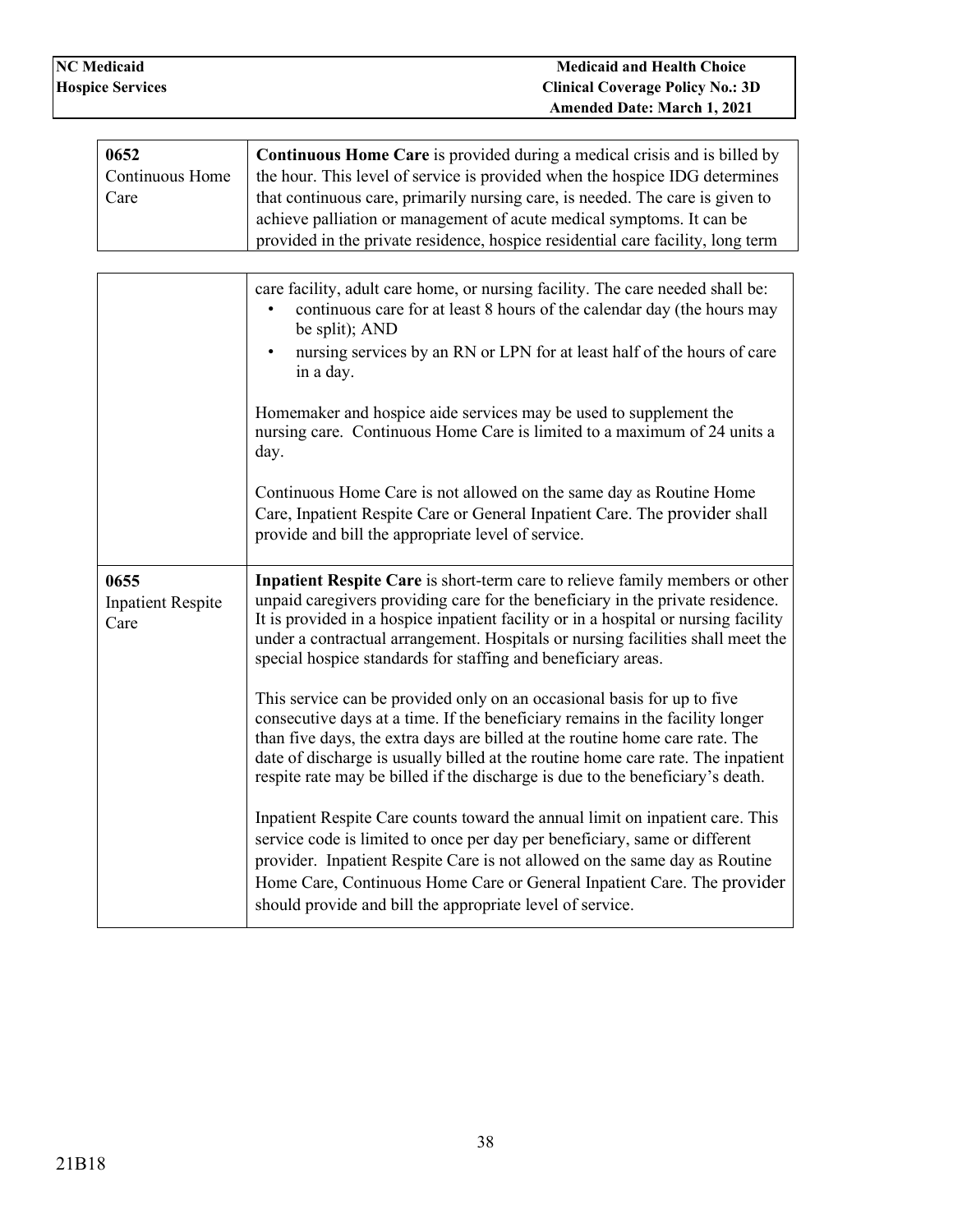| | |
|---|---|
| 0652<br>Continuous Home Care | **Continuous Home Care** is provided during a medical crisis and is billed by the hour. This level of service is provided when the hospice IDG determines that continuous care, primarily nursing care, is needed. The care is given to achieve palliation or management of acute medical symptoms. It can be provided in the private residence, hospice residential care facility, long term care facility, adult care home, or nursing facility. The care needed shall be:<br>• continuous care for at least 8 hours of the calendar day (the hours may be split); AND<br>• nursing services by an RN or LPN for at least half of the hours of care in a day.<br><br>Homemaker and hospice aide services may be used to supplement the nursing care. Continuous Home Care is limited to a maximum of 24 units a day.<br><br>Continuous Home Care is not allowed on the same day as Routine Home Care, Inpatient Respite Care or General Inpatient Care. The provider shall provide and bill the appropriate level of service. |
| 0655<br>Inpatient Respite Care | **Inpatient Respite Care** is short-term care to relieve family members or other unpaid caregivers providing care for the beneficiary in the private residence. It is provided in a hospice inpatient facility or in a hospital or nursing facility under a contractual arrangement. Hospitals or nursing facilities shall meet the special hospice standards for staffing and beneficiary areas.<br><br>This service can be provided only on an occasional basis for up to five consecutive days at a time. If the beneficiary remains in the facility longer than five days, the extra days are billed at the routine home care rate. The date of discharge is usually billed at the routine home care rate. The inpatient respite rate may be billed if the discharge is due to the beneficiary's death.<br><br>Inpatient Respite Care counts toward the annual limit on inpatient care. This service code is limited to once per day per beneficiary, same or different provider. Inpatient Respite Care is not allowed on the same day as Routine Home Care, Continuous Home Care or General Inpatient Care. The provider should provide and bill the appropriate level of service. |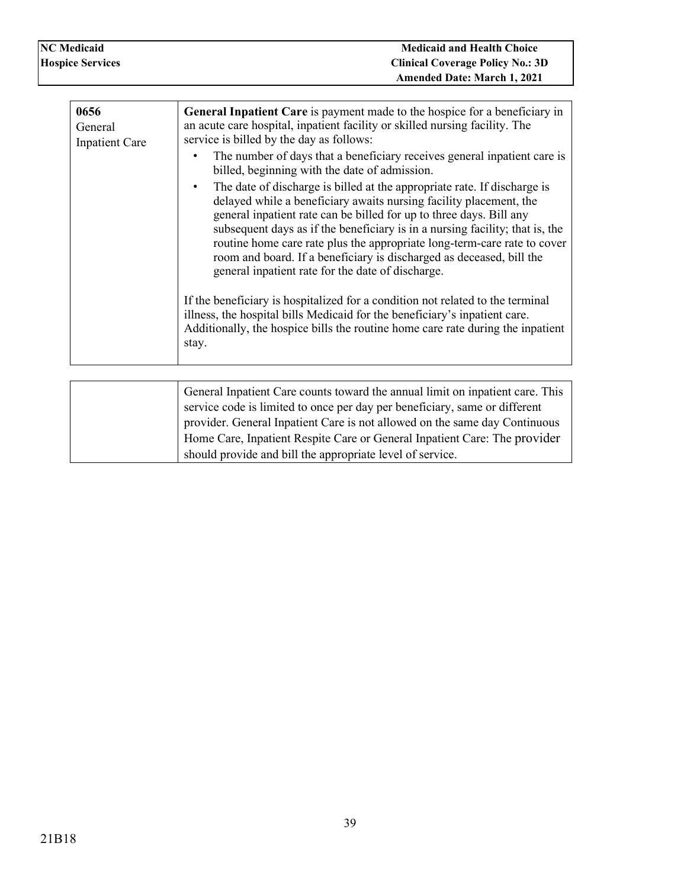| | |
|---|---|
| **0656** General Inpatient Care | **General Inpatient Care** is payment made to the hospice for a beneficiary in an acute care hospital, inpatient facility or skilled nursing facility. The service is billed by the day as follows:<br>• The number of days that a beneficiary receives general inpatient care is billed, beginning with the date of admission.<br>• The date of discharge is billed at the appropriate rate. If discharge is delayed while a beneficiary awaits nursing facility placement, the general inpatient rate can be billed for up to three days. Bill any subsequent days as if the beneficiary is in a nursing facility; that is, the routine home care rate plus the appropriate long-term-care rate to cover room and board. If a beneficiary is discharged as deceased, bill the general inpatient rate for the date of discharge.<br><br>If the beneficiary is hospitalized for a condition not related to the terminal illness, the hospital bills Medicaid for the beneficiary's inpatient care. Additionally, the hospice bills the routine home care rate during the inpatient stay. |
| | General Inpatient Care counts toward the annual limit on inpatient care. This service code is limited to once per day per beneficiary, same or different provider. General Inpatient Care is not allowed on the same day Continuous Home Care, Inpatient Respite Care or General Inpatient Care: The provider should provide and bill the appropriate level of service. |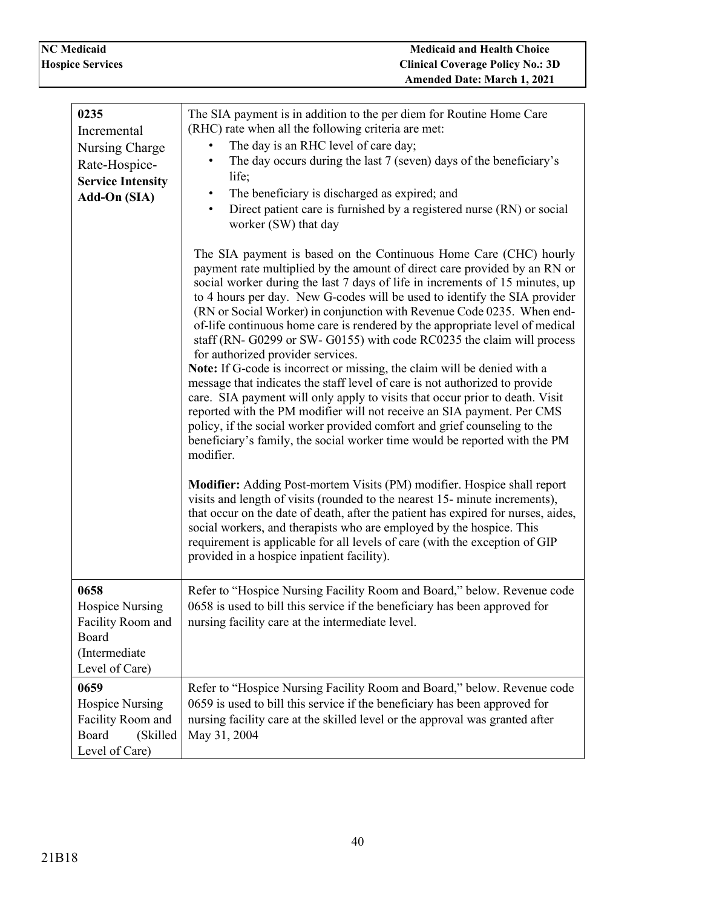| | |
|---|---|
| **0235**<br>Incremental Nursing Charge Rate-Hospice-**Service Intensity Add-On (SIA)** | The SIA payment is in addition to the per diem for Routine Home Care (RHC) rate when all the following criteria are met:<br>• The day is an RHC level of care day;<br>• The day occurs during the last 7 (seven) days of the beneficiary's life;<br>• The beneficiary is discharged as expired; and<br>• Direct patient care is furnished by a registered nurse (RN) or social worker (SW) that day<br><br>The SIA payment is based on the Continuous Home Care (CHC) hourly payment rate multiplied by the amount of direct care provided by an RN or social worker during the last 7 days of life in increments of 15 minutes, up to 4 hours per day. New G-codes will be used to identify the SIA provider (RN or Social Worker) in conjunction with Revenue Code 0235. When end-of-life continuous home care is rendered by the appropriate level of medical staff (RN- G0299 or SW- G0155) with code RC0235 the claim will process for authorized provider services.<br>**Note:** If G-code is incorrect or missing, the claim will be denied with a message that indicates the staff level of care is not authorized to provide care. SIA payment will only apply to visits that occur prior to death. Visit reported with the PM modifier will not receive an SIA payment. Per CMS policy, if the social worker provided comfort and grief counseling to the beneficiary's family, the social worker time would be reported with the PM modifier.<br><br>**Modifier:** Adding Post-mortem Visits (PM) modifier. Hospice shall report visits and length of visits (rounded to the nearest 15- minute increments), that occur on the date of death, after the patient has expired for nurses, aides, social workers, and therapists who are employed by the hospice. This requirement is applicable for all levels of care (with the exception of GIP provided in a hospice inpatient facility). |
| **0658**<br>Hospice Nursing Facility Room and Board (Intermediate Level of Care) | Refer to "Hospice Nursing Facility Room and Board," below. Revenue code 0658 is used to bill this service if the beneficiary has been approved for nursing facility care at the intermediate level. |
| **0659**<br>Hospice Nursing Facility Room and Board (Skilled Level of Care) | Refer to "Hospice Nursing Facility Room and Board," below. Revenue code 0659 is used to bill this service if the beneficiary has been approved for nursing facility care at the skilled level or the approval was granted after May 31, 2004 |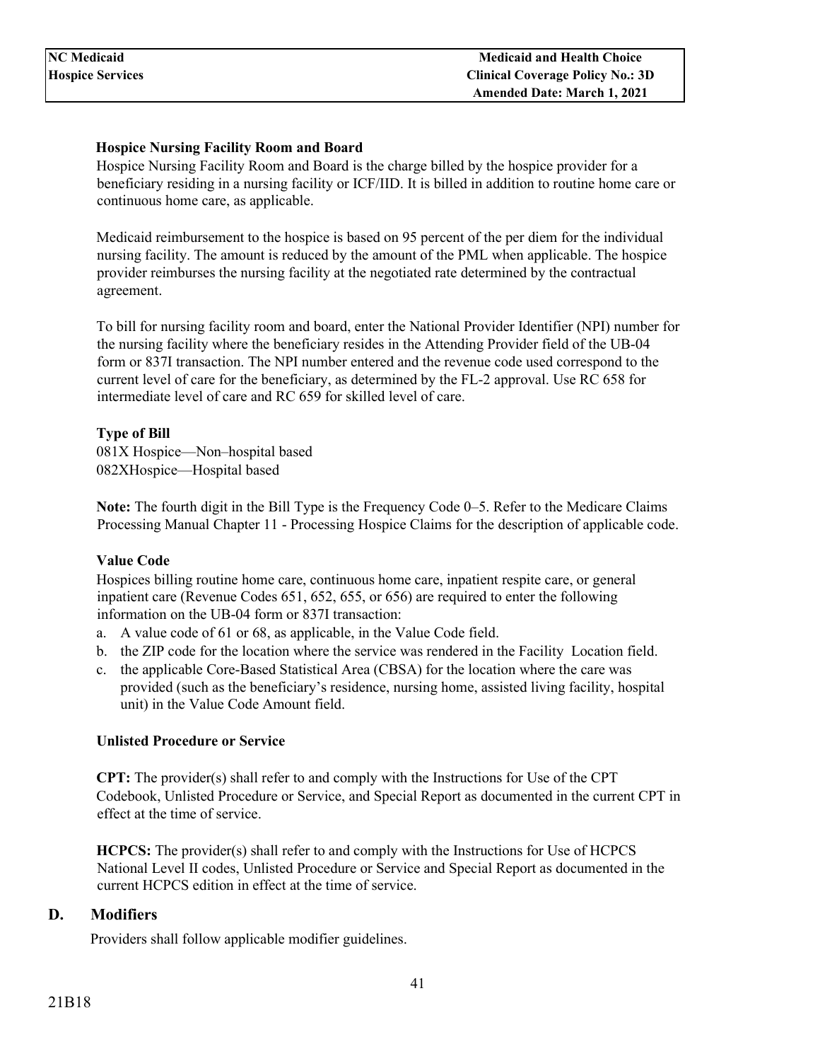**Hospice Nursing Facility Room and Board**

Hospice Nursing Facility Room and Board is the charge billed by the hospice provider for a beneficiary residing in a nursing facility or ICF/IID. It is billed in addition to routine home care or continuous home care, as applicable.

Medicaid reimbursement to the hospice is based on 95 percent of the per diem for the individual nursing facility. The amount is reduced by the amount of the PML when applicable. The hospice provider reimburses the nursing facility at the negotiated rate determined by the contractual agreement.

To bill for nursing facility room and board, enter the National Provider Identifier (NPI) number for the nursing facility where the beneficiary resides in the Attending Provider field of the UB-04 form or 837I transaction. The NPI number entered and the revenue code used correspond to the current level of care for the beneficiary, as determined by the FL-2 approval. Use RC 658 for intermediate level of care and RC 659 for skilled level of care.

**Type of Bill**

081X Hospice—Non–hospital based
082XHospice—Hospital based

**Note:** The fourth digit in the Bill Type is the Frequency Code 0–5. Refer to the Medicare Claims Processing Manual Chapter 11 - Processing Hospice Claims for the description of applicable code.

**Value Code**

Hospices billing routine home care, continuous home care, inpatient respite care, or general inpatient care (Revenue Codes 651, 652, 655, or 656) are required to enter the following information on the UB-04 form or 837I transaction:

a. A value code of 61 or 68, as applicable, in the Value Code field.
b. the ZIP code for the location where the service was rendered in the Facility Location field.
c. the applicable Core-Based Statistical Area (CBSA) for the location where the care was provided (such as the beneficiary's residence, nursing home, assisted living facility, hospital unit) in the Value Code Amount field.

**Unlisted Procedure or Service**

**CPT:** The provider(s) shall refer to and comply with the Instructions for Use of the CPT Codebook, Unlisted Procedure or Service, and Special Report as documented in the current CPT in effect at the time of service.

**HCPCS:** The provider(s) shall refer to and comply with the Instructions for Use of HCPCS National Level II codes, Unlisted Procedure or Service and Special Report as documented in the current HCPCS edition in effect at the time of service.

## D. Modifiers

Providers shall follow applicable modifier guidelines.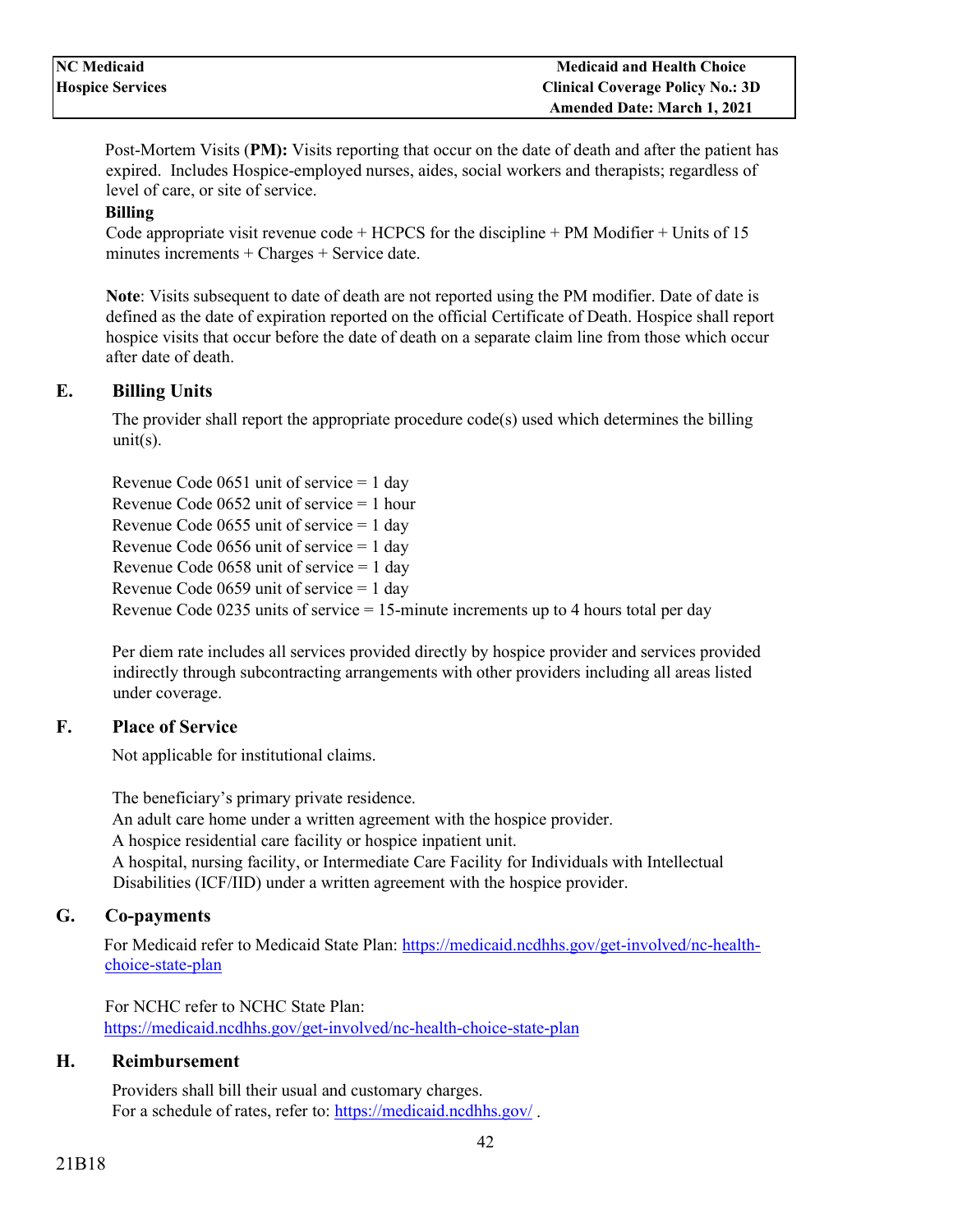Post-Mortem Visits (**PM):** Visits reporting that occur on the date of death and after the patient has expired. Includes Hospice-employed nurses, aides, social workers and therapists; regardless of level of care, or site of service.

**Billing**

Code appropriate visit revenue code + HCPCS for the discipline + PM Modifier + Units of 15 minutes increments + Charges + Service date.

**Note**: Visits subsequent to date of death are not reported using the PM modifier. Date of date is defined as the date of expiration reported on the official Certificate of Death. Hospice shall report hospice visits that occur before the date of death on a separate claim line from those which occur after date of death.

## E. Billing Units

The provider shall report the appropriate procedure code(s) used which determines the billing unit(s).

Revenue Code 0651 unit of service = 1 day
Revenue Code 0652 unit of service = 1 hour
Revenue Code 0655 unit of service = 1 day
Revenue Code 0656 unit of service = 1 day
Revenue Code 0658 unit of service = 1 day
Revenue Code 0659 unit of service = 1 day
Revenue Code 0235 units of service = 15-minute increments up to 4 hours total per day

Per diem rate includes all services provided directly by hospice provider and services provided indirectly through subcontracting arrangements with other providers including all areas listed under coverage.

## F. Place of Service

Not applicable for institutional claims.

The beneficiary's primary private residence.
An adult care home under a written agreement with the hospice provider.
A hospice residential care facility or hospice inpatient unit.
A hospital, nursing facility, or Intermediate Care Facility for Individuals with Intellectual Disabilities (ICF/IID) under a written agreement with the hospice provider.

## G. Co-payments

For Medicaid refer to Medicaid State Plan: https://medicaid.ncdhhs.gov/get-involved/nc-health-choice-state-plan

For NCHC refer to NCHC State Plan:
https://medicaid.ncdhhs.gov/get-involved/nc-health-choice-state-plan

## H. Reimbursement

Providers shall bill their usual and customary charges.
For a schedule of rates, refer to: https://medicaid.ncdhhs.gov/ .

21B18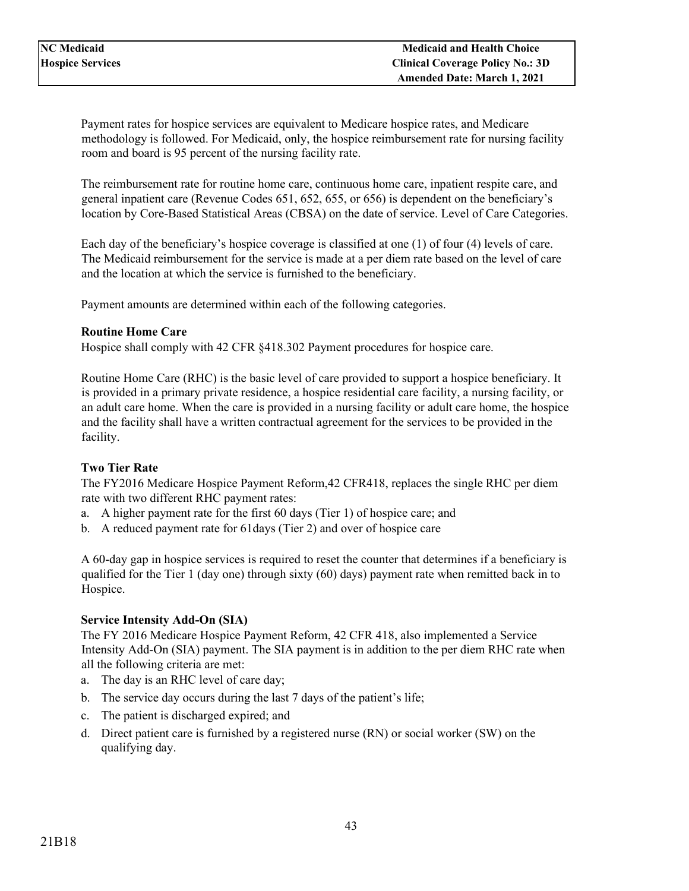Payment rates for hospice services are equivalent to Medicare hospice rates, and Medicare methodology is followed. For Medicaid, only, the hospice reimbursement rate for nursing facility room and board is 95 percent of the nursing facility rate.

The reimbursement rate for routine home care, continuous home care, inpatient respite care, and general inpatient care (Revenue Codes 651, 652, 655, or 656) is dependent on the beneficiary's location by Core-Based Statistical Areas (CBSA) on the date of service. Level of Care Categories.

Each day of the beneficiary's hospice coverage is classified at one (1) of four (4) levels of care. The Medicaid reimbursement for the service is made at a per diem rate based on the level of care and the location at which the service is furnished to the beneficiary.

Payment amounts are determined within each of the following categories.

**Routine Home Care**

Hospice shall comply with 42 CFR §418.302 Payment procedures for hospice care.

Routine Home Care (RHC) is the basic level of care provided to support a hospice beneficiary. It is provided in a primary private residence, a hospice residential care facility, a nursing facility, or an adult care home. When the care is provided in a nursing facility or adult care home, the hospice and the facility shall have a written contractual agreement for the services to be provided in the facility.

**Two Tier Rate**

The FY2016 Medicare Hospice Payment Reform,42 CFR418, replaces the single RHC per diem rate with two different RHC payment rates:

a. A higher payment rate for the first 60 days (Tier 1) of hospice care; and
b. A reduced payment rate for 61days (Tier 2) and over of hospice care

A 60-day gap in hospice services is required to reset the counter that determines if a beneficiary is qualified for the Tier 1 (day one) through sixty (60) days) payment rate when remitted back in to Hospice.

**Service Intensity Add-On (SIA)**

The FY 2016 Medicare Hospice Payment Reform, 42 CFR 418, also implemented a Service Intensity Add-On (SIA) payment. The SIA payment is in addition to the per diem RHC rate when all the following criteria are met:

a. The day is an RHC level of care day;
b. The service day occurs during the last 7 days of the patient's life;
c. The patient is discharged expired; and
d. Direct patient care is furnished by a registered nurse (RN) or social worker (SW) on the qualifying day.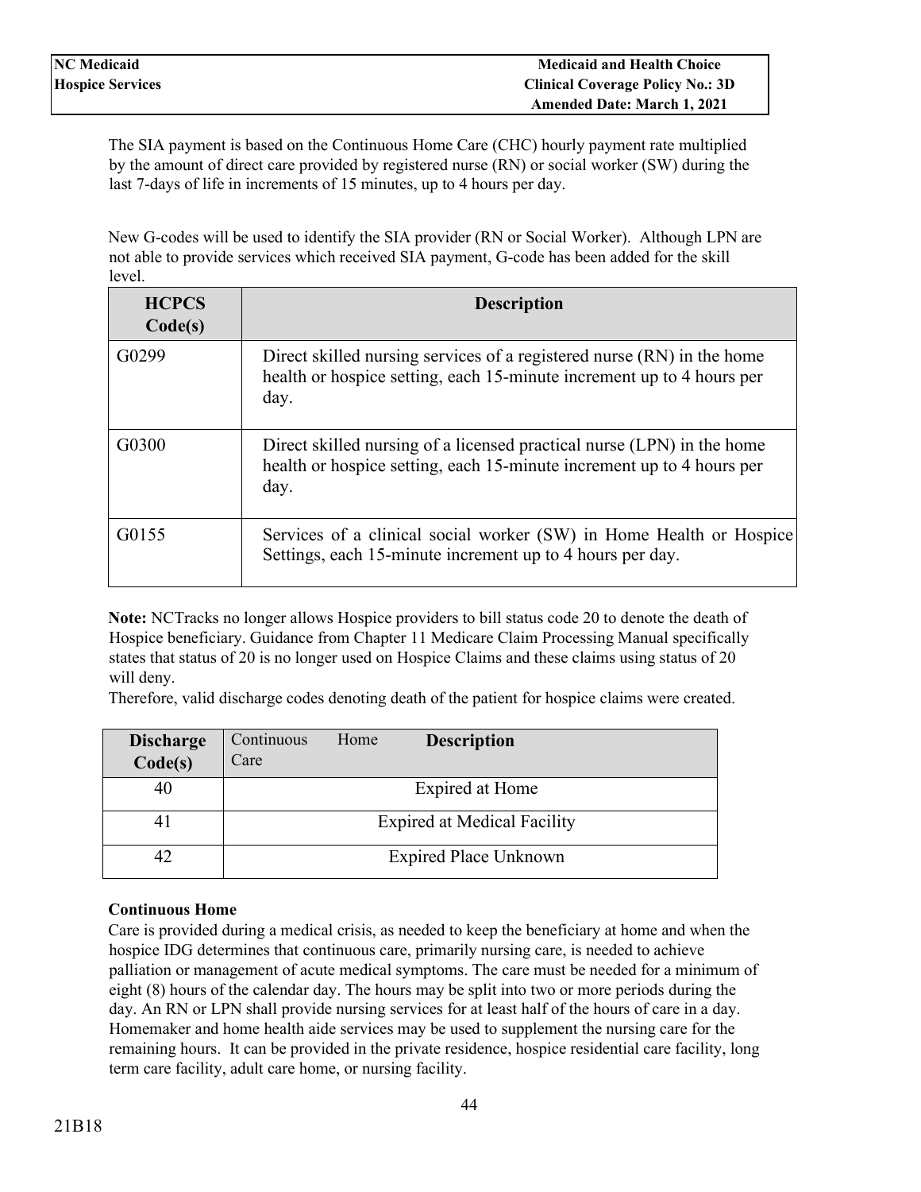The SIA payment is based on the Continuous Home Care (CHC) hourly payment rate multiplied by the amount of direct care provided by registered nurse (RN) or social worker (SW) during the last 7-days of life in increments of 15 minutes, up to 4 hours per day.

New G-codes will be used to identify the SIA provider (RN or Social Worker). Although LPN are not able to provide services which received SIA payment, G-code has been added for the skill level.

| HCPCS Code(s) | Description |
|---|---|
| G0299 | Direct skilled nursing services of a registered nurse (RN) in the home health or hospice setting, each 15-minute increment up to 4 hours per day. |
| G0300 | Direct skilled nursing of a licensed practical nurse (LPN) in the home health or hospice setting, each 15-minute increment up to 4 hours per day. |
| G0155 | Services of a clinical social worker (SW) in Home Health or Hospice Settings, each 15-minute increment up to 4 hours per day. |

**Note:** NCTracks no longer allows Hospice providers to bill status code 20 to denote the death of Hospice beneficiary. Guidance from Chapter 11 Medicare Claim Processing Manual specifically states that status of 20 is no longer used on Hospice Claims and these claims using status of 20 will deny.

Therefore, valid discharge codes denoting death of the patient for hospice claims were created.

| Discharge Code(s) | Continuous Home Care **Description** |
|---|---|
| 40 | Expired at Home |
| 41 | Expired at Medical Facility |
| 42 | Expired Place Unknown |

**Continuous Home**

Care is provided during a medical crisis, as needed to keep the beneficiary at home and when the hospice IDG determines that continuous care, primarily nursing care, is needed to achieve palliation or management of acute medical symptoms. The care must be needed for a minimum of eight (8) hours of the calendar day. The hours may be split into two or more periods during the day. An RN or LPN shall provide nursing services for at least half of the hours of care in a day. Homemaker and home health aide services may be used to supplement the nursing care for the remaining hours. It can be provided in the private residence, hospice residential care facility, long term care facility, adult care home, or nursing facility.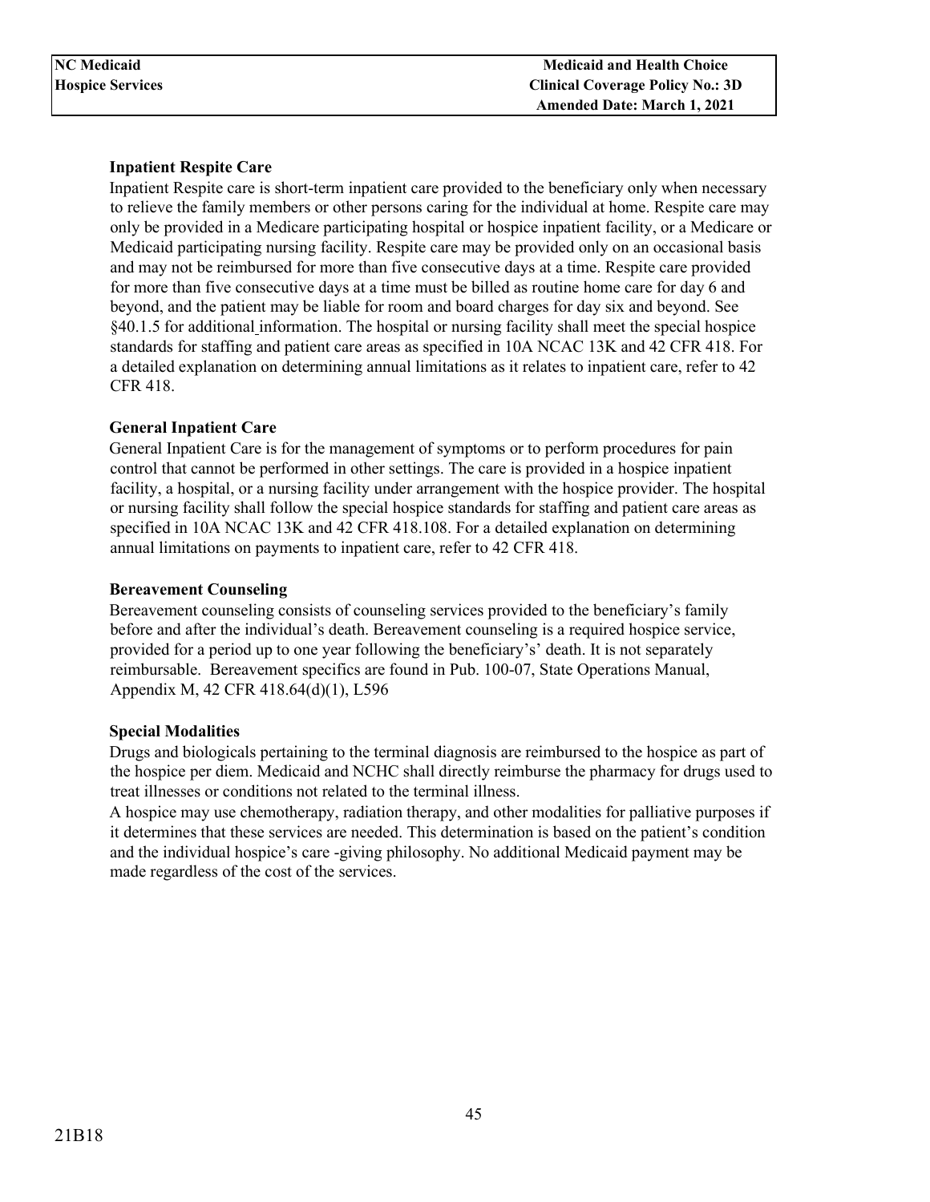**Inpatient Respite Care**

Inpatient Respite care is short-term inpatient care provided to the beneficiary only when necessary to relieve the family members or other persons caring for the individual at home. Respite care may only be provided in a Medicare participating hospital or hospice inpatient facility, or a Medicare or Medicaid participating nursing facility. Respite care may be provided only on an occasional basis and may not be reimbursed for more than five consecutive days at a time. Respite care provided for more than five consecutive days at a time must be billed as routine home care for day 6 and beyond, and the patient may be liable for room and board charges for day six and beyond. See §40.1.5 for additional information. The hospital or nursing facility shall meet the special hospice standards for staffing and patient care areas as specified in 10A NCAC 13K and 42 CFR 418. For a detailed explanation on determining annual limitations as it relates to inpatient care, refer to 42 CFR 418.

**General Inpatient Care**

General Inpatient Care is for the management of symptoms or to perform procedures for pain control that cannot be performed in other settings. The care is provided in a hospice inpatient facility, a hospital, or a nursing facility under arrangement with the hospice provider. The hospital or nursing facility shall follow the special hospice standards for staffing and patient care areas as specified in 10A NCAC 13K and 42 CFR 418.108. For a detailed explanation on determining annual limitations on payments to inpatient care, refer to 42 CFR 418.

**Bereavement Counseling**

Bereavement counseling consists of counseling services provided to the beneficiary's family before and after the individual's death. Bereavement counseling is a required hospice service, provided for a period up to one year following the beneficiary's' death. It is not separately reimbursable. Bereavement specifics are found in Pub. 100-07, State Operations Manual, Appendix M, 42 CFR 418.64(d)(1), L596

**Special Modalities**

Drugs and biologicals pertaining to the terminal diagnosis are reimbursed to the hospice as part of the hospice per diem. Medicaid and NCHC shall directly reimburse the pharmacy for drugs used to treat illnesses or conditions not related to the terminal illness.

A hospice may use chemotherapy, radiation therapy, and other modalities for palliative purposes if it determines that these services are needed. This determination is based on the patient's condition and the individual hospice's care -giving philosophy. No additional Medicaid payment may be made regardless of the cost of the services.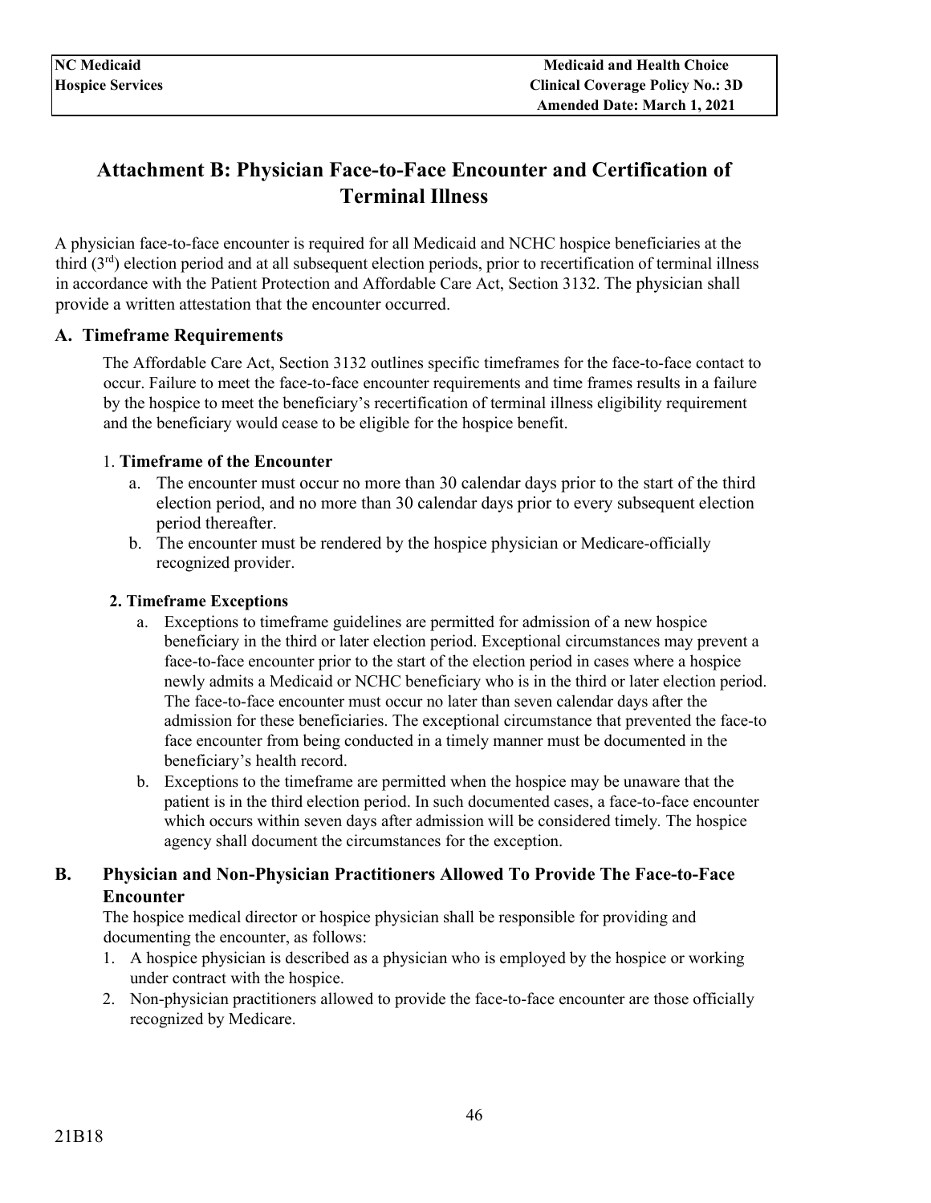# Attachment B: Physician Face-to-Face Encounter and Certification of Terminal Illness

A physician face-to-face encounter is required for all Medicaid and NCHC hospice beneficiaries at the third (3rd) election period and at all subsequent election periods, prior to recertification of terminal illness in accordance with the Patient Protection and Affordable Care Act, Section 3132. The physician shall provide a written attestation that the encounter occurred.

## A. Timeframe Requirements

The Affordable Care Act, Section 3132 outlines specific timeframes for the face-to-face contact to occur. Failure to meet the face-to-face encounter requirements and time frames results in a failure by the hospice to meet the beneficiary's recertification of terminal illness eligibility requirement and the beneficiary would cease to be eligible for the hospice benefit.

### 1. Timeframe of the Encounter

a. The encounter must occur no more than 30 calendar days prior to the start of the third election period, and no more than 30 calendar days prior to every subsequent election period thereafter.

b. The encounter must be rendered by the hospice physician or Medicare-officially recognized provider.

### 2. Timeframe Exceptions

a. Exceptions to timeframe guidelines are permitted for admission of a new hospice beneficiary in the third or later election period. Exceptional circumstances may prevent a face-to-face encounter prior to the start of the election period in cases where a hospice newly admits a Medicaid or NCHC beneficiary who is in the third or later election period. The face-to-face encounter must occur no later than seven calendar days after the admission for these beneficiaries. The exceptional circumstance that prevented the face-to face encounter from being conducted in a timely manner must be documented in the beneficiary's health record.

b. Exceptions to the timeframe are permitted when the hospice may be unaware that the patient is in the third election period. In such documented cases, a face-to-face encounter which occurs within seven days after admission will be considered timely. The hospice agency shall document the circumstances for the exception.

## B. Physician and Non-Physician Practitioners Allowed To Provide The Face-to-Face Encounter

The hospice medical director or hospice physician shall be responsible for providing and documenting the encounter, as follows:

1. A hospice physician is described as a physician who is employed by the hospice or working under contract with the hospice.
2. Non-physician practitioners allowed to provide the face-to-face encounter are those officially recognized by Medicare.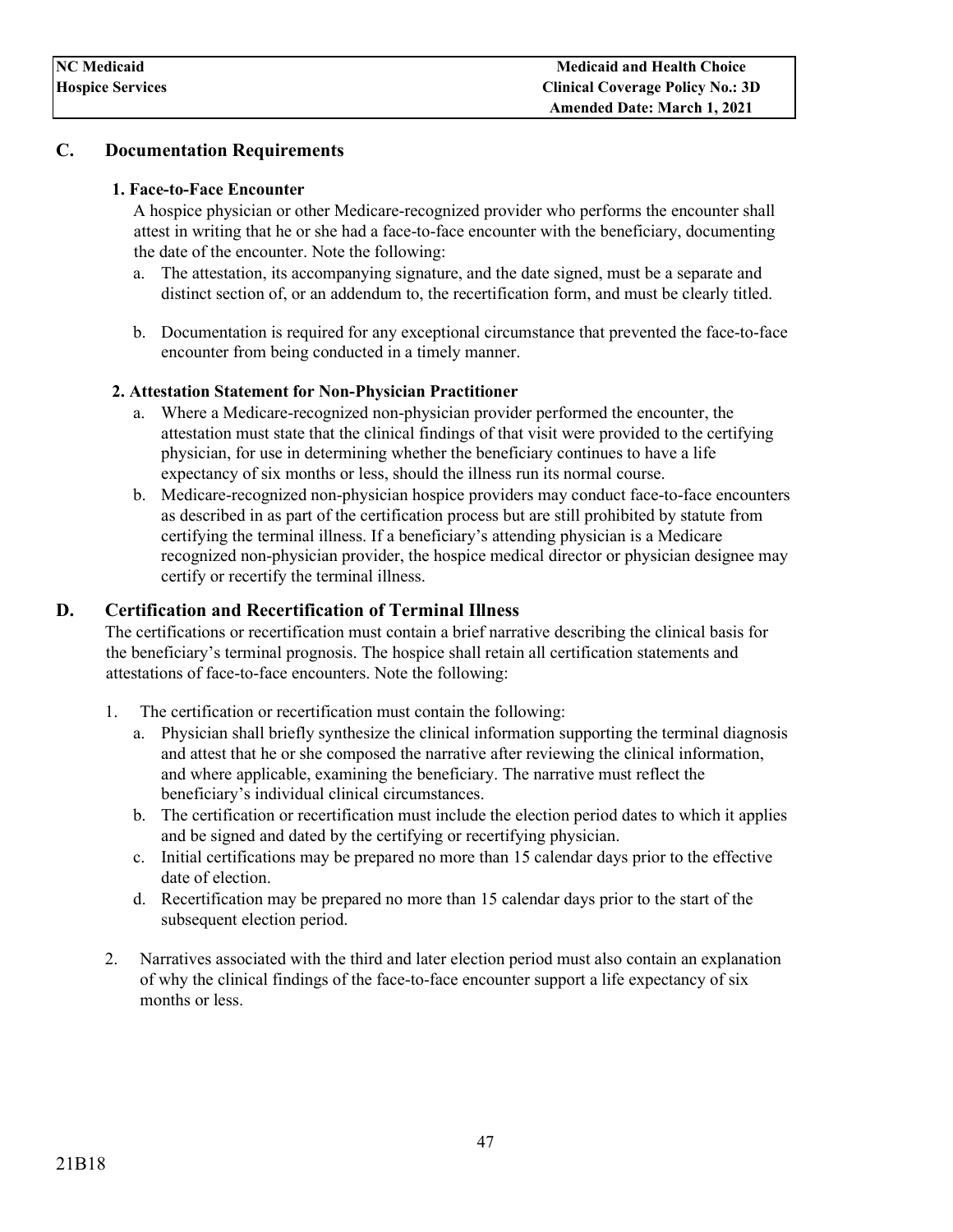## C. Documentation Requirements

### 1. Face-to-Face Encounter

A hospice physician or other Medicare-recognized provider who performs the encounter shall attest in writing that he or she had a face-to-face encounter with the beneficiary, documenting the date of the encounter. Note the following:

a. The attestation, its accompanying signature, and the date signed, must be a separate and distinct section of, or an addendum to, the recertification form, and must be clearly titled.

b. Documentation is required for any exceptional circumstance that prevented the face-to-face encounter from being conducted in a timely manner.

### 2. Attestation Statement for Non-Physician Practitioner

a. Where a Medicare-recognized non-physician provider performed the encounter, the attestation must state that the clinical findings of that visit were provided to the certifying physician, for use in determining whether the beneficiary continues to have a life expectancy of six months or less, should the illness run its normal course.

b. Medicare-recognized non-physician hospice providers may conduct face-to-face encounters as described in as part of the certification process but are still prohibited by statute from certifying the terminal illness. If a beneficiary's attending physician is a Medicare recognized non-physician provider, the hospice medical director or physician designee may certify or recertify the terminal illness.

## D. Certification and Recertification of Terminal Illness

The certifications or recertification must contain a brief narrative describing the clinical basis for the beneficiary's terminal prognosis. The hospice shall retain all certification statements and attestations of face-to-face encounters. Note the following:

1. The certification or recertification must contain the following:
   a. Physician shall briefly synthesize the clinical information supporting the terminal diagnosis and attest that he or she composed the narrative after reviewing the clinical information, and where applicable, examining the beneficiary. The narrative must reflect the beneficiary's individual clinical circumstances.
   b. The certification or recertification must include the election period dates to which it applies and be signed and dated by the certifying or recertifying physician.
   c. Initial certifications may be prepared no more than 15 calendar days prior to the effective date of election.
   d. Recertification may be prepared no more than 15 calendar days prior to the start of the subsequent election period.

2. Narratives associated with the third and later election period must also contain an explanation of why the clinical findings of the face-to-face encounter support a life expectancy of six months or less.